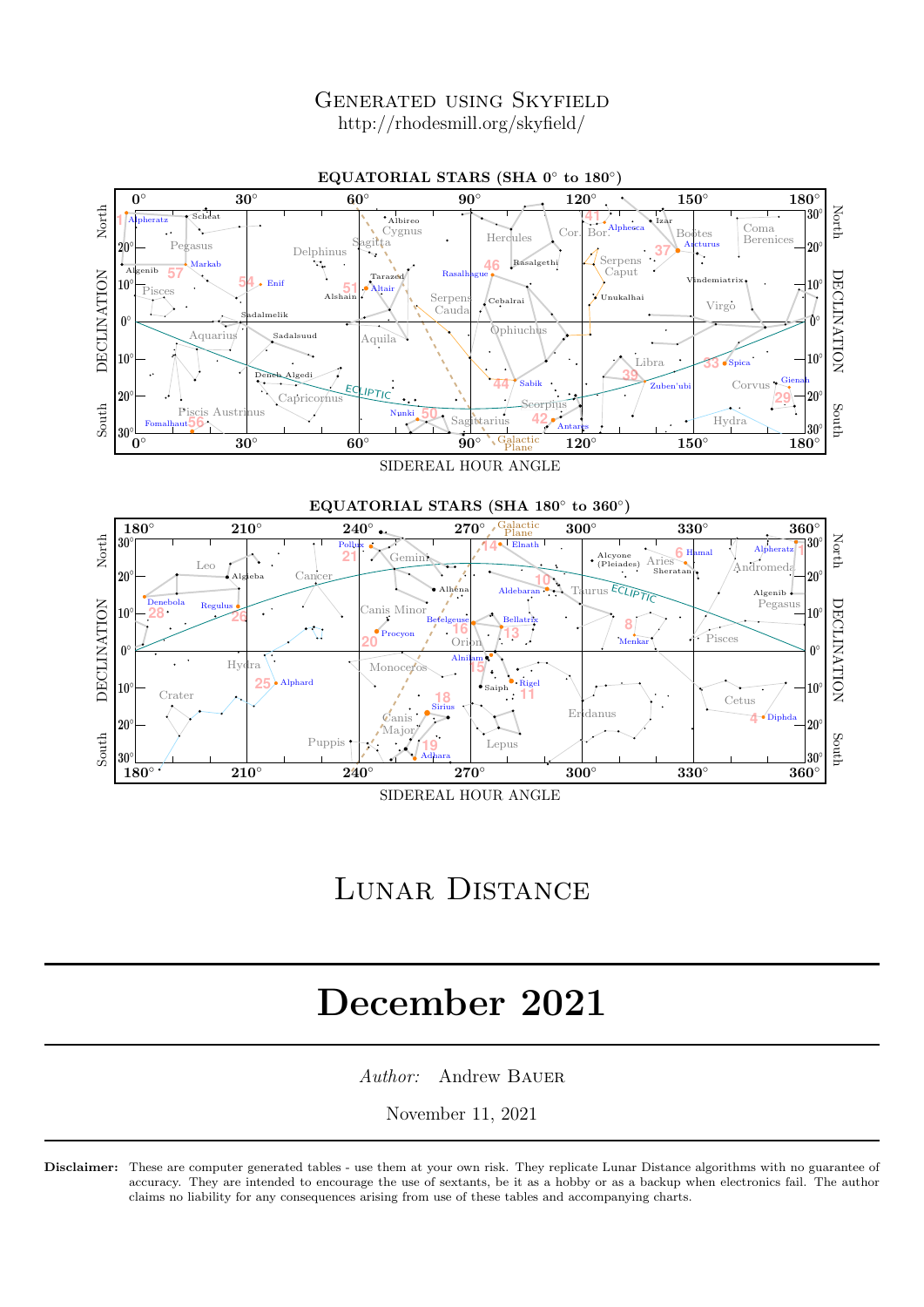Generated using Skyfield
http://rhodesmill.org/skyfield/

EQUATORIAL STARS (SHA 0° to 180°)

EQUATORIAL STARS (SHA 180° to 360°)

# Lunar Distance

# December 2021

*Author:* Andrew Bauer

November 11, 2021

**Disclaimer:** These are computer generated tables - use them at your own risk. They replicate Lunar Distance algorithms with no guarantee of accuracy. They are intended to encourage the use of sextants, be it as a hobby or as a backup when electronics fail. The author claims no liability for any consequences arising from use of these tables and accompanying charts.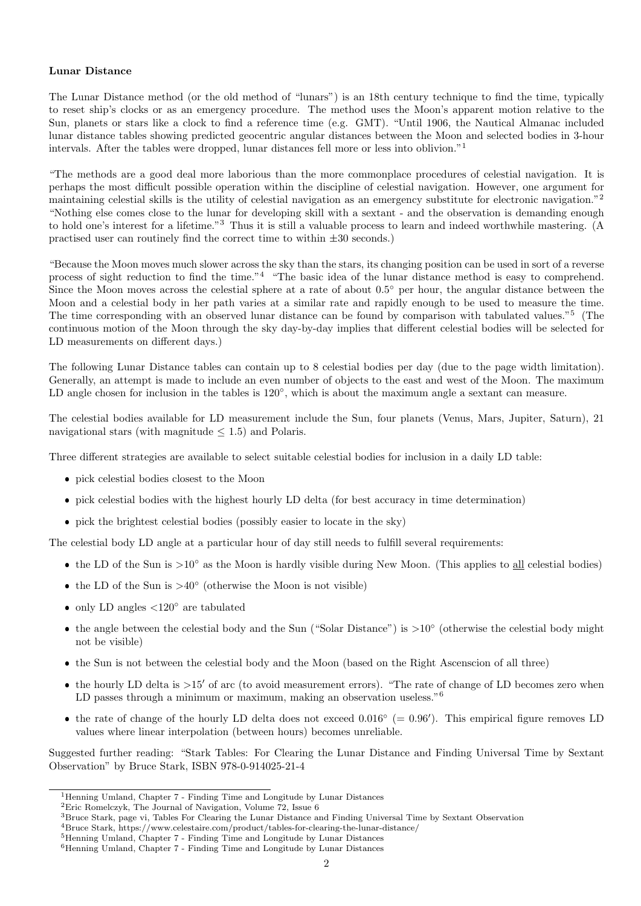**Lunar Distance**

The Lunar Distance method (or the old method of "lunars") is an 18th century technique to find the time, typically to reset ship's clocks or as an emergency procedure. The method uses the Moon's apparent motion relative to the Sun, planets or stars like a clock to find a reference time (e.g. GMT). "Until 1906, the Nautical Almanac included lunar distance tables showing predicted geocentric angular distances between the Moon and selected bodies in 3-hour intervals. After the tables were dropped, lunar distances fell more or less into oblivion."[1]

"The methods are a good deal more laborious than the more commonplace procedures of celestial navigation. It is perhaps the most difficult possible operation within the discipline of celestial navigation. However, one argument for maintaining celestial skills is the utility of celestial navigation as an emergency substitute for electronic navigation."[2] "Nothing else comes close to the lunar for developing skill with a sextant - and the observation is demanding enough to hold one's interest for a lifetime."[3] Thus it is still a valuable process to learn and indeed worthwhile mastering. (A practised user can routinely find the correct time to within ±30 seconds.)

"Because the Moon moves much slower across the sky than the stars, its changing position can be used in sort of a reverse process of sight reduction to find the time."[4] "The basic idea of the lunar distance method is easy to comprehend. Since the Moon moves across the celestial sphere at a rate of about 0.5° per hour, the angular distance between the Moon and a celestial body in her path varies at a similar rate and rapidly enough to be used to measure the time. The time corresponding with an observed lunar distance can be found by comparison with tabulated values."[5] (The continuous motion of the Moon through the sky day-by-day implies that different celestial bodies will be selected for LD measurements on different days.)

The following Lunar Distance tables can contain up to 8 celestial bodies per day (due to the page width limitation). Generally, an attempt is made to include an even number of objects to the east and west of the Moon. The maximum LD angle chosen for inclusion in the tables is 120°, which is about the maximum angle a sextant can measure.

The celestial bodies available for LD measurement include the Sun, four planets (Venus, Mars, Jupiter, Saturn), 21 navigational stars (with magnitude ≤ 1.5) and Polaris.

Three different strategies are available to select suitable celestial bodies for inclusion in a daily LD table:

- pick celestial bodies closest to the Moon
- pick celestial bodies with the highest hourly LD delta (for best accuracy in time determination)
- pick the brightest celestial bodies (possibly easier to locate in the sky)

The celestial body LD angle at a particular hour of day still needs to fulfill several requirements:

- the LD of the Sun is >10° as the Moon is hardly visible during New Moon. (This applies to all celestial bodies)
- the LD of the Sun is >40° (otherwise the Moon is not visible)
- only LD angles <120° are tabulated
- the angle between the celestial body and the Sun ("Solar Distance") is >10° (otherwise the celestial body might not be visible)
- the Sun is not between the celestial body and the Moon (based on the Right Ascencion of all three)
- the hourly LD delta is >15′ of arc (to avoid measurement errors). "The rate of change of LD becomes zero when LD passes through a minimum or maximum, making an observation useless."[6]
- the rate of change of the hourly LD delta does not exceed 0.016° (= 0.96′). This empirical figure removes LD values where linear interpolation (between hours) becomes unreliable.

Suggested further reading: "Stark Tables: For Clearing the Lunar Distance and Finding Universal Time by Sextant Observation" by Bruce Stark, ISBN 978-0-914025-21-4

[1] Henning Umland, Chapter 7 - Finding Time and Longitude by Lunar Distances
[2] Eric Romelczyk, The Journal of Navigation, Volume 72, Issue 6
[3] Bruce Stark, page vi, Tables For Clearing the Lunar Distance and Finding Universal Time by Sextant Observation
[4] Bruce Stark, https://www.celestaire.com/product/tables-for-clearing-the-lunar-distance/
[5] Henning Umland, Chapter 7 - Finding Time and Longitude by Lunar Distances
[6] Henning Umland, Chapter 7 - Finding Time and Longitude by Lunar Distances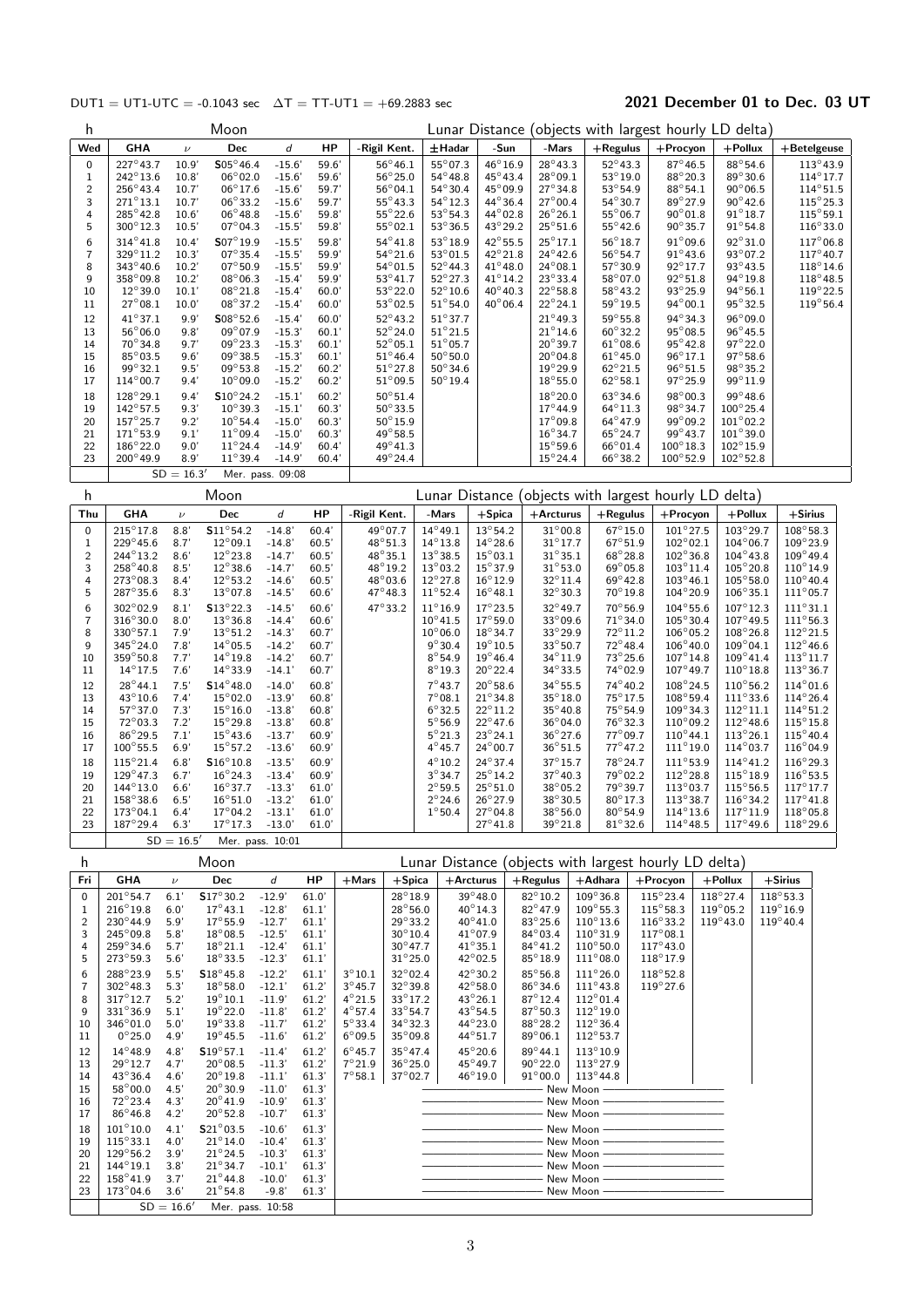DUT1 = UT1-UTC = -0.1043 sec   ΔT = TT-UT1 = +69.2883 sec

**2021 December 01 to Dec. 03 UT**

| h | Moon | | | | | Lunar Distance (objects with largest hourly LD delta) | | | | | | | |
|---|---|---|---|---|---|---|---|---|---|---|---|---|---|
| **Wed** | **GHA** | **ν** | **Dec** | **d** | **HP** | **-Rigil Kent.** | **±Hadar** | **-Sun** | **-Mars** | **+Regulus** | **+Procyon** | **+Pollux** | **+Betelgeuse** |
| 0 | 227°43.7 | 10.9' | S05°46.4 | -15.6' | 59.6' | 56°46.1 | 55°07.3 | 46°16.9 | 28°43.3 | 52°43.3 | 87°46.5 | 88°54.6 | 113°43.9 |
| 1 | 242°13.6 | 10.8' | 06°02.0 | -15.6' | 59.6' | 56°25.0 | 54°48.8 | 45°43.4 | 28°09.1 | 53°19.0 | 88°20.3 | 89°30.6 | 114°17.7 |
| 2 | 256°43.4 | 10.7' | 06°17.6 | -15.6' | 59.7' | 56°04.1 | 54°30.4 | 45°09.9 | 27°34.8 | 53°54.9 | 88°54.1 | 90°06.5 | 114°51.5 |
| 3 | 271°13.1 | 10.7' | 06°33.2 | -15.6' | 59.7' | 55°43.3 | 54°12.3 | 44°36.4 | 27°00.4 | 54°30.7 | 89°27.9 | 90°42.6 | 115°25.3 |
| 4 | 285°42.8 | 10.6' | 06°48.8 | -15.6' | 59.8' | 55°22.6 | 53°54.3 | 44°02.8 | 26°26.1 | 55°06.7 | 90°01.8 | 91°18.7 | 115°59.1 |
| 5 | 300°12.3 | 10.5' | 07°04.3 | -15.5' | 59.8' | 55°02.1 | 53°36.5 | 43°29.2 | 25°51.6 | 55°42.6 | 90°35.7 | 91°54.8 | 116°33.0 |
| 6 | 314°41.8 | 10.4' | S07°19.9 | -15.5' | 59.8' | 54°41.8 | 53°18.9 | 42°55.5 | 25°17.1 | 56°18.7 | 91°09.6 | 92°31.0 | 117°06.8 |
| 7 | 329°11.2 | 10.3' | 07°35.4 | -15.5' | 59.9' | 54°21.6 | 53°01.5 | 42°21.8 | 24°42.6 | 56°54.7 | 91°43.6 | 93°07.2 | 117°40.7 |
| 8 | 343°40.6 | 10.2' | 07°50.9 | -15.5' | 59.9' | 54°01.5 | 52°44.3 | 41°48.0 | 24°08.1 | 57°30.9 | 92°17.7 | 93°43.5 | 118°14.6 |
| 9 | 358°09.8 | 10.2' | 08°06.3 | -15.4' | 59.9' | 53°41.7 | 52°27.3 | 41°14.2 | 23°33.4 | 58°07.0 | 92°51.8 | 94°19.8 | 118°48.5 |
| 10 | 12°39.0 | 10.1' | 08°21.8 | -15.4' | 60.0' | 53°22.0 | 52°10.6 | 40°40.3 | 22°58.8 | 58°43.2 | 93°25.9 | 94°56.1 | 119°22.5 |
| 11 | 27°08.1 | 10.0' | 08°37.2 | -15.4' | 60.0' | 53°02.5 | 51°54.0 | 40°06.4 | 22°24.1 | 59°19.5 | 94°00.1 | 95°32.5 | 119°56.4 |
| 12 | 41°37.1 | 9.9' | S08°52.6 | -15.4' | 60.0' | 52°43.2 | 51°37.7 | | 21°49.3 | 59°55.8 | 94°34.3 | 96°09.0 | |
| 13 | 56°06.0 | 9.8' | 09°07.9 | -15.3' | 60.1' | 52°24.0 | 51°21.5 | | 21°14.6 | 60°32.2 | 95°08.5 | 96°45.5 | |
| 14 | 70°34.8 | 9.7' | 09°23.3 | -15.3' | 60.1' | 52°05.1 | 51°05.7 | | 20°39.7 | 61°08.6 | 95°42.8 | 97°22.0 | |
| 15 | 85°03.5 | 9.6' | 09°38.5 | -15.3' | 60.1' | 51°46.4 | 50°50.0 | | 20°04.8 | 61°45.0 | 96°17.1 | 97°58.6 | |
| 16 | 99°32.1 | 9.5' | 09°53.8 | -15.2' | 60.2' | 51°27.8 | 50°34.6 | | 19°29.9 | 62°21.5 | 96°51.5 | 98°35.2 | |
| 17 | 114°00.7 | 9.4' | 10°09.0 | -15.2' | 60.2' | 51°09.5 | 50°19.4 | | 18°55.0 | 62°58.1 | 97°25.9 | 99°11.9 | |
| 18 | 128°29.1 | 9.4' | S10°24.2 | -15.1' | 60.2' | 50°51.4 | | | 18°20.0 | 63°34.6 | 98°00.3 | 99°48.6 | |
| 19 | 142°57.5 | 9.3' | 10°39.3 | -15.1' | 60.3' | 50°33.5 | | | 17°44.9 | 64°11.3 | 98°34.7 | 100°25.4 | |
| 20 | 157°25.7 | 9.2' | 10°54.4 | -15.0' | 60.3' | 50°15.9 | | | 17°09.8 | 64°47.9 | 99°09.2 | 101°02.2 | |
| 21 | 171°53.9 | 9.1' | 11°09.4 | -15.0' | 60.3' | 49°58.5 | | | 16°34.7 | 65°24.7 | 99°43.7 | 101°39.0 | |
| 22 | 186°22.0 | 9.0' | 11°24.4 | -14.9' | 60.4' | 49°41.3 | | | 15°59.6 | 66°01.4 | 100°18.3 | 102°15.9 | |
| 23 | 200°49.9 | 8.9' | 11°39.4 | -14.9' | 60.4' | 49°24.4 | | | 15°24.4 | 66°38.2 | 100°52.9 | 102°52.8 | |
| | | SD = 16.3' | Mer. pass. 09:08 | | | | | | | | | | |

| h | Moon | | | | | Lunar Distance (objects with largest hourly LD delta) | | | | | | | |
|---|---|---|---|---|---|---|---|---|---|---|---|---|---|
| **Thu** | **GHA** | **ν** | **Dec** | **d** | **HP** | **-Rigil Kent.** | **-Mars** | **+Spica** | **+Arcturus** | **+Regulus** | **+Procyon** | **+Pollux** | **+Sirius** |
| 0 | 215°17.8 | 8.8' | S11°54.2 | -14.8' | 60.4' | 49°07.7 | 14°49.1 | 13°54.2 | 31°00.8 | 67°15.0 | 101°27.5 | 103°29.7 | 108°58.3 |
| 1 | 229°45.6 | 8.7' | 12°09.1 | -14.8' | 60.5' | 48°51.3 | 14°13.8 | 14°28.6 | 31°17.7 | 67°51.9 | 102°02.1 | 104°06.7 | 109°23.9 |
| 2 | 244°13.2 | 8.6' | 12°23.8 | -14.7' | 60.5' | 48°35.1 | 13°38.5 | 15°03.1 | 31°35.1 | 68°28.8 | 102°36.8 | 104°43.8 | 109°49.4 |
| 3 | 258°40.8 | 8.5' | 12°38.6 | -14.7' | 60.5' | 48°19.2 | 13°03.2 | 15°37.9 | 31°53.0 | 69°05.8 | 103°11.4 | 105°20.8 | 110°14.9 |
| 4 | 273°08.3 | 8.4' | 12°53.2 | -14.6' | 60.5' | 48°03.6 | 12°27.8 | 16°12.9 | 32°11.4 | 69°42.8 | 103°46.1 | 105°58.0 | 110°40.4 |
| 5 | 287°35.6 | 8.3' | 13°07.8 | -14.5' | 60.6' | 47°48.3 | 11°52.4 | 16°48.1 | 32°30.3 | 70°19.8 | 104°20.9 | 106°35.1 | 111°05.7 |
| 6 | 302°02.9 | 8.1' | S13°22.3 | -14.5' | 60.6' | 47°33.2 | 11°16.9 | 17°23.5 | 32°49.7 | 70°56.9 | 104°55.6 | 107°12.3 | 111°31.1 |
| 7 | 316°30.0 | 8.0' | 13°36.8 | -14.4' | 60.6' | | 10°41.5 | 17°59.0 | 33°09.6 | 71°34.0 | 105°30.4 | 107°49.5 | 111°56.3 |
| 8 | 330°57.1 | 7.9' | 13°51.2 | -14.3' | 60.7' | | 10°06.0 | 18°34.7 | 33°29.9 | 72°11.2 | 106°05.2 | 108°26.8 | 112°21.5 |
| 9 | 345°24.0 | 7.8' | 14°05.5 | -14.2' | 60.7' | | 9°30.4 | 19°10.5 | 33°50.7 | 72°48.4 | 106°40.0 | 109°04.1 | 112°46.6 |
| 10 | 359°50.8 | 7.7' | 14°19.8 | -14.2' | 60.7' | | 8°54.9 | 19°46.4 | 34°11.9 | 73°25.6 | 107°14.8 | 109°41.4 | 113°11.7 |
| 11 | 14°17.5 | 7.6' | 14°33.9 | -14.1' | 60.7' | | 8°19.3 | 20°22.4 | 34°33.5 | 74°02.9 | 107°49.7 | 110°18.8 | 113°36.7 |
| 12 | 28°44.1 | 7.5' | S14°48.0 | -14.0' | 60.8' | | 7°43.7 | 20°58.6 | 34°55.5 | 74°40.2 | 108°24.5 | 110°56.2 | 114°01.6 |
| 13 | 43°10.6 | 7.4' | 15°02.0 | -13.9' | 60.8' | | 7°08.1 | 21°34.8 | 35°18.0 | 75°17.5 | 108°59.4 | 111°33.6 | 114°26.4 |
| 14 | 57°37.0 | 7.3' | 15°16.0 | -13.8' | 60.8' | | 6°32.5 | 22°11.2 | 35°40.8 | 75°54.9 | 109°34.3 | 112°11.1 | 114°51.2 |
| 15 | 72°03.3 | 7.2' | 15°29.8 | -13.8' | 60.8' | | 5°56.9 | 22°47.6 | 36°04.0 | 76°32.3 | 110°09.2 | 112°48.6 | 115°15.8 |
| 16 | 86°29.5 | 7.1' | 15°43.6 | -13.7' | 60.9' | | 5°21.3 | 23°24.1 | 36°27.6 | 77°09.7 | 110°44.1 | 113°26.1 | 115°40.4 |
| 17 | 100°55.5 | 6.9' | 15°57.2 | -13.6' | 60.9' | | 4°45.7 | 24°00.7 | 36°51.5 | 77°47.2 | 111°19.0 | 114°03.7 | 116°04.9 |
| 18 | 115°21.4 | 6.8' | S16°10.8 | -13.5' | 60.9' | | 4°10.2 | 24°37.4 | 37°15.7 | 78°24.7 | 111°53.9 | 114°41.2 | 116°29.3 |
| 19 | 129°47.3 | 6.7' | 16°24.3 | -13.4' | 60.9' | | 3°34.7 | 25°14.2 | 37°40.3 | 79°02.2 | 112°28.8 | 115°18.9 | 116°53.5 |
| 20 | 144°13.0 | 6.6' | 16°37.7 | -13.3' | 61.0' | | 2°59.5 | 25°51.0 | 38°05.2 | 79°39.7 | 113°03.7 | 115°56.5 | 117°17.7 |
| 21 | 158°38.6 | 6.5' | 16°51.0 | -13.2' | 61.0' | | 2°24.6 | 26°27.9 | 38°30.5 | 80°17.3 | 113°38.7 | 116°34.2 | 117°41.8 |
| 22 | 173°04.1 | 6.4' | 17°04.2 | -13.1' | 61.0' | | 1°50.4 | 27°04.8 | 38°56.0 | 80°54.9 | 114°13.6 | 117°11.9 | 118°05.8 |
| 23 | 187°29.4 | 6.3' | 17°17.3 | -13.0' | 61.0' | | | 27°41.8 | 39°21.8 | 81°32.6 | 114°48.5 | 117°49.6 | 118°29.6 |
| | | SD = 16.5' | Mer. pass. 10:01 | | | | | | | | | | |

| h | Moon | | | | | Lunar Distance (objects with largest hourly LD delta) | | | | | | | |
|---|---|---|---|---|---|---|---|---|---|---|---|---|---|
| **Fri** | **GHA** | **ν** | **Dec** | **d** | **HP** | **+Mars** | **+Spica** | **+Arcturus** | **+Regulus** | **+Adhara** | **+Procyon** | **+Pollux** | **+Sirius** |
| 0 | 201°54.7 | 6.1' | S17°30.2 | -12.9' | 61.0' | | 28°18.9 | 39°48.0 | 82°10.2 | 109°36.8 | 115°23.4 | 118°27.4 | 118°53.3 |
| 1 | 216°19.8 | 6.0' | 17°43.1 | -12.8' | 61.1' | | 28°56.0 | 40°14.3 | 82°47.9 | 109°55.3 | 115°58.3 | 119°05.2 | 119°16.9 |
| 2 | 230°44.9 | 5.9' | 17°55.9 | -12.7' | 61.1' | | 29°33.2 | 40°41.0 | 83°25.6 | 110°13.6 | 116°33.2 | 119°43.0 | 119°40.4 |
| 3 | 245°09.8 | 5.8' | 18°08.5 | -12.5' | 61.1' | | 30°10.4 | 41°07.9 | 84°03.4 | 110°31.9 | 117°08.1 | | |
| 4 | 259°34.6 | 5.7' | 18°21.1 | -12.4' | 61.1' | | 30°47.7 | 41°35.1 | 84°41.2 | 110°50.0 | 117°43.0 | | |
| 5 | 273°59.3 | 5.6' | 18°33.5 | -12.3' | 61.1' | | 31°25.0 | 42°02.5 | 85°18.9 | 111°08.0 | 118°17.9 | | |
| 6 | 288°23.9 | 5.5' | S18°45.8 | -12.2' | 61.1' | 3°10.1 | 32°02.4 | 42°30.2 | 85°56.8 | 111°26.0 | 118°52.8 | | |
| 7 | 302°48.3 | 5.3' | 18°58.0 | -12.1' | 61.2' | 3°45.7 | 32°39.8 | 42°58.0 | 86°34.6 | 111°43.8 | 119°27.6 | | |
| 8 | 317°12.7 | 5.2' | 19°10.1 | -11.9' | 61.2' | 4°21.5 | 33°17.2 | 43°26.1 | 87°12.4 | 112°01.4 | | | |
| 9 | 331°36.9 | 5.1' | 19°22.0 | -11.8' | 61.2' | 4°57.4 | 33°54.7 | 43°54.5 | 87°50.3 | 112°19.0 | | | |
| 10 | 346°01.0 | 5.0' | 19°33.8 | -11.7' | 61.2' | 5°33.4 | 34°32.3 | 44°23.0 | 88°28.2 | 112°36.4 | | | |
| 11 | 0°25.0 | 4.9' | 19°45.5 | -11.6' | 61.2' | 6°09.5 | 35°09.8 | 44°51.7 | 89°06.1 | 112°53.7 | | | |
| 12 | 14°48.9 | 4.8' | S19°57.1 | -11.4' | 61.2' | 6°45.7 | 35°47.4 | 45°20.6 | 89°44.1 | 113°10.9 | | | |
| 13 | 29°12.7 | 4.7' | 20°08.5 | -11.3' | 61.2' | 7°21.9 | 36°25.0 | 45°49.7 | 90°22.0 | 113°27.9 | | | |
| 14 | 43°36.4 | 4.6' | 20°19.8 | -11.1' | 61.3' | 7°58.1 | 37°02.7 | 46°19.0 | 91°00.0 | 113°44.8 | | | |
| 15 | 58°00.0 | 4.5' | 20°30.9 | -11.0' | 61.3' | | | | | New Moon | | | |
| 16 | 72°23.4 | 4.3' | 20°41.9 | -10.9' | 61.3' | | | | | New Moon | | | |
| 17 | 86°46.8 | 4.2' | 20°52.8 | -10.7' | 61.3' | | | | | New Moon | | | |
| 18 | 101°10.0 | 4.1' | S21°03.5 | -10.6' | 61.3' | | | | | New Moon | | | |
| 19 | 115°33.1 | 4.0' | 21°14.0 | -10.4' | 61.3' | | | | | New Moon | | | |
| 20 | 129°56.2 | 3.9' | 21°24.5 | -10.3' | 61.3' | | | | | New Moon | | | |
| 21 | 144°19.1 | 3.8' | 21°34.7 | -10.1' | 61.3' | | | | | New Moon | | | |
| 22 | 158°41.9 | 3.7' | 21°44.8 | -10.0' | 61.3' | | | | | New Moon | | | |
| 23 | 173°04.6 | 3.6' | 21°54.8 | -9.8' | 61.3' | | | | | New Moon | | | |
| | | SD = 16.6' | Mer. pass. 10:58 | | | | | | | | | | |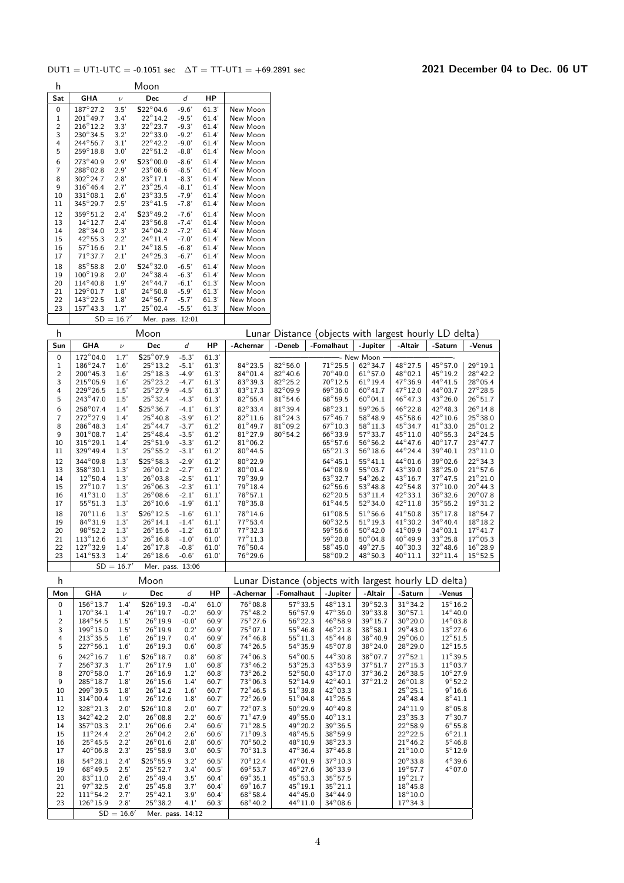DUT1 = UT1-UTC = -0.1051 sec   ΔT = TT-UT1 = +69.2891 sec

**2021 December 04 to Dec. 06 UT**

| h | Moon | | | | | |
|---|---|---|---|---|---|---|
| Sat | GHA | ν | Dec | d | HP | |
| 0 | 187°27.2 | 3.5' | S22°04.6 | -9.6' | 61.3' | New Moon |
| 1 | 201°49.7 | 3.4' | 22°14.2 | -9.5' | 61.4' | New Moon |
| 2 | 216°12.2 | 3.3' | 22°23.7 | -9.3' | 61.4' | New Moon |
| 3 | 230°34.5 | 3.2' | 22°33.0 | -9.2' | 61.4' | New Moon |
| 4 | 244°56.7 | 3.1' | 22°42.2 | -9.0' | 61.4' | New Moon |
| 5 | 259°18.8 | 3.0' | 22°51.2 | -8.8' | 61.4' | New Moon |
| 6 | 273°40.9 | 2.9' | S23°00.0 | -8.6' | 61.4' | New Moon |
| 7 | 288°02.8 | 2.9' | 23°08.6 | -8.5' | 61.4' | New Moon |
| 8 | 302°24.7 | 2.8' | 23°17.1 | -8.3' | 61.4' | New Moon |
| 9 | 316°46.4 | 2.7' | 23°25.4 | -8.1' | 61.4' | New Moon |
| 10 | 331°08.1 | 2.6' | 23°33.5 | -7.9' | 61.4' | New Moon |
| 11 | 345°29.7 | 2.5' | 23°41.5 | -7.8' | 61.4' | New Moon |
| 12 | 359°51.2 | 2.4' | S23°49.2 | -7.6' | 61.4' | New Moon |
| 13 | 14°12.7 | 2.4' | 23°56.8 | -7.4' | 61.4' | New Moon |
| 14 | 28°34.0 | 2.3' | 24°04.2 | -7.2' | 61.4' | New Moon |
| 15 | 42°55.3 | 2.2' | 24°11.4 | -7.0' | 61.4' | New Moon |
| 16 | 57°16.6 | 2.1' | 24°18.5 | -6.8' | 61.4' | New Moon |
| 17 | 71°37.7 | 2.1' | 24°25.3 | -6.7' | 61.4' | New Moon |
| 18 | 85°58.8 | 2.0' | S24°32.0 | -6.5' | 61.4' | New Moon |
| 19 | 100°19.8 | 2.0' | 24°38.4 | -6.3' | 61.4' | New Moon |
| 20 | 114°40.8 | 1.9' | 24°44.7 | -6.1' | 61.3' | New Moon |
| 21 | 129°01.7 | 1.8' | 24°50.8 | -5.9' | 61.3' | New Moon |
| 22 | 143°22.5 | 1.8' | 24°56.7 | -5.7' | 61.3' | New Moon |
| 23 | 157°43.3 | 1.7' | 25°02.4 | -5.5' | 61.3' | New Moon |
| | SD = 16.7' | | Mer. pass. 12:01 | | | |

| h | Moon | | | | | Lunar Distance (objects with largest hourly LD delta) | | | | | | |
|---|---|---|---|---|---|---|---|---|---|---|---|---|
| Sun | GHA | ν | Dec | d | HP | -Achernar | -Deneb | -Fomalhaut | -Jupiter | -Altair | -Saturn | -Venus |
| 0 | 172°04.0 | 1.7' | S25°07.9 | -5.3' | 61.3' | New Moon | | | | | | |
| 1 | 186°24.7 | 1.6' | 25°13.2 | -5.1' | 61.3' | 84°23.5 | 82°56.0 | 71°25.5 | 62°34.7 | 48°27.5 | 45°57.0 | 29°19.1 |
| 2 | 200°45.3 | 1.6' | 25°18.3 | -4.9' | 61.3' | 84°01.4 | 82°40.6 | 70°49.0 | 61°57.0 | 48°02.1 | 45°19.2 | 28°42.2 |
| 3 | 215°05.9 | 1.6' | 25°23.2 | -4.7' | 61.3' | 83°39.3 | 82°25.2 | 70°12.5 | 61°19.4 | 47°36.9 | 44°41.5 | 28°05.4 |
| 4 | 229°26.5 | 1.5' | 25°27.9 | -4.5' | 61.3' | 83°17.3 | 82°09.9 | 69°36.0 | 60°41.7 | 47°12.0 | 44°03.7 | 27°28.5 |
| 5 | 243°47.0 | 1.5' | 25°32.4 | -4.3' | 61.3' | 82°55.4 | 81°54.6 | 68°59.5 | 60°04.1 | 46°47.3 | 43°26.0 | 26°51.7 |
| 6 | 258°07.4 | 1.4' | S25°36.7 | -4.1' | 61.3' | 82°33.4 | 81°39.4 | 68°23.1 | 59°26.5 | 46°22.8 | 42°48.3 | 26°14.8 |
| 7 | 272°27.9 | 1.4' | 25°40.8 | -3.9' | 61.2' | 82°11.6 | 81°24.3 | 67°46.7 | 58°48.9 | 45°58.6 | 42°10.6 | 25°38.0 |
| 8 | 286°48.3 | 1.4' | 25°44.7 | -3.7' | 61.2' | 81°49.7 | 81°09.2 | 67°10.3 | 58°11.3 | 45°34.7 | 41°33.0 | 25°01.2 |
| 9 | 301°08.7 | 1.4' | 25°48.4 | -3.5' | 61.2' | 81°27.9 | 80°54.2 | 66°33.9 | 57°33.7 | 45°11.0 | 40°55.3 | 24°24.5 |
| 10 | 315°29.1 | 1.4' | 25°51.9 | -3.3' | 61.2' | 81°06.2 | | 65°57.6 | 56°56.2 | 44°47.6 | 40°17.7 | 23°47.7 |
| 11 | 329°49.4 | 1.3' | 25°55.2 | -3.1' | 61.2' | 80°44.5 | | 65°21.3 | 56°18.6 | 44°24.4 | 39°40.1 | 23°11.0 |
| 12 | 344°09.8 | 1.3' | S25°58.3 | -2.9' | 61.2' | 80°22.9 | | 64°45.1 | 55°41.1 | 44°01.6 | 39°02.6 | 22°34.3 |
| 13 | 358°30.1 | 1.3' | 26°01.2 | -2.7' | 61.2' | 80°01.4 | | 64°08.9 | 55°03.7 | 43°39.0 | 38°25.0 | 21°57.6 |
| 14 | 12°50.4 | 1.3' | 26°03.8 | -2.5' | 61.1' | 79°39.9 | | 63°32.7 | 54°26.2 | 43°16.7 | 37°47.5 | 21°21.0 |
| 15 | 27°10.7 | 1.3' | 26°06.3 | -2.3' | 61.1' | 79°18.4 | | 62°56.6 | 53°48.8 | 42°54.8 | 37°10.0 | 20°44.3 |
| 16 | 41°31.0 | 1.3' | 26°08.6 | -2.1' | 61.1' | 78°57.1 | | 62°20.5 | 53°11.4 | 42°33.1 | 36°32.6 | 20°07.8 |
| 17 | 55°51.3 | 1.3' | 26°10.6 | -1.9' | 61.1' | 78°35.8 | | 61°44.5 | 52°34.0 | 42°11.8 | 35°55.2 | 19°31.2 |
| 18 | 70°11.6 | 1.3' | S26°12.5 | -1.6' | 61.1' | 78°14.6 | | 61°08.5 | 51°56.6 | 41°50.8 | 35°17.8 | 18°54.7 |
| 19 | 84°31.9 | 1.3' | 26°14.1 | -1.4' | 61.1' | 77°53.4 | | 60°32.5 | 51°19.3 | 41°30.2 | 34°40.4 | 18°18.2 |
| 20 | 98°52.2 | 1.3' | 26°15.6 | -1.2' | 61.0' | 77°32.3 | | 59°56.6 | 50°42.0 | 41°09.9 | 34°03.1 | 17°41.7 |
| 21 | 113°12.6 | 1.3' | 26°16.8 | -1.0' | 61.0' | 77°11.3 | | 59°20.8 | 50°04.8 | 40°49.9 | 33°25.8 | 17°05.3 |
| 22 | 127°32.9 | 1.4' | 26°17.8 | -0.8' | 61.0' | 76°50.4 | | 58°45.0 | 49°27.5 | 40°30.3 | 32°48.6 | 16°28.9 |
| 23 | 141°53.3 | 1.4' | 26°18.6 | -0.6' | 61.0' | 76°29.6 | | 58°09.2 | 48°50.3 | 40°11.1 | 32°11.4 | 15°52.5 |
| | SD = 16.7' | | Mer. pass. 13:06 | | | | | | | | | |

| h | Moon | | | | | Lunar Distance (objects with largest hourly LD delta) | | | | | |
|---|---|---|---|---|---|---|---|---|---|---|---|
| Mon | GHA | ν | Dec | d | HP | -Achernar | -Fomalhaut | -Jupiter | -Altair | -Saturn | -Venus |
| 0 | 156°13.7 | 1.4' | S26°19.3 | -0.4' | 61.0' | 76°08.8 | 57°33.5 | 48°13.1 | 39°52.3 | 31°34.2 | 15°16.2 |
| 1 | 170°34.1 | 1.4' | 26°19.7 | -0.2' | 60.9' | 75°48.2 | 56°57.9 | 47°36.0 | 39°33.8 | 30°57.1 | 14°40.0 |
| 2 | 184°54.5 | 1.5' | 26°19.9 | -0.0' | 60.9' | 75°27.6 | 56°22.3 | 46°58.9 | 39°15.7 | 30°20.0 | 14°03.8 |
| 3 | 199°15.0 | 1.5' | 26°19.9 | 0.2' | 60.9' | 75°07.1 | 55°46.8 | 46°21.8 | 38°58.1 | 29°43.0 | 13°27.6 |
| 4 | 213°35.5 | 1.6' | 26°19.7 | 0.4' | 60.9' | 74°46.8 | 55°11.3 | 45°44.8 | 38°40.9 | 29°06.0 | 12°51.5 |
| 5 | 227°56.1 | 1.6' | 26°19.3 | 0.6' | 60.8' | 74°26.5 | 54°35.9 | 45°07.8 | 38°24.0 | 28°29.0 | 12°15.5 |
| 6 | 242°16.7 | 1.6' | S26°18.7 | 0.8' | 60.8' | 74°06.3 | 54°00.5 | 44°30.8 | 38°07.7 | 27°52.1 | 11°39.5 |
| 7 | 256°37.3 | 1.7' | 26°17.9 | 1.0' | 60.8' | 73°46.2 | 53°25.3 | 43°53.9 | 37°51.7 | 27°15.3 | 11°03.7 |
| 8 | 270°58.0 | 1.7' | 26°16.9 | 1.2' | 60.8' | 73°26.2 | 52°50.0 | 43°17.0 | 37°36.2 | 26°38.5 | 10°27.9 |
| 9 | 285°18.7 | 1.8' | 26°15.6 | 1.4' | 60.7' | 73°06.3 | 52°14.9 | 42°40.1 | 37°21.2 | 26°01.8 | 9°52.2 |
| 10 | 299°39.5 | 1.8' | 26°14.2 | 1.6' | 60.7' | 72°46.5 | 51°39.8 | 42°03.3 | | 25°25.1 | 9°16.6 |
| 11 | 314°00.4 | 1.9' | 26°12.6 | 1.8' | 60.7' | 72°26.9 | 51°04.8 | 41°26.5 | | 24°48.4 | 8°41.1 |
| 12 | 328°21.3 | 2.0' | S26°10.8 | 2.0' | 60.7' | 72°07.3 | 50°29.9 | 40°49.8 | | 24°11.9 | 8°05.8 |
| 13 | 342°42.2 | 2.0' | 26°08.8 | 2.2' | 60.6' | 71°47.9 | 49°55.0 | 40°13.1 | | 23°35.3 | 7°30.7 |
| 14 | 357°03.3 | 2.1' | 26°06.6 | 2.4' | 60.6' | 71°28.5 | 49°20.2 | 39°36.5 | | 22°58.9 | 6°55.8 |
| 15 | 11°24.4 | 2.2' | 26°04.2 | 2.6' | 60.6' | 71°09.3 | 48°45.5 | 38°59.9 | | 22°22.5 | 6°21.1 |
| 16 | 25°45.5 | 2.2' | 26°01.6 | 2.8' | 60.6' | 70°50.2 | 48°10.9 | 38°23.3 | | 21°46.2 | 5°46.8 |
| 17 | 40°06.8 | 2.3' | 25°58.9 | 3.0' | 60.5' | 70°31.3 | 47°36.4 | 37°46.8 | | 21°10.0 | 5°12.9 |
| 18 | 54°28.1 | 2.4' | S25°55.9 | 3.2' | 60.5' | 70°12.4 | 47°01.9 | 37°10.3 | | 20°33.8 | 4°39.6 |
| 19 | 68°49.5 | 2.5' | 25°52.7 | 3.4' | 60.5' | 69°53.7 | 46°27.6 | 36°33.9 | | 19°57.7 | 4°07.0 |
| 20 | 83°11.0 | 2.6' | 25°49.4 | 3.5' | 60.4' | 69°35.1 | 45°53.3 | 35°57.5 | | 19°21.7 | |
| 21 | 97°32.5 | 2.6' | 25°45.8 | 3.7' | 60.4' | 69°16.7 | 45°19.1 | 35°21.1 | | 18°45.8 | |
| 22 | 111°54.2 | 2.7' | 25°42.1 | 3.9' | 60.4' | 68°58.4 | 44°45.0 | 34°44.9 | | 18°10.0 | |
| 23 | 126°15.9 | 2.8' | 25°38.2 | 4.1' | 60.3' | 68°40.2 | 44°11.0 | 34°08.6 | | 17°34.3 | |
| | SD = 16.6' | | Mer. pass. 14:12 | | | | | | | | |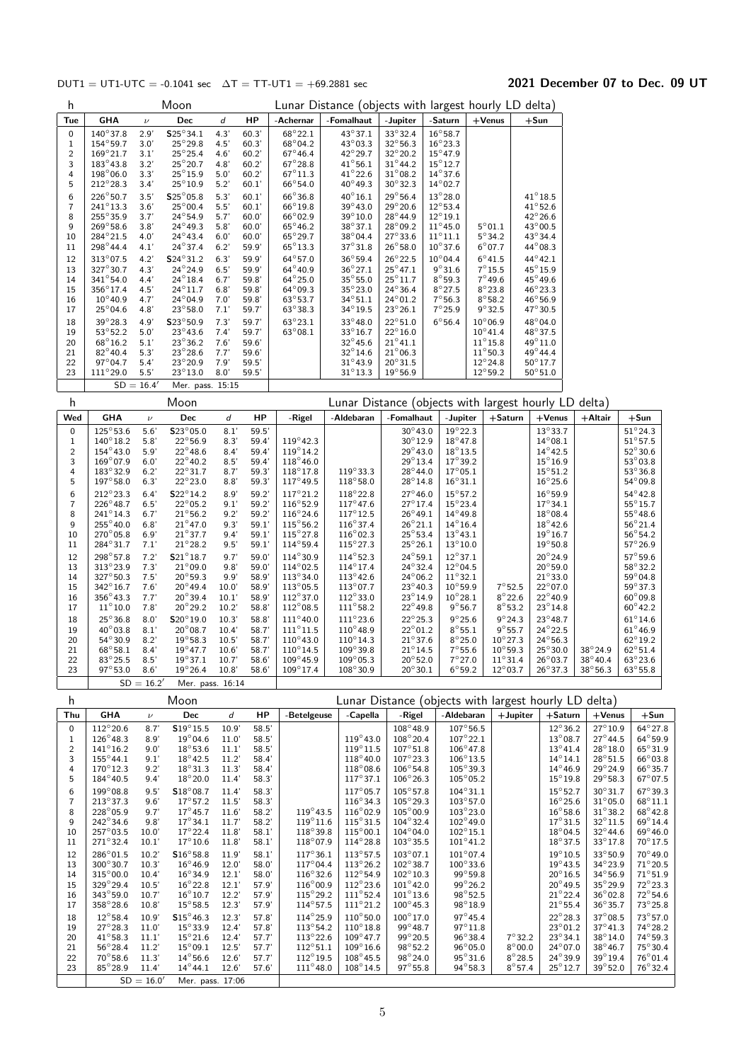DUT1 = UT1-UTC = -0.1041 sec   ΔT = TT-UT1 = +69.2881 sec

## 2021 December 07 to Dec. 09 UT

| h | Moon | | | | | Lunar Distance (objects with largest hourly LD delta) | | | | | |
|---|---|---|---|---|---|---|---|---|---|---|---|
| Tue | GHA | $\nu$ | Dec | $d$ | HP | -Achernar | -Fomalhaut | -Jupiter | -Saturn | +Venus | +Sun |
| 0 | 140°37.8 | 2.9' | S25°34.1 | 4.3' | 60.3' | 68°22.1 | 43°37.1 | 33°32.4 | 16°58.7 | | |
| 1 | 154°59.7 | 3.0' | 25°29.8 | 4.5' | 60.3' | 68°04.2 | 43°03.3 | 32°56.3 | 16°23.3 | | |
| 2 | 169°21.7 | 3.1' | 25°25.4 | 4.6' | 60.2' | 67°46.4 | 42°29.7 | 32°20.2 | 15°47.9 | | |
| 3 | 183°43.8 | 3.2' | 25°20.7 | 4.8' | 60.2' | 67°28.8 | 41°56.1 | 31°44.2 | 15°12.7 | | |
| 4 | 198°06.0 | 3.3' | 25°15.9 | 5.0' | 60.2' | 67°11.3 | 41°22.6 | 31°08.2 | 14°37.6 | | |
| 5 | 212°28.3 | 3.4' | 25°10.9 | 5.2' | 60.1' | 66°54.0 | 40°49.3 | 30°32.3 | 14°02.7 | | |
| 6 | 226°50.7 | 3.5' | S25°05.8 | 5.3' | 60.1' | 66°36.8 | 40°16.1 | 29°56.4 | 13°28.0 | | 41°18.5 |
| 7 | 241°13.3 | 3.6' | 25°00.4 | 5.5' | 60.1' | 66°19.8 | 39°43.0 | 29°20.6 | 12°53.4 | | 41°52.6 |
| 8 | 255°35.9 | 3.7' | 24°54.9 | 5.7' | 60.0' | 66°02.9 | 39°10.0 | 28°44.9 | 12°19.1 | | 42°26.6 |
| 9 | 269°58.6 | 3.8' | 24°49.3 | 5.8' | 60.0' | 65°46.2 | 38°37.1 | 28°09.2 | 11°45.0 | 5°01.1 | 43°00.5 |
| 10 | 284°21.5 | 4.0' | 24°43.4 | 6.0' | 60.0' | 65°29.7 | 38°04.4 | 27°33.6 | 11°11.1 | 5°34.2 | 43°34.4 |
| 11 | 298°44.4 | 4.1' | 24°37.4 | 6.2' | 59.9' | 65°13.3 | 37°31.8 | 26°58.0 | 10°37.6 | 6°07.7 | 44°08.3 |
| 12 | 313°07.5 | 4.2' | S24°31.2 | 6.3' | 59.9' | 64°57.0 | 36°59.4 | 26°22.5 | 10°04.4 | 6°41.5 | 44°42.1 |
| 13 | 327°30.7 | 4.3' | 24°24.9 | 6.5' | 59.9' | 64°40.9 | 36°27.1 | 25°47.1 | 9°31.6 | 7°15.5 | 45°15.9 |
| 14 | 341°54.0 | 4.4' | 24°18.4 | 6.7' | 59.8' | 64°25.0 | 35°55.0 | 25°11.7 | 8°59.3 | 7°49.6 | 45°49.6 |
| 15 | 356°17.4 | 4.5' | 24°11.7 | 6.8' | 59.8' | 64°09.3 | 35°23.0 | 24°36.4 | 8°27.5 | 8°23.8 | 46°23.3 |
| 16 | 10°40.9 | 4.7' | 24°04.9 | 7.0' | 59.8' | 63°53.7 | 34°51.1 | 24°01.2 | 7°56.3 | 8°58.2 | 46°56.9 |
| 17 | 25°04.6 | 4.8' | 23°58.0 | 7.1' | 59.7' | 63°38.3 | 34°19.5 | 23°26.1 | 7°25.9 | 9°32.5 | 47°30.5 |
| 18 | 39°28.3 | 4.9' | S23°50.9 | 7.3' | 59.7' | 63°23.1 | 33°48.0 | 22°51.0 | 6°56.4 | 10°06.9 | 48°04.0 |
| 19 | 53°52.2 | 5.0' | 23°43.6 | 7.4' | 59.7' | 63°08.1 | 33°16.7 | 22°16.0 | | 10°41.4 | 48°37.5 |
| 20 | 68°16.2 | 5.1' | 23°36.2 | 7.6' | 59.6' | | 32°45.6 | 21°41.1 | | 11°15.8 | 49°11.0 |
| 21 | 82°40.4 | 5.3' | 23°28.6 | 7.7' | 59.6' | | 32°14.6 | 21°06.3 | | 11°50.3 | 49°44.4 |
| 22 | 97°04.7 | 5.4' | 23°20.9 | 7.9' | 59.5' | | 31°43.9 | 20°31.5 | | 12°24.8 | 50°17.7 |
| 23 | 111°29.0 | 5.5' | 23°13.0 | 8.0' | 59.5' | | 31°13.3 | 19°56.9 | | 12°59.2 | 50°51.0 |
| | SD = 16.4' | | Mer. pass. 15:15 | | | | | | | | |

| h | Moon | | | | | Lunar Distance (objects with largest hourly LD delta) | | | | | | | |
|---|---|---|---|---|---|---|---|---|---|---|---|---|---|
| Wed | GHA | $\nu$ | Dec | $d$ | HP | -Rigel | -Aldebaran | -Fomalhaut | -Jupiter | +Saturn | +Venus | +Altair | +Sun |
| 0 | 125°53.6 | 5.6' | S23°05.0 | 8.1' | 59.5' | | | 30°43.0 | 19°22.3 | | 13°33.7 | | 51°24.3 |
| 1 | 140°18.2 | 5.8' | 22°56.9 | 8.3' | 59.4' | 119°42.3 | | 30°12.9 | 18°47.8 | | 14°08.1 | | 51°57.5 |
| 2 | 154°43.0 | 5.9' | 22°48.6 | 8.4' | 59.4' | 119°14.2 | | 29°43.0 | 18°13.5 | | 14°42.5 | | 52°30.6 |
| 3 | 169°07.9 | 6.0' | 22°40.2 | 8.5' | 59.4' | 118°46.0 | | 29°13.4 | 17°39.2 | | 15°16.9 | | 53°03.8 |
| 4 | 183°32.9 | 6.2' | 22°31.7 | 8.7' | 59.3' | 118°17.8 | 119°33.3 | 28°44.0 | 17°05.1 | | 15°51.2 | | 53°36.8 |
| 5 | 197°58.0 | 6.3' | 22°23.0 | 8.8' | 59.3' | 117°49.5 | 118°58.0 | 28°14.8 | 16°31.1 | | 16°25.6 | | 54°09.8 |
| 6 | 212°23.3 | 6.4' | S22°14.2 | 8.9' | 59.2' | 117°21.2 | 118°22.8 | 27°46.0 | 15°57.2 | | 16°59.9 | | 54°42.8 |
| 7 | 226°48.7 | 6.5' | 22°05.2 | 9.1' | 59.2' | 116°52.9 | 117°47.6 | 27°17.4 | 15°23.4 | | 17°34.1 | | 55°15.7 |
| 8 | 241°14.3 | 6.7' | 21°56.2 | 9.2' | 59.2' | 116°24.6 | 117°12.5 | 26°49.1 | 14°49.8 | | 18°08.4 | | 55°48.6 |
| 9 | 255°40.0 | 6.8' | 21°47.0 | 9.3' | 59.1' | 115°56.2 | 116°37.4 | 26°21.1 | 14°16.4 | | 18°42.6 | | 56°21.4 |
| 10 | 270°05.8 | 6.9' | 21°37.7 | 9.4' | 59.1' | 115°27.8 | 116°02.3 | 25°53.4 | 13°43.1 | | 19°16.7 | | 56°54.2 |
| 11 | 284°31.7 | 7.1' | 21°28.2 | 9.5' | 59.1' | 114°59.4 | 115°27.3 | 25°26.1 | 13°10.0 | | 19°50.8 | | 57°26.9 |
| 12 | 298°57.8 | 7.2' | S21°18.7 | 9.7' | 59.0' | 114°30.9 | 114°52.3 | 24°59.1 | 12°37.1 | | 20°24.9 | | 57°59.6 |
| 13 | 313°23.9 | 7.3' | 21°09.0 | 9.8' | 59.0' | 114°02.5 | 114°17.4 | 24°32.4 | 12°04.5 | | 20°59.0 | | 58°32.2 |
| 14 | 327°50.3 | 7.5' | 20°59.3 | 9.9' | 58.9' | 113°34.0 | 113°42.6 | 24°06.2 | 11°32.1 | | 21°33.0 | | 59°04.8 |
| 15 | 342°16.7 | 7.6' | 20°49.4 | 10.0' | 58.9' | 113°05.5 | 113°07.7 | 23°40.3 | 10°59.9 | 7°52.5 | 22°07.0 | | 59°37.3 |
| 16 | 356°43.3 | 7.7' | 20°39.4 | 10.1' | 58.9' | 112°37.0 | 112°33.0 | 23°14.9 | 10°28.1 | 8°22.6 | 22°40.9 | | 60°09.8 |
| 17 | 11°10.0 | 7.8' | 20°29.2 | 10.2' | 58.8' | 112°08.5 | 111°58.2 | 22°49.8 | 9°56.7 | 8°53.2 | 23°14.8 | | 60°42.2 |
| 18 | 25°36.8 | 8.0' | S20°19.0 | 10.3' | 58.8' | 111°40.0 | 111°23.6 | 22°25.3 | 9°25.6 | 9°24.3 | 23°48.7 | | 61°14.6 |
| 19 | 40°03.8 | 8.1' | 20°08.7 | 10.4' | 58.7' | 111°11.5 | 110°48.9 | 22°01.2 | 8°55.1 | 9°55.7 | 24°22.5 | | 61°46.9 |
| 20 | 54°30.9 | 8.2' | 19°58.3 | 10.5' | 58.7' | 110°43.0 | 110°14.3 | 21°37.6 | 8°25.0 | 10°27.3 | 24°56.3 | | 62°19.2 |
| 21 | 68°58.1 | 8.4' | 19°47.7 | 10.6' | 58.7' | 110°14.5 | 109°39.8 | 21°14.5 | 7°55.6 | 10°59.3 | 25°30.0 | 38°24.9 | 62°51.4 |
| 22 | 83°25.5 | 8.5' | 19°37.1 | 10.7' | 58.6' | 109°45.9 | 109°05.3 | 20°52.0 | 7°27.0 | 11°31.4 | 26°03.7 | 38°40.4 | 63°23.6 |
| 23 | 97°53.0 | 8.6' | 19°26.4 | 10.8' | 58.6' | 109°17.4 | 108°30.9 | 20°30.1 | 6°59.2 | 12°03.7 | 26°37.3 | 38°56.3 | 63°55.8 |
| | SD = 16.2' | | Mer. pass. 16:14 | | | | | | | | | | |

| h | Moon | | | | | Lunar Distance (objects with largest hourly LD delta) | | | | | | | |
|---|---|---|---|---|---|---|---|---|---|---|---|---|---|
| Thu | GHA | $\nu$ | Dec | $d$ | HP | -Betelgeuse | -Capella | -Rigel | -Aldebaran | +Jupiter | +Saturn | +Venus | +Sun |
| 0 | 112°20.6 | 8.7' | S19°15.5 | 10.9' | 58.5' | | | 108°48.9 | 107°56.5 | | 12°36.2 | 27°10.9 | 64°27.8 |
| 1 | 126°48.3 | 8.9' | 19°04.6 | 11.0' | 58.5' | | 119°43.0 | 108°20.4 | 107°22.1 | | 13°08.7 | 27°44.5 | 64°59.9 |
| 2 | 141°16.2 | 9.0' | 18°53.6 | 11.1' | 58.5' | | 119°11.5 | 107°51.8 | 106°47.8 | | 13°41.4 | 28°18.0 | 65°31.9 |
| 3 | 155°44.1 | 9.1' | 18°42.5 | 11.2' | 58.4' | | 118°40.0 | 107°23.3 | 106°13.5 | | 14°14.1 | 28°51.5 | 66°03.8 |
| 4 | 170°12.3 | 9.2' | 18°31.3 | 11.3' | 58.4' | | 118°08.6 | 106°54.8 | 105°39.3 | | 14°46.9 | 29°24.9 | 66°35.7 |
| 5 | 184°40.5 | 9.4' | 18°20.0 | 11.4' | 58.3' | | 117°37.1 | 106°26.3 | 105°05.2 | | 15°19.8 | 29°58.3 | 67°07.5 |
| 6 | 199°08.8 | 9.5' | S18°08.7 | 11.4' | 58.3' | | 117°05.7 | 105°57.8 | 104°31.1 | | 15°52.7 | 30°31.7 | 67°39.3 |
| 7 | 213°37.3 | 9.6' | 17°57.2 | 11.5' | 58.3' | | 116°34.3 | 105°29.3 | 103°57.0 | | 16°25.6 | 31°05.0 | 68°11.1 |
| 8 | 228°05.9 | 9.7' | 17°45.7 | 11.6' | 58.2' | 119°43.5 | 116°02.9 | 105°00.9 | 103°23.0 | | 16°58.6 | 31°38.2 | 68°42.8 |
| 9 | 242°34.6 | 9.8' | 17°34.1 | 11.7' | 58.2' | 119°11.6 | 115°31.5 | 104°32.4 | 102°49.0 | | 17°31.5 | 32°11.5 | 69°14.4 |
| 10 | 257°03.5 | 10.0' | 17°22.4 | 11.8' | 58.1' | 118°39.8 | 115°00.1 | 104°04.0 | 102°15.1 | | 18°04.5 | 32°44.6 | 69°46.0 |
| 11 | 271°32.4 | 10.1' | 17°10.6 | 11.8' | 58.1' | 118°07.9 | 114°28.8 | 103°35.5 | 101°41.2 | | 18°37.5 | 33°17.8 | 70°17.5 |
| 12 | 286°01.5 | 10.2' | S16°58.8 | 11.9' | 58.1' | 117°36.1 | 113°57.5 | 103°07.1 | 101°07.4 | | 19°10.5 | 33°50.9 | 70°49.0 |
| 13 | 300°30.7 | 10.3' | 16°46.9 | 12.0' | 58.0' | 117°04.4 | 113°26.2 | 102°38.7 | 100°33.6 | | 19°43.5 | 34°23.9 | 71°20.5 |
| 14 | 315°00.0 | 10.4' | 16°34.9 | 12.1' | 58.0' | 116°32.6 | 112°54.9 | 102°10.3 | 99°59.8 | | 20°16.5 | 34°56.9 | 71°51.9 |
| 15 | 329°29.4 | 10.5' | 16°22.8 | 12.1' | 57.9' | 116°00.9 | 112°23.6 | 101°42.0 | 99°26.2 | | 20°49.5 | 35°29.9 | 72°23.3 |
| 16 | 343°59.0 | 10.7' | 16°10.7 | 12.2' | 57.9' | 115°29.2 | 111°52.4 | 101°13.6 | 98°52.5 | | 21°22.4 | 36°02.8 | 72°54.6 |
| 17 | 358°28.6 | 10.8' | 15°58.5 | 12.3' | 57.9' | 114°57.5 | 111°21.2 | 100°45.3 | 98°18.9 | | 21°55.4 | 36°35.7 | 73°25.8 |
| 18 | 12°58.4 | 10.9' | S15°46.3 | 12.3' | 57.8' | 114°25.9 | 110°50.0 | 100°17.0 | 97°45.4 | | 22°28.3 | 37°08.5 | 73°57.0 |
| 19 | 27°28.3 | 11.0' | 15°33.9 | 12.4' | 57.8' | 113°54.2 | 110°18.8 | 99°48.7 | 97°11.8 | | 23°01.2 | 37°41.3 | 74°28.2 |
| 20 | 41°58.3 | 11.1' | 15°21.6 | 12.4' | 57.7' | 113°22.6 | 109°47.7 | 99°20.5 | 96°38.4 | 7°32.2 | 23°34.1 | 38°14.0 | 74°59.3 |
| 21 | 56°28.4 | 11.2' | 15°09.1 | 12.5' | 57.7' | 112°51.1 | 109°16.6 | 98°52.2 | 96°05.0 | 8°00.0 | 24°07.0 | 38°46.7 | 75°30.4 |
| 22 | 70°58.6 | 11.3' | 14°56.6 | 12.6' | 57.7' | 112°19.5 | 108°45.5 | 98°24.0 | 95°31.6 | 8°28.5 | 24°39.9 | 39°19.4 | 76°01.4 |
| 23 | 85°28.9 | 11.4' | 14°44.1 | 12.6' | 57.6' | 111°48.0 | 108°14.5 | 97°55.8 | 94°58.3 | 8°57.4 | 25°12.7 | 39°52.0 | 76°32.4 |
| | SD = 16.0' | | Mer. pass. 17:06 | | | | | | | | | | |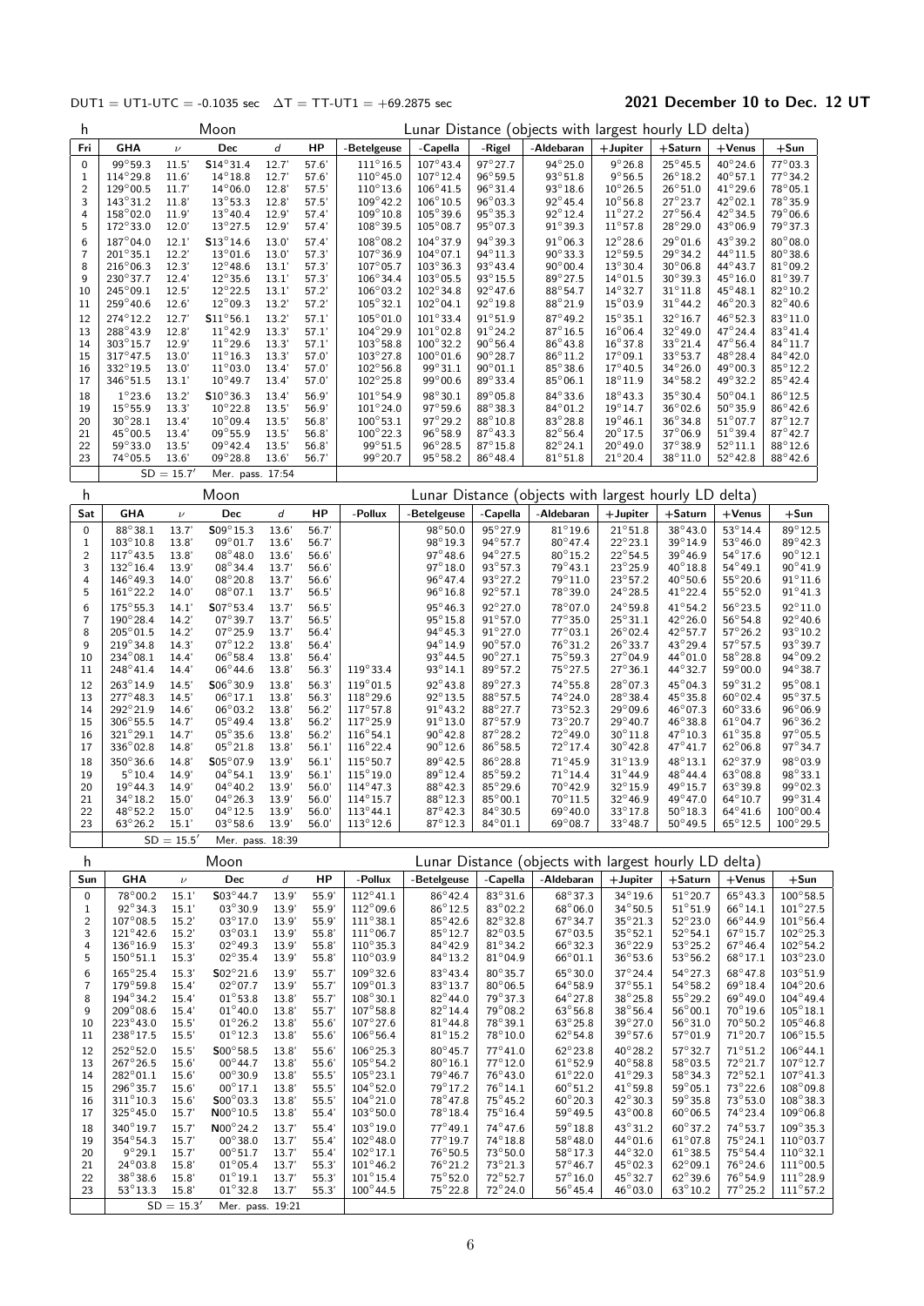DUT1 = UT1-UTC = -0.1035 sec   ΔT = TT-UT1 = +69.2875 sec

**2021 December 10 to Dec. 12 UT**

| h | Moon | | | | | Lunar Distance (objects with largest hourly LD delta) | | | | | | | |
|---|---|---|---|---|---|---|---|---|---|---|---|---|---|
| Fri | GHA | ν | Dec | d | HP | -Betelgeuse | -Capella | -Rigel | -Aldebaran | +Jupiter | +Saturn | +Venus | +Sun |
| 0 | 99°59.3 | 11.5' | S14°31.4 | 12.7' | 57.6' | 111°16.5 | 107°43.4 | 97°27.7 | 94°25.0 | 9°26.8 | 25°45.5 | 40°24.6 | 77°03.3 |
| 1 | 114°29.8 | 11.6' | 14°18.8 | 12.7' | 57.6' | 110°45.0 | 107°12.4 | 96°59.5 | 93°51.8 | 9°56.5 | 26°18.2 | 40°57.1 | 77°34.2 |
| 2 | 129°00.5 | 11.7' | 14°06.0 | 12.8' | 57.5' | 110°13.6 | 106°41.5 | 96°31.4 | 93°18.6 | 10°26.5 | 26°51.0 | 41°29.6 | 78°05.1 |
| 3 | 143°31.2 | 11.8' | 13°53.3 | 12.8' | 57.5' | 109°42.2 | 106°10.5 | 96°03.3 | 92°45.4 | 10°56.8 | 27°23.7 | 42°02.1 | 78°35.9 |
| 4 | 158°02.0 | 11.9' | 13°40.4 | 12.9' | 57.4' | 109°10.8 | 105°39.6 | 95°35.3 | 92°12.4 | 11°27.2 | 27°56.4 | 42°34.5 | 79°06.6 |
| 5 | 172°33.0 | 12.0' | 13°27.5 | 12.9' | 57.4' | 108°39.5 | 105°08.7 | 95°07.3 | 91°39.3 | 11°57.8 | 28°29.0 | 43°06.9 | 79°37.3 |
| 6 | 187°04.0 | 12.1' | S13°14.6 | 13.0' | 57.4' | 108°08.2 | 104°37.9 | 94°39.3 | 91°06.3 | 12°28.6 | 29°01.6 | 43°39.2 | 80°08.0 |
| 7 | 201°35.1 | 12.2' | 13°01.6 | 13.0' | 57.3' | 107°36.9 | 104°07.1 | 94°11.3 | 90°33.3 | 12°59.5 | 29°34.2 | 44°11.5 | 80°38.6 |
| 8 | 216°06.3 | 12.3' | 12°48.6 | 13.1' | 57.3' | 107°05.7 | 103°36.3 | 93°43.4 | 90°00.4 | 13°30.4 | 30°06.8 | 44°43.7 | 81°09.2 |
| 9 | 230°37.7 | 12.4' | 12°35.6 | 13.1' | 57.3' | 106°34.4 | 103°05.5 | 93°15.5 | 89°27.5 | 14°01.5 | 30°39.3 | 45°16.0 | 81°39.7 |
| 10 | 245°09.1 | 12.5' | 12°22.5 | 13.1' | 57.2' | 106°03.2 | 102°34.8 | 92°47.6 | 88°54.7 | 14°32.7 | 31°11.8 | 45°48.1 | 82°10.2 |
| 11 | 259°40.6 | 12.6' | 12°09.3 | 13.2' | 57.2' | 105°32.1 | 102°04.1 | 92°19.8 | 88°21.9 | 15°03.9 | 31°44.2 | 46°20.3 | 82°40.6 |
| 12 | 274°12.2 | 12.7' | S11°56.1 | 13.2' | 57.1' | 105°01.0 | 101°33.4 | 91°51.9 | 87°49.2 | 15°35.1 | 32°16.7 | 46°52.3 | 83°11.0 |
| 13 | 288°43.9 | 12.8' | 11°42.9 | 13.3' | 57.1' | 104°29.9 | 101°02.8 | 91°24.2 | 87°16.5 | 16°06.4 | 32°49.0 | 47°24.4 | 83°41.4 |
| 14 | 303°15.7 | 12.9' | 11°29.6 | 13.3' | 57.1' | 103°58.8 | 100°32.2 | 90°56.4 | 86°43.8 | 16°37.8 | 33°21.4 | 47°56.4 | 84°11.7 |
| 15 | 317°47.5 | 13.0' | 11°16.3 | 13.3' | 57.0' | 103°27.8 | 100°01.6 | 90°28.7 | 86°11.2 | 17°09.1 | 33°53.7 | 48°28.4 | 84°42.0 |
| 16 | 332°19.5 | 13.0' | 11°03.0 | 13.4' | 57.0' | 102°56.8 | 99°31.1 | 90°01.1 | 85°38.6 | 17°40.5 | 34°26.0 | 49°00.3 | 85°12.2 |
| 17 | 346°51.5 | 13.1' | 10°49.7 | 13.4' | 57.0' | 102°25.8 | 99°00.6 | 89°33.4 | 85°06.1 | 18°11.9 | 34°58.2 | 49°32.2 | 85°42.4 |
| 18 | 1°23.6 | 13.2' | S10°36.3 | 13.4' | 56.9' | 101°54.9 | 98°30.1 | 89°05.8 | 84°33.6 | 18°43.3 | 35°30.4 | 50°04.1 | 86°12.5 |
| 19 | 15°55.9 | 13.3' | 10°22.8 | 13.5' | 56.9' | 101°24.0 | 97°59.6 | 88°38.3 | 84°01.2 | 19°14.7 | 36°02.6 | 50°35.9 | 86°42.6 |
| 20 | 30°28.1 | 13.4' | 10°09.4 | 13.5' | 56.8' | 100°53.1 | 97°29.2 | 88°10.8 | 83°28.8 | 19°46.1 | 36°34.8 | 51°07.7 | 87°12.7 |
| 21 | 45°00.5 | 13.4' | 09°55.9 | 13.5' | 56.8' | 100°22.3 | 96°58.9 | 87°43.3 | 82°56.4 | 20°17.5 | 37°06.9 | 51°39.4 | 87°42.7 |
| 22 | 59°33.0 | 13.5' | 09°42.4 | 13.5' | 56.8' | 99°51.5 | 96°28.5 | 87°15.8 | 82°24.1 | 20°49.0 | 37°38.9 | 52°11.1 | 88°12.6 |
| 23 | 74°05.5 | 13.6' | 09°28.8 | 13.6' | 56.7' | 99°20.7 | 95°58.2 | 86°48.4 | 81°51.8 | 21°20.4 | 38°11.0 | 52°42.8 | 88°42.6 |
| | SD = 15.7' | | Mer. pass. 17:54 | | | | | | | | | | |

| h | Moon | | | | | Lunar Distance (objects with largest hourly LD delta) | | | | | | | |
|---|---|---|---|---|---|---|---|---|---|---|---|---|---|
| Sat | GHA | ν | Dec | d | HP | -Pollux | -Betelgeuse | -Capella | -Aldebaran | +Jupiter | +Saturn | +Venus | +Sun |
| 0 | 88°38.1 | 13.7' | S09°15.3 | 13.6' | 56.7' | | 98°50.0 | 95°27.9 | 81°19.6 | 21°51.8 | 38°43.0 | 53°14.4 | 89°12.5 |
| 1 | 103°10.8 | 13.8' | 09°01.7 | 13.6' | 56.7' | | 98°19.3 | 94°57.7 | 80°47.4 | 22°23.1 | 39°14.9 | 53°46.0 | 89°42.3 |
| 2 | 117°43.5 | 13.8' | 08°48.0 | 13.6' | 56.6' | | 97°48.6 | 94°27.5 | 80°15.2 | 22°54.5 | 39°46.9 | 54°17.6 | 90°12.1 |
| 3 | 132°16.4 | 13.9' | 08°34.4 | 13.7' | 56.6' | | 97°18.0 | 93°57.3 | 79°43.1 | 23°25.9 | 40°18.8 | 54°49.1 | 90°41.9 |
| 4 | 146°49.3 | 14.0' | 08°20.8 | 13.7' | 56.6' | | 96°47.4 | 93°27.2 | 79°11.0 | 23°57.2 | 40°50.6 | 55°20.6 | 91°11.6 |
| 5 | 161°22.2 | 14.0' | 08°07.1 | 13.7' | 56.5' | | 96°16.8 | 92°57.1 | 78°39.0 | 24°28.5 | 41°22.4 | 55°52.0 | 91°41.3 |
| 6 | 175°55.3 | 14.1' | S07°53.4 | 13.7' | 56.5' | | 95°46.3 | 92°27.0 | 78°07.0 | 24°59.8 | 41°54.2 | 56°23.5 | 92°11.0 |
| 7 | 190°28.4 | 14.2' | 07°39.7 | 13.7' | 56.5' | | 95°15.8 | 91°57.0 | 77°35.0 | 25°31.1 | 42°26.0 | 56°54.8 | 92°40.6 |
| 8 | 205°01.5 | 14.2' | 07°25.9 | 13.7' | 56.4' | | 94°45.3 | 91°27.0 | 77°03.1 | 26°02.4 | 42°57.7 | 57°26.2 | 93°10.2 |
| 9 | 219°34.8 | 14.3' | 07°12.2 | 13.8' | 56.4' | | 94°14.9 | 90°57.0 | 76°31.2 | 26°33.7 | 43°29.4 | 57°57.5 | 93°39.7 |
| 10 | 234°08.1 | 14.4' | 06°58.4 | 13.8' | 56.4' | | 93°44.5 | 90°27.1 | 75°59.3 | 27°04.9 | 44°01.0 | 58°28.8 | 94°09.2 |
| 11 | 248°41.4 | 14.4' | 06°44.6 | 13.8' | 56.3' | 119°33.4 | 93°14.1 | 89°57.2 | 75°27.5 | 27°36.1 | 44°32.7 | 59°00.0 | 94°38.7 |
| 12 | 263°14.9 | 14.5' | S06°30.9 | 13.8' | 56.3' | 119°01.5 | 92°43.8 | 89°27.3 | 74°55.8 | 28°07.3 | 45°04.3 | 59°31.2 | 95°08.1 |
| 13 | 277°48.3 | 14.5' | 06°17.1 | 13.8' | 56.3' | 118°29.6 | 92°13.5 | 88°57.5 | 74°24.0 | 28°38.4 | 45°35.8 | 60°02.4 | 95°37.5 |
| 14 | 292°21.9 | 14.6' | 06°03.2 | 13.8' | 56.2' | 117°57.8 | 91°43.2 | 88°27.7 | 73°52.3 | 29°09.6 | 46°07.3 | 60°33.6 | 96°06.9 |
| 15 | 306°55.5 | 14.7' | 05°49.4 | 13.8' | 56.2' | 117°25.9 | 91°13.0 | 87°57.9 | 73°20.7 | 29°40.7 | 46°38.8 | 61°04.7 | 96°36.2 |
| 16 | 321°29.1 | 14.7' | 05°35.6 | 13.8' | 56.2' | 116°54.1 | 90°42.8 | 87°28.2 | 72°49.0 | 30°11.8 | 47°10.3 | 61°35.8 | 97°05.5 |
| 17 | 336°02.8 | 14.8' | 05°21.8 | 13.8' | 56.1' | 116°22.4 | 90°12.6 | 86°58.5 | 72°17.4 | 30°42.8 | 47°41.7 | 62°06.8 | 97°34.7 |
| 18 | 350°36.6 | 14.8' | S05°07.9 | 13.9' | 56.1' | 115°50.7 | 89°42.5 | 86°28.8 | 71°45.9 | 31°13.9 | 48°13.1 | 62°37.9 | 98°03.9 |
| 19 | 5°10.4 | 14.9' | 04°54.1 | 13.9' | 56.1' | 115°19.0 | 89°12.4 | 85°59.2 | 71°14.4 | 31°44.9 | 48°44.4 | 63°08.8 | 98°33.1 |
| 20 | 19°44.3 | 14.9' | 04°40.2 | 13.9' | 56.0' | 114°47.3 | 88°42.3 | 85°29.6 | 70°42.9 | 32°15.9 | 49°15.7 | 63°39.8 | 99°02.3 |
| 21 | 34°18.2 | 15.0' | 04°26.3 | 13.9' | 56.0' | 114°15.7 | 88°12.3 | 85°00.1 | 70°11.5 | 32°46.9 | 49°47.0 | 64°10.7 | 99°31.4 |
| 22 | 48°52.2 | 15.0' | 04°12.5 | 13.9' | 56.0' | 113°44.1 | 87°42.3 | 84°30.5 | 69°40.0 | 33°17.8 | 50°18.3 | 64°41.6 | 100°00.4 |
| 23 | 63°26.2 | 15.1' | 03°58.6 | 13.9' | 56.0' | 113°12.6 | 87°12.3 | 84°01.2 | 69°08.7 | 33°48.7 | 50°49.5 | 65°12.5 | 100°29.5 |
| | SD = 15.5' | | Mer. pass. 18:39 | | | | | | | | | | |

| h | Moon | | | | | Lunar Distance (objects with largest hourly LD delta) | | | | | | | |
|---|---|---|---|---|---|---|---|---|---|---|---|---|---|
| Sun | GHA | ν | Dec | d | HP | -Pollux | -Betelgeuse | -Capella | -Aldebaran | +Jupiter | +Saturn | +Venus | +Sun |
| 0 | 78°00.2 | 15.1' | S03°44.7 | 13.9' | 55.9' | 112°41.1 | 86°42.4 | 83°31.6 | 68°37.3 | 34°19.6 | 51°20.7 | 65°43.3 | 100°58.5 |
| 1 | 92°34.3 | 15.1' | 03°30.9 | 13.9' | 55.9' | 112°09.6 | 86°12.5 | 83°02.2 | 68°06.0 | 34°50.5 | 51°51.9 | 66°14.1 | 101°27.5 |
| 2 | 107°08.5 | 15.2' | 03°17.0 | 13.9' | 55.9' | 111°38.1 | 85°42.6 | 82°32.8 | 67°34.7 | 35°21.3 | 52°23.0 | 66°44.9 | 101°56.4 |
| 3 | 121°42.6 | 15.2' | 03°03.1 | 13.9' | 55.8' | 111°06.7 | 85°12.7 | 82°03.5 | 67°03.5 | 35°52.1 | 52°54.1 | 67°15.7 | 102°25.3 |
| 4 | 136°16.9 | 15.3' | 02°49.3 | 13.9' | 55.8' | 110°35.3 | 84°42.9 | 81°34.2 | 66°32.3 | 36°22.9 | 53°25.2 | 67°46.4 | 102°54.2 |
| 5 | 150°51.1 | 15.3' | 02°35.4 | 13.9' | 55.8' | 110°03.9 | 84°13.2 | 81°04.9 | 66°01.1 | 36°53.6 | 53°56.2 | 68°17.1 | 103°23.0 |
| 6 | 165°25.4 | 15.3' | S02°21.6 | 13.9' | 55.7' | 109°32.6 | 83°43.4 | 80°35.7 | 65°30.0 | 37°24.4 | 54°27.3 | 68°47.8 | 103°51.9 |
| 7 | 179°59.8 | 15.4' | 02°07.7 | 13.9' | 55.7' | 109°01.3 | 83°13.7 | 80°06.5 | 64°58.9 | 37°55.1 | 54°58.2 | 69°18.4 | 104°20.6 |
| 8 | 194°34.2 | 15.4' | 01°53.8 | 13.8' | 55.7' | 108°30.1 | 82°44.0 | 79°37.3 | 64°27.8 | 38°25.8 | 55°29.2 | 69°49.0 | 104°49.4 |
| 9 | 209°08.6 | 15.4' | 01°40.0 | 13.8' | 55.7' | 107°58.8 | 82°14.4 | 79°08.2 | 63°56.8 | 38°56.4 | 56°00.1 | 70°19.6 | 105°18.1 |
| 10 | 223°43.0 | 15.5' | 01°26.2 | 13.8' | 55.6' | 107°27.6 | 81°44.8 | 78°39.1 | 63°25.8 | 39°27.0 | 56°31.0 | 70°50.2 | 105°46.8 |
| 11 | 238°17.5 | 15.5' | 01°12.3 | 13.8' | 55.6' | 106°56.4 | 81°15.2 | 78°10.0 | 62°54.8 | 39°57.6 | 57°01.9 | 71°20.7 | 106°15.5 |
| 12 | 252°52.0 | 15.5' | S00°58.5 | 13.8' | 55.6' | 106°25.3 | 80°45.7 | 77°41.0 | 62°23.8 | 40°28.2 | 57°32.7 | 71°51.2 | 106°44.1 |
| 13 | 267°26.5 | 15.6' | 00°44.7 | 13.8' | 55.6' | 105°54.2 | 80°16.1 | 77°12.0 | 61°52.9 | 40°58.8 | 58°03.5 | 72°21.7 | 107°12.7 |
| 14 | 282°01.1 | 15.6' | 00°30.9 | 13.8' | 55.5' | 105°23.1 | 79°46.7 | 76°43.0 | 61°22.0 | 41°29.3 | 58°34.3 | 72°52.1 | 107°41.3 |
| 15 | 296°35.7 | 15.6' | 00°17.1 | 13.8' | 55.5' | 104°52.0 | 79°17.2 | 76°14.1 | 60°51.2 | 41°59.8 | 59°05.1 | 73°22.6 | 108°09.8 |
| 16 | 311°10.3 | 15.6' | S00°03.3 | 13.8' | 55.5' | 104°21.0 | 78°47.8 | 75°45.2 | 60°20.3 | 42°30.3 | 59°35.8 | 73°53.0 | 108°38.3 |
| 17 | 325°45.0 | 15.7' | N00°10.5 | 13.8' | 55.4' | 103°50.0 | 78°18.4 | 75°16.4 | 59°49.5 | 43°00.8 | 60°06.5 | 74°23.4 | 109°06.8 |
| 18 | 340°19.7 | 15.7' | N00°24.2 | 13.7' | 55.4' | 103°19.0 | 77°49.1 | 74°47.6 | 59°18.8 | 43°31.2 | 60°37.2 | 74°53.7 | 109°35.3 |
| 19 | 354°54.3 | 15.7' | 00°38.0 | 13.7' | 55.4' | 102°48.0 | 77°19.7 | 74°18.8 | 58°48.0 | 44°01.6 | 61°07.8 | 75°24.1 | 110°03.7 |
| 20 | 9°29.1 | 15.7' | 00°51.7 | 13.7' | 55.4' | 102°17.1 | 76°50.5 | 73°50.0 | 58°17.3 | 44°32.0 | 61°38.5 | 75°54.4 | 110°32.1 |
| 21 | 24°03.8 | 15.8' | 01°05.4 | 13.7' | 55.3' | 101°46.2 | 76°21.2 | 73°21.3 | 57°46.7 | 45°02.3 | 62°09.1 | 76°24.6 | 111°00.5 |
| 22 | 38°38.6 | 15.8' | 01°19.1 | 13.7' | 55.3' | 101°15.4 | 75°52.0 | 72°52.7 | 57°16.0 | 45°32.7 | 62°39.6 | 76°54.9 | 111°28.9 |
| 23 | 53°13.3 | 15.8' | 01°32.8 | 13.7' | 55.3' | 100°44.5 | 75°22.8 | 72°24.0 | 56°45.4 | 46°03.0 | 63°10.2 | 77°25.2 | 111°57.2 |
| | SD = 15.3' | | Mer. pass. 19:21 | | | | | | | | | | |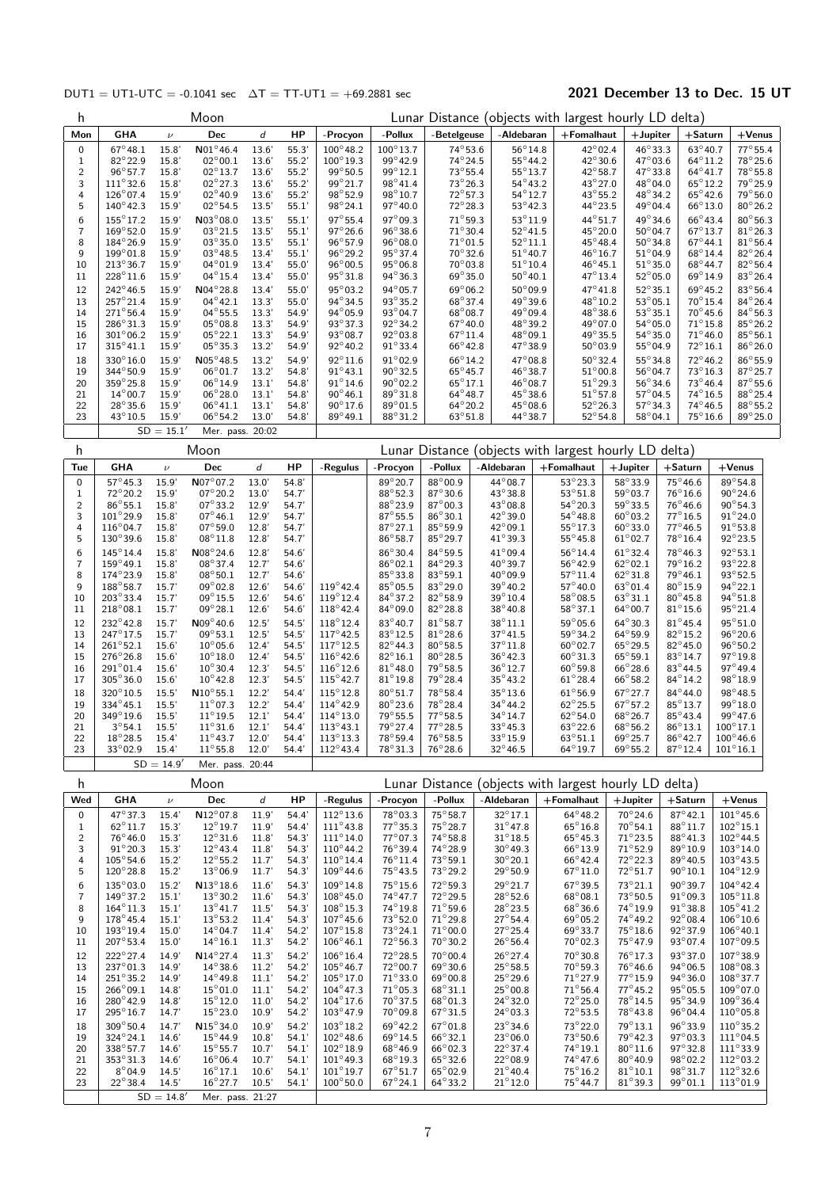DUT1 = UT1-UTC = -0.1041 sec   ΔT = TT-UT1 = +69.2881 sec

**2021 December 13 to Dec. 15 UT**

| h | Moon | | | | | Lunar Distance (objects with largest hourly LD delta) | | | | | | | |
|---|---|---|---|---|---|---|---|---|---|---|---|---|---|
| Mon | GHA | ν | Dec | d | HP | -Procyon | -Pollux | -Betelgeuse | -Aldebaran | +Fomalhaut | +Jupiter | +Saturn | +Venus |
| 0 | 67°48.1 | 15.8' | N01°46.4 | 13.6' | 55.3' | 100°48.2 | 100°13.7 | 74°53.6 | 56°14.8 | 42°02.4 | 46°33.3 | 63°40.7 | 77°55.4 |
| 1 | 82°22.9 | 15.8' | 02°00.1 | 13.6' | 55.2' | 100°19.3 | 99°42.9 | 74°24.5 | 55°44.2 | 42°30.6 | 47°03.6 | 64°11.2 | 78°25.6 |
| 2 | 96°57.7 | 15.8' | 02°13.7 | 13.6' | 55.2' | 99°50.5 | 99°12.1 | 73°55.4 | 55°13.7 | 42°58.7 | 47°33.8 | 64°41.7 | 78°55.8 |
| 3 | 111°32.6 | 15.8' | 02°27.3 | 13.6' | 55.2' | 99°21.7 | 98°41.4 | 73°26.3 | 54°43.2 | 43°27.0 | 48°04.0 | 65°12.2 | 79°25.9 |
| 4 | 126°07.4 | 15.9' | 02°40.9 | 13.6' | 55.2' | 98°52.9 | 98°10.7 | 72°57.3 | 54°12.7 | 43°55.2 | 48°34.2 | 65°42.6 | 79°56.0 |
| 5 | 140°42.3 | 15.9' | 02°54.5 | 13.5' | 55.1' | 98°24.1 | 97°40.0 | 72°28.3 | 53°42.3 | 44°23.5 | 49°04.4 | 66°13.0 | 80°26.2 |
| 6 | 155°17.2 | 15.9' | N03°08.0 | 13.5' | 55.1' | 97°55.4 | 97°09.3 | 71°59.3 | 53°11.9 | 44°51.7 | 49°34.6 | 66°43.4 | 80°56.3 |
| 7 | 169°52.0 | 15.9' | 03°21.5 | 13.5' | 55.1' | 97°26.6 | 96°38.6 | 71°30.4 | 52°41.5 | 45°20.0 | 50°04.7 | 67°13.7 | 81°26.3 |
| 8 | 184°26.9 | 15.9' | 03°35.0 | 13.5' | 55.1' | 96°57.9 | 96°08.0 | 71°01.5 | 52°11.1 | 45°48.4 | 50°34.8 | 67°44.1 | 81°56.4 |
| 9 | 199°01.8 | 15.9' | 03°48.5 | 13.4' | 55.1' | 96°29.2 | 95°37.4 | 70°32.6 | 51°40.7 | 46°16.7 | 51°04.9 | 68°14.4 | 82°26.4 |
| 10 | 213°36.7 | 15.9' | 04°01.9 | 13.4' | 55.0' | 96°00.5 | 95°06.8 | 70°03.8 | 51°10.4 | 46°45.1 | 51°35.0 | 68°44.7 | 82°56.4 |
| 11 | 228°11.6 | 15.9' | 04°15.4 | 13.4' | 55.0' | 95°31.8 | 94°36.3 | 69°35.0 | 50°40.1 | 47°13.4 | 52°05.0 | 69°14.9 | 83°26.4 |
| 12 | 242°46.5 | 15.9' | N04°28.8 | 13.4' | 55.0' | 95°03.2 | 94°05.7 | 69°06.2 | 50°09.9 | 47°41.8 | 52°35.1 | 69°45.2 | 83°56.4 |
| 13 | 257°21.4 | 15.9' | 04°42.1 | 13.3' | 55.0' | 94°34.5 | 93°35.2 | 68°37.4 | 49°39.6 | 48°10.2 | 53°05.1 | 70°15.4 | 84°26.4 |
| 14 | 271°56.4 | 15.9' | 04°55.5 | 13.3' | 54.9' | 94°05.9 | 93°04.7 | 68°08.7 | 49°09.4 | 48°38.6 | 53°35.1 | 70°45.6 | 84°56.3 |
| 15 | 286°31.3 | 15.9' | 05°08.8 | 13.3' | 54.9' | 93°37.3 | 92°34.2 | 67°40.0 | 48°39.2 | 49°07.0 | 54°05.0 | 71°15.8 | 85°26.2 |
| 16 | 301°06.2 | 15.9' | 05°22.1 | 13.3' | 54.9' | 93°08.7 | 92°03.8 | 67°11.4 | 48°09.1 | 49°35.5 | 54°35.0 | 71°46.0 | 85°56.1 |
| 17 | 315°41.1 | 15.9' | 05°35.3 | 13.2' | 54.9' | 92°40.2 | 91°33.4 | 66°42.8 | 47°38.9 | 50°03.9 | 55°04.9 | 72°16.1 | 86°26.0 |
| 18 | 330°16.0 | 15.9' | N05°48.5 | 13.2' | 54.9' | 92°11.6 | 91°02.9 | 66°14.2 | 47°08.8 | 50°32.4 | 55°34.8 | 72°46.2 | 86°55.9 |
| 19 | 344°50.9 | 15.9' | 06°01.7 | 13.2' | 54.8' | 91°43.1 | 90°32.5 | 65°45.7 | 46°38.7 | 51°00.8 | 56°04.7 | 73°16.3 | 87°25.7 |
| 20 | 359°25.8 | 15.9' | 06°14.9 | 13.1' | 54.8' | 91°14.6 | 90°02.2 | 65°17.1 | 46°08.7 | 51°29.3 | 56°34.6 | 73°46.4 | 87°55.6 |
| 21 | 14°00.7 | 15.9' | 06°28.0 | 13.1' | 54.8' | 90°46.1 | 89°31.8 | 64°48.7 | 45°38.6 | 51°57.8 | 57°04.5 | 74°16.5 | 88°25.4 |
| 22 | 28°35.6 | 15.9' | 06°41.1 | 13.1' | 54.8' | 90°17.6 | 89°01.5 | 64°20.2 | 45°08.6 | 52°26.3 | 57°34.3 | 74°46.5 | 88°55.2 |
| 23 | 43°10.5 | 15.9' | 06°54.2 | 13.0' | 54.8' | 89°49.1 | 88°31.2 | 63°51.8 | 44°38.7 | 52°54.8 | 58°04.1 | 75°16.6 | 89°25.0 |
| | | SD = 15.1' | Mer. pass. 20:02 | | | | | | | | | | |

| h | Moon | | | | | Lunar Distance (objects with largest hourly LD delta) | | | | | | | |
|---|---|---|---|---|---|---|---|---|---|---|---|---|---|
| Tue | GHA | ν | Dec | d | HP | -Regulus | -Procyon | -Pollux | -Aldebaran | +Fomalhaut | +Jupiter | +Saturn | +Venus |
| 0 | 57°45.3 | 15.9' | N07°07.2 | 13.0' | 54.8' | | 89°20.7 | 88°00.9 | 44°08.7 | 53°23.3 | 58°33.9 | 75°46.6 | 89°54.8 |
| 1 | 72°20.2 | 15.9' | 07°20.2 | 13.0' | 54.7' | | 88°52.3 | 87°30.6 | 43°38.8 | 53°51.8 | 59°03.7 | 76°16.6 | 90°24.6 |
| 2 | 86°55.1 | 15.8' | 07°33.2 | 12.9' | 54.7' | | 88°23.9 | 87°00.3 | 43°08.8 | 54°20.3 | 59°33.5 | 76°46.6 | 90°54.3 |
| 3 | 101°29.9 | 15.8' | 07°46.1 | 12.9' | 54.7' | | 87°55.5 | 86°30.1 | 42°39.0 | 54°48.8 | 60°03.2 | 77°16.5 | 91°24.0 |
| 4 | 116°04.7 | 15.8' | 07°59.0 | 12.8' | 54.7' | | 87°27.1 | 85°59.9 | 42°09.1 | 55°17.3 | 60°33.0 | 77°46.5 | 91°53.8 |
| 5 | 130°39.6 | 15.8' | 08°11.8 | 12.8' | 54.7' | | 86°58.7 | 85°29.7 | 41°39.3 | 55°45.8 | 61°02.7 | 78°16.4 | 92°23.5 |
| 6 | 145°14.4 | 15.8' | N08°24.6 | 12.8' | 54.6' | | 86°30.4 | 84°59.5 | 41°09.4 | 56°14.4 | 61°32.4 | 78°46.3 | 92°53.1 |
| 7 | 159°49.1 | 15.8' | 08°37.4 | 12.7' | 54.6' | | 86°02.1 | 84°29.3 | 40°39.7 | 56°42.9 | 62°02.1 | 79°16.2 | 93°22.8 |
| 8 | 174°23.9 | 15.8' | 08°50.1 | 12.7' | 54.6' | | 85°33.8 | 83°59.1 | 40°09.9 | 57°11.4 | 62°31.8 | 79°46.1 | 93°52.5 |
| 9 | 188°58.7 | 15.7' | 09°02.8 | 12.6' | 54.6' | 119°42.4 | 85°05.5 | 83°29.0 | 39°40.2 | 57°40.0 | 63°01.4 | 80°15.9 | 94°22.1 |
| 10 | 203°33.4 | 15.7' | 09°15.5 | 12.6' | 54.6' | 119°12.4 | 84°37.2 | 82°58.9 | 39°10.4 | 58°08.5 | 63°31.1 | 80°45.8 | 94°51.8 |
| 11 | 218°08.1 | 15.7' | 09°28.1 | 12.6' | 54.6' | 118°42.4 | 84°09.0 | 82°28.8 | 38°40.8 | 58°37.1 | 64°00.7 | 81°15.6 | 95°21.4 |
| 12 | 232°42.8 | 15.7' | N09°40.6 | 12.5' | 54.5' | 118°12.4 | 83°40.7 | 81°58.7 | 38°11.1 | 59°05.6 | 64°30.3 | 81°45.4 | 95°51.0 |
| 13 | 247°17.5 | 15.7' | 09°53.1 | 12.5' | 54.5' | 117°42.5 | 83°12.5 | 81°28.6 | 37°41.5 | 59°34.2 | 64°59.9 | 82°15.2 | 96°20.6 |
| 14 | 261°52.1 | 15.6' | 10°05.6 | 12.4' | 54.5' | 117°12.5 | 82°44.3 | 80°58.5 | 37°11.8 | 60°02.7 | 65°29.5 | 82°45.0 | 96°50.2 |
| 15 | 276°26.8 | 15.6' | 10°18.0 | 12.4' | 54.5' | 116°42.6 | 82°16.1 | 80°28.5 | 36°42.3 | 60°31.3 | 65°59.1 | 83°14.7 | 97°19.8 |
| 16 | 291°01.4 | 15.6' | 10°30.4 | 12.3' | 54.5' | 116°12.6 | 81°48.0 | 79°58.5 | 36°12.7 | 60°59.8 | 66°28.6 | 83°44.5 | 97°49.4 |
| 17 | 305°36.0 | 15.6' | 10°42.8 | 12.3' | 54.5' | 115°42.7 | 81°19.8 | 79°28.4 | 35°43.2 | 61°28.4 | 66°58.2 | 84°14.2 | 98°18.9 |
| 18 | 320°10.5 | 15.5' | N10°55.1 | 12.2' | 54.4' | 115°12.8 | 80°51.7 | 78°58.4 | 35°13.6 | 61°56.9 | 67°27.7 | 84°44.0 | 98°48.5 |
| 19 | 334°45.1 | 15.5' | 11°07.3 | 12.2' | 54.4' | 114°42.9 | 80°23.6 | 78°28.4 | 34°44.2 | 62°25.5 | 67°57.2 | 85°13.7 | 99°18.0 |
| 20 | 349°19.6 | 15.5' | 11°19.5 | 12.1' | 54.4' | 114°13.0 | 79°55.5 | 77°58.5 | 34°14.7 | 62°54.0 | 68°26.7 | 85°43.4 | 99°47.6 |
| 21 | 3°54.1 | 15.5' | 11°31.6 | 12.1' | 54.4' | 113°43.1 | 79°27.4 | 77°28.5 | 33°45.3 | 63°22.6 | 68°56.2 | 86°13.1 | 100°17.1 |
| 22 | 18°28.5 | 15.4' | 11°43.7 | 12.0' | 54.4' | 113°13.3 | 78°59.4 | 76°58.5 | 33°15.9 | 63°51.1 | 69°25.7 | 86°42.7 | 100°46.6 |
| 23 | 33°02.9 | 15.4' | 11°55.8 | 12.0' | 54.4' | 112°43.4 | 78°31.3 | 76°28.6 | 32°46.5 | 64°19.7 | 69°55.2 | 87°12.4 | 101°16.1 |
| | | SD = 14.9' | Mer. pass. 20:44 | | | | | | | | | | |

| h | Moon | | | | | Lunar Distance (objects with largest hourly LD delta) | | | | | | | |
|---|---|---|---|---|---|---|---|---|---|---|---|---|---|
| Wed | GHA | ν | Dec | d | HP | -Regulus | -Procyon | -Pollux | -Aldebaran | +Fomalhaut | +Jupiter | +Saturn | +Venus |
| 0 | 47°37.3 | 15.4' | N12°07.8 | 11.9' | 54.4' | 112°13.6 | 78°03.3 | 75°58.7 | 32°17.1 | 64°48.2 | 70°24.6 | 87°42.1 | 101°45.6 |
| 1 | 62°11.7 | 15.3' | 12°19.7 | 11.9' | 54.4' | 111°43.8 | 77°35.3 | 75°28.7 | 31°47.8 | 65°16.8 | 70°54.1 | 88°11.7 | 102°15.1 |
| 2 | 76°46.0 | 15.3' | 12°31.6 | 11.8' | 54.3' | 111°14.0 | 77°07.3 | 74°58.8 | 31°18.5 | 65°45.3 | 71°23.5 | 88°41.3 | 102°44.5 |
| 3 | 91°20.3 | 15.3' | 12°43.4 | 11.8' | 54.3' | 110°44.2 | 76°39.4 | 74°28.9 | 30°49.3 | 66°13.9 | 71°52.9 | 89°10.9 | 103°14.0 |
| 4 | 105°54.6 | 15.2' | 12°55.2 | 11.7' | 54.3' | 110°14.4 | 76°11.4 | 73°59.1 | 30°20.1 | 66°42.4 | 72°22.3 | 89°40.5 | 103°43.5 |
| 5 | 120°28.8 | 15.2' | 13°06.9 | 11.7' | 54.3' | 109°44.6 | 75°43.5 | 73°29.2 | 29°50.9 | 67°11.0 | 72°51.7 | 90°10.1 | 104°12.9 |
| 6 | 135°03.0 | 15.2' | N13°18.6 | 11.6' | 54.3' | 109°14.8 | 75°15.6 | 72°59.3 | 29°21.7 | 67°39.5 | 73°21.1 | 90°39.7 | 104°42.4 |
| 7 | 149°37.2 | 15.1' | 13°30.2 | 11.6' | 54.3' | 108°45.0 | 74°47.7 | 72°29.5 | 28°52.6 | 68°08.1 | 73°50.5 | 91°09.3 | 105°11.8 |
| 8 | 164°11.3 | 15.1' | 13°41.7 | 11.5' | 54.3' | 108°15.3 | 74°19.8 | 71°59.6 | 28°23.5 | 68°36.6 | 74°19.9 | 91°38.8 | 105°41.2 |
| 9 | 178°45.4 | 15.1' | 13°53.2 | 11.4' | 54.3' | 107°45.6 | 73°52.0 | 71°29.8 | 27°54.4 | 69°05.2 | 74°49.2 | 92°08.4 | 106°10.6 |
| 10 | 193°19.4 | 15.0' | 14°04.7 | 11.4' | 54.2' | 107°15.8 | 73°24.1 | 71°00.0 | 27°25.4 | 69°33.7 | 75°18.6 | 92°37.9 | 106°40.1 |
| 11 | 207°53.4 | 15.0' | 14°16.1 | 11.3' | 54.2' | 106°46.1 | 72°56.3 | 70°30.2 | 26°56.4 | 70°02.3 | 75°47.9 | 93°07.4 | 107°09.5 |
| 12 | 222°27.4 | 14.9' | N14°27.4 | 11.3' | 54.2' | 106°16.4 | 72°28.5 | 70°00.4 | 26°27.4 | 70°30.8 | 76°17.3 | 93°37.0 | 107°38.9 |
| 13 | 237°01.3 | 14.9' | 14°38.6 | 11.2' | 54.2' | 105°46.7 | 72°00.7 | 69°30.6 | 25°58.5 | 70°59.3 | 76°46.6 | 94°06.5 | 108°08.3 |
| 14 | 251°35.2 | 14.9' | 14°49.8 | 11.1' | 54.2' | 105°17.0 | 71°33.0 | 69°00.8 | 25°29.6 | 71°27.9 | 77°15.9 | 94°36.0 | 108°37.7 |
| 15 | 266°09.1 | 14.8' | 15°01.0 | 11.1' | 54.2' | 104°47.3 | 71°05.3 | 68°31.1 | 25°00.8 | 71°56.4 | 77°45.2 | 95°05.5 | 109°07.0 |
| 16 | 280°42.9 | 14.8' | 15°12.0 | 11.0' | 54.2' | 104°17.6 | 70°37.5 | 68°01.3 | 24°32.0 | 72°25.0 | 78°14.5 | 95°34.9 | 109°36.4 |
| 17 | 295°16.7 | 14.7' | 15°23.0 | 10.9' | 54.2' | 103°47.9 | 70°09.8 | 67°31.5 | 24°03.3 | 72°53.5 | 78°43.8 | 96°04.4 | 110°05.8 |
| 18 | 309°50.4 | 14.7' | N15°34.0 | 10.9' | 54.2' | 103°18.2 | 69°42.2 | 67°01.8 | 23°34.6 | 73°22.0 | 79°13.1 | 96°33.9 | 110°35.2 |
| 19 | 324°24.1 | 14.6' | 15°44.9 | 10.8' | 54.1' | 102°48.6 | 69°14.5 | 66°32.1 | 23°06.0 | 73°50.6 | 79°42.3 | 97°03.3 | 111°04.5 |
| 20 | 338°57.7 | 14.6' | 15°55.7 | 10.7' | 54.1' | 102°18.9 | 68°46.9 | 66°02.3 | 22°37.4 | 74°19.1 | 80°11.6 | 97°32.8 | 111°33.9 |
| 21 | 353°31.3 | 14.6' | 16°06.4 | 10.7' | 54.1' | 101°49.3 | 68°19.3 | 65°32.6 | 22°08.9 | 74°47.6 | 80°40.9 | 98°02.2 | 112°03.2 |
| 22 | 8°04.9 | 14.5' | 16°17.1 | 10.6' | 54.1' | 101°19.7 | 67°51.7 | 65°02.9 | 21°40.4 | 75°16.2 | 81°10.1 | 98°31.7 | 112°32.6 |
| 23 | 22°38.4 | 14.5' | 16°27.7 | 10.5' | 54.1' | 100°50.0 | 67°24.1 | 64°33.2 | 21°12.0 | 75°44.7 | 81°39.3 | 99°01.1 | 113°01.9 |
| | | SD = 14.8' | Mer. pass. 21:27 | | | | | | | | | | |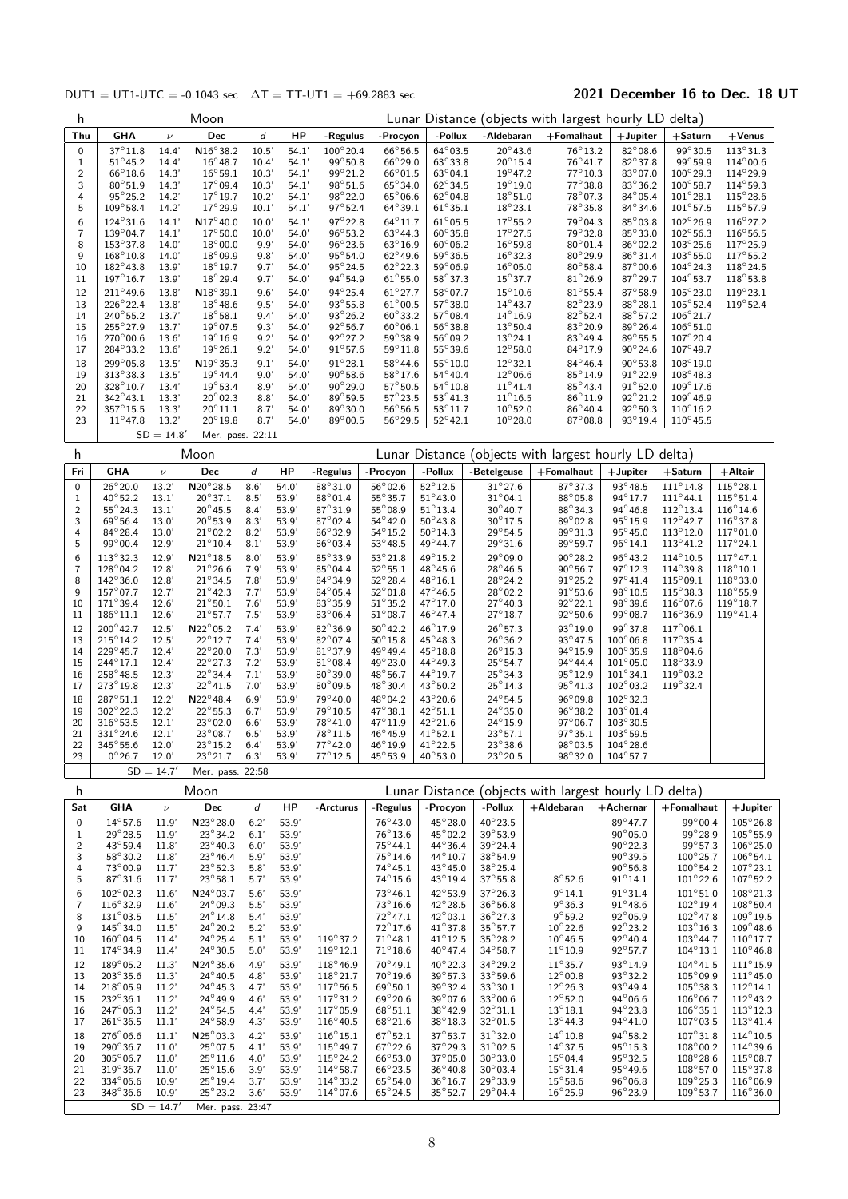DUT1 = UT1-UTC = -0.1043 sec   ΔT = TT-UT1 = +69.2883 sec

**2021 December 16 to Dec. 18 UT**

| h | Moon | | | | | Lunar Distance (objects with largest hourly LD delta) | | | | | | | |
|---|---|---|---|---|---|---|---|---|---|---|---|---|---|
| Thu | GHA | ν | Dec | d | HP | -Regulus | -Procyon | -Pollux | -Aldebaran | +Fomalhaut | +Jupiter | +Saturn | +Venus |
| 0 | 37°11.8 | 14.4′ | N16°38.2 | 10.5′ | 54.1′ | 100°20.4 | 66°56.5 | 64°03.5 | 20°43.6 | 76°13.2 | 82°08.6 | 99°30.5 | 113°31.3 |
| 1 | 51°45.2 | 14.4′ | 16°48.7 | 10.4′ | 54.1′ | 99°50.8 | 66°29.0 | 63°33.8 | 20°15.4 | 76°41.7 | 82°37.8 | 99°59.9 | 114°00.6 |
| 2 | 66°18.6 | 14.3′ | 16°59.1 | 10.3′ | 54.1′ | 99°21.2 | 66°01.5 | 63°04.1 | 19°47.2 | 77°10.3 | 83°07.0 | 100°29.3 | 114°29.9 |
| 3 | 80°51.9 | 14.3′ | 17°09.4 | 10.3′ | 54.1′ | 98°51.6 | 65°34.0 | 62°34.5 | 19°19.0 | 77°38.8 | 83°36.2 | 100°58.7 | 114°59.3 |
| 4 | 95°25.2 | 14.2′ | 17°19.7 | 10.2′ | 54.1′ | 98°22.0 | 65°06.6 | 62°04.8 | 18°51.0 | 78°07.3 | 84°05.4 | 101°28.1 | 115°28.6 |
| 5 | 109°58.4 | 14.2′ | 17°29.9 | 10.1′ | 54.1′ | 97°52.4 | 64°39.1 | 61°35.1 | 18°23.1 | 78°35.8 | 84°34.6 | 101°57.5 | 115°57.9 |
| 6 | 124°31.6 | 14.1′ | N17°40.0 | 10.0′ | 54.1′ | 97°22.8 | 64°11.7 | 61°05.5 | 17°55.2 | 79°04.3 | 85°03.8 | 102°26.9 | 116°27.2 |
| 7 | 139°04.7 | 14.1′ | 17°50.0 | 10.0′ | 54.0′ | 96°53.2 | 63°44.3 | 60°35.8 | 17°27.5 | 79°32.8 | 85°33.0 | 102°56.3 | 116°56.5 |
| 8 | 153°37.8 | 14.0′ | 18°00.0 | 9.9′ | 54.0′ | 96°23.6 | 63°16.9 | 60°06.2 | 16°59.8 | 80°01.4 | 86°02.2 | 103°25.6 | 117°25.9 |
| 9 | 168°10.8 | 14.0′ | 18°09.9 | 9.8′ | 54.0′ | 95°54.0 | 62°49.6 | 59°36.5 | 16°32.3 | 80°29.9 | 86°31.4 | 103°55.0 | 117°55.2 |
| 10 | 182°43.8 | 13.9′ | 18°19.7 | 9.7′ | 54.0′ | 95°24.5 | 62°22.3 | 59°06.9 | 16°05.0 | 80°58.4 | 87°00.6 | 104°24.3 | 118°24.5 |
| 11 | 197°16.7 | 13.9′ | 18°29.4 | 9.7′ | 54.0′ | 94°54.9 | 61°55.0 | 58°37.3 | 15°37.7 | 81°26.9 | 87°29.7 | 104°53.7 | 118°53.8 |
| 12 | 211°49.6 | 13.8′ | N18°39.1 | 9.6′ | 54.0′ | 94°25.4 | 61°27.7 | 58°07.7 | 15°10.6 | 81°55.4 | 87°58.9 | 105°23.0 | 119°23.1 |
| 13 | 226°22.4 | 13.8′ | 18°48.6 | 9.5′ | 54.0′ | 93°55.8 | 61°00.5 | 57°38.0 | 14°43.7 | 82°23.9 | 88°28.1 | 105°52.4 | 119°52.4 |
| 14 | 240°55.2 | 13.7′ | 18°58.1 | 9.4′ | 54.0′ | 93°26.2 | 60°33.2 | 57°08.4 | 14°16.9 | 82°52.4 | 88°57.2 | 106°21.7 | |
| 15 | 255°27.9 | 13.7′ | 19°07.5 | 9.3′ | 54.0′ | 92°56.7 | 60°06.1 | 56°38.8 | 13°50.4 | 83°20.9 | 89°26.4 | 106°51.0 | |
| 16 | 270°00.6 | 13.6′ | 19°16.9 | 9.2′ | 54.0′ | 92°27.2 | 59°38.9 | 56°09.2 | 13°24.1 | 83°49.4 | 89°55.5 | 107°20.4 | |
| 17 | 284°33.2 | 13.6′ | 19°26.1 | 9.2′ | 54.0′ | 91°57.6 | 59°11.8 | 55°39.6 | 12°58.0 | 84°17.9 | 90°24.6 | 107°49.7 | |
| 18 | 299°05.8 | 13.5′ | N19°35.3 | 9.1′ | 54.0′ | 91°28.1 | 58°44.6 | 55°10.0 | 12°32.1 | 84°46.4 | 90°53.8 | 108°19.0 | |
| 19 | 313°38.3 | 13.5′ | 19°44.4 | 9.0′ | 54.0′ | 90°58.6 | 58°17.6 | 54°40.4 | 12°06.6 | 85°14.9 | 91°22.9 | 108°48.3 | |
| 20 | 328°10.7 | 13.4′ | 19°53.4 | 8.9′ | 54.0′ | 90°29.0 | 57°50.5 | 54°10.8 | 11°41.4 | 85°43.4 | 91°52.0 | 109°17.6 | |
| 21 | 342°43.1 | 13.3′ | 20°02.3 | 8.8′ | 54.0′ | 89°59.5 | 57°23.5 | 53°41.3 | 11°16.5 | 86°11.9 | 92°21.2 | 109°46.9 | |
| 22 | 357°15.5 | 13.3′ | 20°11.1 | 8.7′ | 54.0′ | 89°30.0 | 56°56.5 | 53°11.7 | 10°52.0 | 86°40.4 | 92°50.3 | 110°16.2 | |
| 23 | 11°47.8 | 13.2′ | 20°19.8 | 8.7′ | 54.0′ | 89°00.5 | 56°29.5 | 52°42.1 | 10°28.0 | 87°08.8 | 93°19.4 | 110°45.5 | |
| | | SD = 14.8′ | Mer. pass. 22:11 | | | | | | | | | | |

| h | Moon | | | | | Lunar Distance (objects with largest hourly LD delta) | | | | | | | |
|---|---|---|---|---|---|---|---|---|---|---|---|---|---|
| Fri | GHA | ν | Dec | d | HP | -Regulus | -Procyon | -Pollux | -Betelgeuse | +Fomalhaut | +Jupiter | +Saturn | +Altair |
| 0 | 26°20.0 | 13.2′ | N20°28.5 | 8.6′ | 54.0′ | 88°31.0 | 56°02.6 | 52°12.5 | 31°27.6 | 87°37.3 | 93°48.5 | 111°14.8 | 115°28.1 |
| 1 | 40°52.2 | 13.1′ | 20°37.1 | 8.5′ | 53.9′ | 88°01.4 | 55°35.7 | 51°43.0 | 31°04.1 | 88°05.8 | 94°17.7 | 111°44.1 | 115°51.4 |
| 2 | 55°24.3 | 13.1′ | 20°45.5 | 8.4′ | 53.9′ | 87°31.9 | 55°08.9 | 51°13.4 | 30°40.7 | 88°34.3 | 94°46.8 | 112°13.4 | 116°14.6 |
| 3 | 69°56.4 | 13.0′ | 20°53.9 | 8.3′ | 53.9′ | 87°02.4 | 54°42.0 | 50°43.8 | 30°17.5 | 89°02.8 | 95°15.9 | 112°42.7 | 116°37.8 |
| 4 | 84°28.4 | 13.0′ | 21°02.2 | 8.2′ | 53.9′ | 86°32.9 | 54°15.2 | 50°14.3 | 29°54.5 | 89°31.3 | 95°45.0 | 113°12.0 | 117°01.0 |
| 5 | 99°00.4 | 12.9′ | 21°10.4 | 8.1′ | 53.9′ | 86°03.4 | 53°48.5 | 49°44.7 | 29°31.6 | 89°59.7 | 96°14.1 | 113°41.2 | 117°24.1 |
| 6 | 113°32.3 | 12.9′ | N21°18.5 | 8.0′ | 53.9′ | 85°33.9 | 53°21.8 | 49°15.2 | 29°09.0 | 90°28.2 | 96°43.2 | 114°10.5 | 117°47.1 |
| 7 | 128°04.2 | 12.8′ | 21°26.6 | 7.9′ | 53.9′ | 85°04.4 | 52°55.1 | 48°45.6 | 28°46.5 | 90°56.7 | 97°12.3 | 114°39.8 | 118°10.1 |
| 8 | 142°36.0 | 12.8′ | 21°34.5 | 7.8′ | 53.9′ | 84°34.9 | 52°28.4 | 48°16.1 | 28°24.2 | 91°25.2 | 97°41.4 | 115°09.1 | 118°33.0 |
| 9 | 157°07.7 | 12.7′ | 21°42.3 | 7.7′ | 53.9′ | 84°05.4 | 52°01.8 | 47°46.5 | 28°02.2 | 91°53.6 | 98°10.5 | 115°38.3 | 118°55.9 |
| 10 | 171°39.4 | 12.6′ | 21°50.1 | 7.6′ | 53.9′ | 83°35.9 | 51°35.2 | 47°17.0 | 27°40.3 | 92°22.1 | 98°39.6 | 116°07.6 | 119°18.7 |
| 11 | 186°11.1 | 12.6′ | 21°57.7 | 7.5′ | 53.9′ | 83°06.4 | 51°08.7 | 46°47.4 | 27°18.7 | 92°50.6 | 99°08.7 | 116°36.9 | 119°41.4 |
| 12 | 200°42.7 | 12.5′ | N22°05.2 | 7.4′ | 53.9′ | 82°36.9 | 50°42.2 | 46°17.9 | 26°57.3 | 93°19.0 | 99°37.8 | 117°06.1 | |
| 13 | 215°14.2 | 12.5′ | 22°12.7 | 7.4′ | 53.9′ | 82°07.4 | 50°15.8 | 45°48.3 | 26°36.2 | 93°47.5 | 100°06.8 | 117°35.4 | |
| 14 | 229°45.7 | 12.4′ | 22°20.0 | 7.3′ | 53.9′ | 81°37.9 | 49°49.4 | 45°18.8 | 26°15.3 | 94°15.9 | 100°35.9 | 118°04.6 | |
| 15 | 244°17.1 | 12.4′ | 22°27.3 | 7.2′ | 53.9′ | 81°08.4 | 49°23.0 | 44°49.3 | 25°54.7 | 94°44.4 | 101°05.0 | 118°33.9 | |
| 16 | 258°48.5 | 12.3′ | 22°34.4 | 7.1′ | 53.9′ | 80°39.0 | 48°56.7 | 44°19.7 | 25°34.3 | 95°12.9 | 101°34.1 | 119°03.2 | |
| 17 | 273°19.8 | 12.3′ | 22°41.5 | 7.0′ | 53.9′ | 80°09.5 | 48°30.4 | 43°50.2 | 25°14.3 | 95°41.3 | 102°03.2 | 119°32.4 | |
| 18 | 287°51.1 | 12.2′ | N22°48.4 | 6.9′ | 53.9′ | 79°40.0 | 48°04.2 | 43°20.6 | 24°54.5 | 96°09.8 | 102°32.3 | | |
| 19 | 302°22.3 | 12.2′ | 22°55.3 | 6.7′ | 53.9′ | 79°10.5 | 47°38.1 | 42°51.1 | 24°35.0 | 96°38.2 | 103°01.4 | | |
| 20 | 316°53.5 | 12.1′ | 23°02.0 | 6.6′ | 53.9′ | 78°41.0 | 47°11.9 | 42°21.6 | 24°15.9 | 97°06.7 | 103°30.5 | | |
| 21 | 331°24.6 | 12.1′ | 23°08.7 | 6.5′ | 53.9′ | 78°11.5 | 46°45.9 | 41°52.1 | 23°57.1 | 97°35.1 | 103°59.5 | | |
| 22 | 345°55.6 | 12.0′ | 23°15.2 | 6.4′ | 53.9′ | 77°42.0 | 46°19.9 | 41°22.5 | 23°38.6 | 98°03.5 | 104°28.6 | | |
| 23 | 0°26.7 | 12.0′ | 23°21.7 | 6.3′ | 53.9′ | 77°12.5 | 45°53.9 | 40°53.0 | 23°20.5 | 98°32.0 | 104°57.7 | | |
| | | SD = 14.7′ | Mer. pass. 22:58 | | | | | | | | | | |

| h | Moon | | | | | Lunar Distance (objects with largest hourly LD delta) | | | | | | | |
|---|---|---|---|---|---|---|---|---|---|---|---|---|---|
| Sat | GHA | ν | Dec | d | HP | -Arcturus | -Regulus | -Procyon | -Pollux | +Aldebaran | +Achernar | +Fomalhaut | +Jupiter |
| 0 | 14°57.6 | 11.9′ | N23°28.0 | 6.2′ | 53.9′ | | 76°43.0 | 45°28.0 | 40°23.5 | | 89°47.7 | 99°00.4 | 105°26.8 |
| 1 | 29°28.5 | 11.9′ | 23°34.2 | 6.1′ | 53.9′ | | 76°13.6 | 45°02.2 | 39°53.9 | | 90°05.0 | 99°28.9 | 105°55.9 |
| 2 | 43°59.4 | 11.8′ | 23°40.3 | 6.0′ | 53.9′ | | 75°44.1 | 44°36.4 | 39°24.4 | | 90°22.3 | 99°57.3 | 106°25.0 |
| 3 | 58°30.2 | 11.8′ | 23°46.4 | 5.9′ | 53.9′ | | 75°14.6 | 44°10.7 | 38°54.9 | | 90°39.5 | 100°25.7 | 106°54.1 |
| 4 | 73°00.9 | 11.7′ | 23°52.3 | 5.8′ | 53.9′ | | 74°45.1 | 43°45.0 | 38°25.4 | | 90°56.8 | 100°54.2 | 107°23.1 |
| 5 | 87°31.6 | 11.7′ | 23°58.1 | 5.7′ | 53.9′ | | 74°15.6 | 43°19.4 | 37°55.8 | 8°52.6 | 91°14.1 | 101°22.6 | 107°52.2 |
| 6 | 102°02.3 | 11.6′ | N24°03.7 | 5.6′ | 53.9′ | | 73°46.1 | 42°53.9 | 37°26.3 | 9°14.1 | 91°31.4 | 101°51.0 | 108°21.3 |
| 7 | 116°32.9 | 11.6′ | 24°09.3 | 5.5′ | 53.9′ | | 73°16.6 | 42°28.5 | 36°56.8 | 9°36.3 | 91°48.6 | 102°19.4 | 108°50.4 |
| 8 | 131°03.5 | 11.5′ | 24°14.8 | 5.4′ | 53.9′ | | 72°47.1 | 42°03.1 | 36°27.3 | 9°59.2 | 92°05.9 | 102°47.8 | 109°19.5 |
| 9 | 145°34.0 | 11.5′ | 24°20.2 | 5.2′ | 53.9′ | | 72°17.6 | 41°37.8 | 35°57.7 | 10°22.6 | 92°23.2 | 103°16.3 | 109°48.6 |
| 10 | 160°04.5 | 11.4′ | 24°25.4 | 5.1′ | 53.9′ | 119°37.2 | 71°48.1 | 41°12.5 | 35°28.2 | 10°46.5 | 92°40.4 | 103°44.7 | 110°17.7 |
| 11 | 174°34.9 | 11.4′ | 24°30.5 | 5.0′ | 53.9′ | 119°12.1 | 71°18.6 | 40°47.4 | 34°58.7 | 11°10.9 | 92°57.7 | 104°13.1 | 110°46.8 |
| 12 | 189°05.2 | 11.3′ | N24°35.6 | 4.9′ | 53.9′ | 118°46.9 | 70°49.1 | 40°22.3 | 34°29.2 | 11°35.7 | 93°14.9 | 104°41.5 | 111°15.9 |
| 13 | 203°35.6 | 11.3′ | 24°40.5 | 4.8′ | 53.9′ | 118°21.7 | 70°19.6 | 39°57.3 | 33°59.6 | 12°00.8 | 93°32.2 | 105°09.9 | 111°45.0 |
| 14 | 218°05.9 | 11.2′ | 24°45.3 | 4.7′ | 53.9′ | 117°56.5 | 69°50.1 | 39°32.4 | 33°30.1 | 12°26.3 | 93°49.4 | 105°38.3 | 112°14.1 |
| 15 | 232°36.1 | 11.2′ | 24°49.9 | 4.6′ | 53.9′ | 117°31.2 | 69°20.6 | 39°07.6 | 33°00.6 | 12°52.0 | 94°06.6 | 106°06.7 | 112°43.2 |
| 16 | 247°06.3 | 11.2′ | 24°54.5 | 4.4′ | 53.9′ | 117°05.9 | 68°51.1 | 38°42.9 | 32°31.1 | 13°18.1 | 94°23.8 | 106°35.1 | 113°12.3 |
| 17 | 261°36.5 | 11.1′ | 24°58.9 | 4.3′ | 53.9′ | 116°40.5 | 68°21.6 | 38°18.3 | 32°01.5 | 13°44.3 | 94°41.0 | 107°03.5 | 113°41.4 |
| 18 | 276°06.6 | 11.1′ | N25°03.3 | 4.2′ | 53.9′ | 116°15.1 | 67°52.1 | 37°53.7 | 31°32.0 | 14°10.8 | 94°58.2 | 107°31.8 | 114°10.5 |
| 19 | 290°36.7 | 11.0′ | 25°07.5 | 4.1′ | 53.9′ | 115°49.7 | 67°22.6 | 37°29.3 | 31°02.5 | 14°37.5 | 95°15.3 | 108°00.2 | 114°39.6 |
| 20 | 305°06.7 | 11.0′ | 25°11.6 | 4.0′ | 53.9′ | 115°24.2 | 66°53.0 | 37°05.0 | 30°33.0 | 15°04.4 | 95°32.5 | 108°28.6 | 115°08.7 |
| 21 | 319°36.7 | 11.0′ | 25°15.6 | 3.9′ | 53.9′ | 114°58.7 | 66°23.5 | 36°40.8 | 30°03.4 | 15°31.4 | 95°49.6 | 108°57.0 | 115°37.8 |
| 22 | 334°06.6 | 10.9′ | 25°19.4 | 3.7′ | 53.9′ | 114°33.2 | 65°54.0 | 36°16.7 | 29°33.9 | 15°58.6 | 96°06.8 | 109°25.3 | 116°06.9 |
| 23 | 348°36.6 | 10.9′ | 25°23.2 | 3.6′ | 53.9′ | 114°07.6 | 65°24.5 | 35°52.7 | 29°04.4 | 16°25.9 | 96°23.9 | 109°53.7 | 116°36.0 |
| | | SD = 14.7′ | Mer. pass. 23:47 | | | | | | | | | | |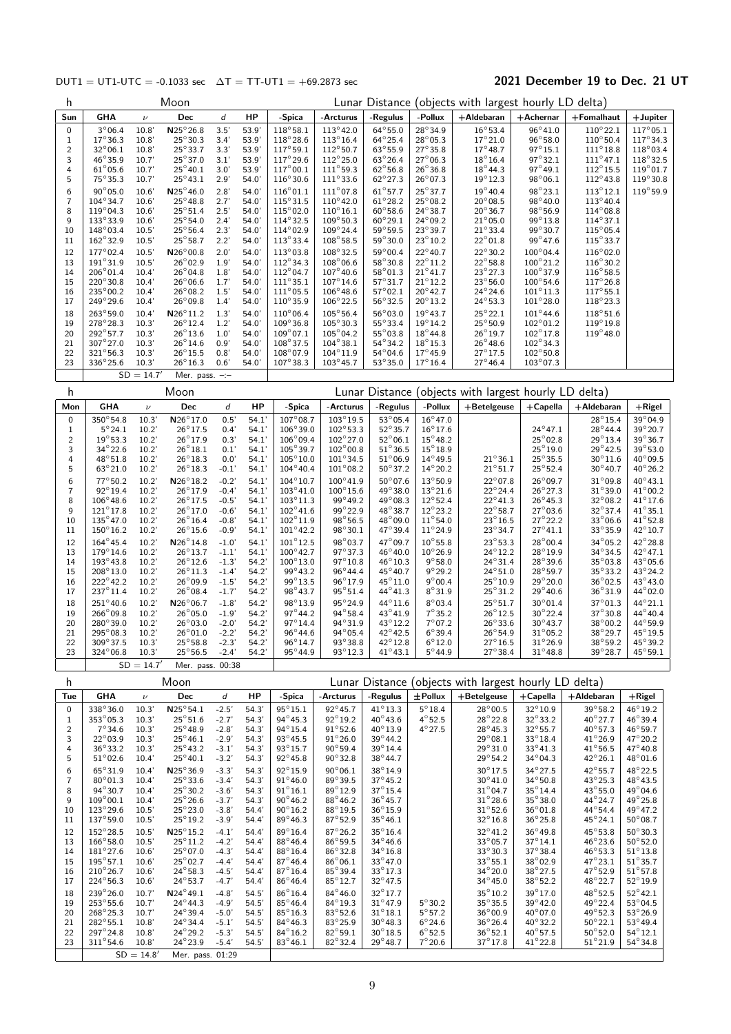DUT1 = UT1-UTC = -0.1033 sec   ΔT = TT-UT1 = +69.2873 sec

## 2021 December 19 to Dec. 21 UT

| h | Moon | | | | | Lunar Distance (objects with largest hourly LD delta) | | | | | | | |
|---|---|---|---|---|---|---|---|---|---|---|---|---|---|
| Sun | GHA | ν | Dec | d | HP | -Spica | -Arcturus | -Regulus | -Pollux | +Aldebaran | +Achernar | +Fomalhaut | +Jupiter |
| 0 | 3°06.4 | 10.8' | N25°26.8 | 3.5' | 53.9' | 118°58.1 | 113°42.0 | 64°55.0 | 28°34.9 | 16°53.4 | 96°41.0 | 110°22.1 | 117°05.1 |
| 1 | 17°36.3 | 10.8' | 25°30.3 | 3.4' | 53.9' | 118°28.6 | 113°16.4 | 64°25.4 | 28°05.3 | 17°21.0 | 96°58.0 | 110°50.4 | 117°34.3 |
| 2 | 32°06.1 | 10.8' | 25°33.7 | 3.3' | 53.9' | 117°59.1 | 112°50.7 | 63°55.9 | 27°35.8 | 17°48.7 | 97°15.1 | 111°18.8 | 118°03.4 |
| 3 | 46°35.9 | 10.7' | 25°37.0 | 3.1' | 53.9' | 117°29.6 | 112°25.0 | 63°26.4 | 27°06.3 | 18°16.4 | 97°32.1 | 111°47.1 | 118°32.5 |
| 4 | 61°05.6 | 10.7' | 25°40.1 | 3.0' | 53.9' | 117°00.1 | 111°59.3 | 62°56.8 | 26°36.8 | 18°44.3 | 97°49.1 | 112°15.5 | 119°01.7 |
| 5 | 75°35.3 | 10.7' | 25°43.1 | 2.9' | 54.0' | 116°30.6 | 111°33.6 | 62°27.3 | 26°07.3 | 19°12.3 | 98°06.1 | 112°43.8 | 119°30.8 |
| 6 | 90°05.0 | 10.6' | N25°46.0 | 2.8' | 54.0' | 116°01.1 | 111°07.8 | 61°57.7 | 25°37.7 | 19°40.4 | 98°23.1 | 113°12.1 | 119°59.9 |
| 7 | 104°34.7 | 10.6' | 25°48.8 | 2.7' | 54.0' | 115°31.5 | 110°42.0 | 61°28.2 | 25°08.2 | 20°08.5 | 98°40.0 | 113°40.4 | |
| 8 | 119°04.3 | 10.6' | 25°51.4 | 2.5' | 54.0' | 115°02.0 | 110°16.1 | 60°58.6 | 24°38.7 | 20°36.7 | 98°56.9 | 114°08.8 | |
| 9 | 133°33.9 | 10.6' | 25°54.0 | 2.4' | 54.0' | 114°32.5 | 109°50.3 | 60°29.1 | 24°09.2 | 21°05.0 | 99°13.8 | 114°37.1 | |
| 10 | 148°03.4 | 10.5' | 25°56.4 | 2.3' | 54.0' | 114°02.9 | 109°24.4 | 59°59.5 | 23°39.7 | 21°33.4 | 99°30.7 | 115°05.4 | |
| 11 | 162°32.9 | 10.5' | 25°58.7 | 2.2' | 54.0' | 113°33.4 | 108°58.5 | 59°30.0 | 23°10.2 | 22°01.8 | 99°47.6 | 115°33.7 | |
| 12 | 177°02.4 | 10.5' | N26°00.8 | 2.0' | 54.0' | 113°03.8 | 108°32.5 | 59°00.4 | 22°40.7 | 22°30.2 | 100°04.4 | 116°02.0 | |
| 13 | 191°31.9 | 10.5' | 26°02.9 | 1.9' | 54.0' | 112°34.3 | 108°06.6 | 58°30.8 | 22°11.2 | 22°58.8 | 100°21.2 | 116°30.2 | |
| 14 | 206°01.4 | 10.4' | 26°04.8 | 1.8' | 54.0' | 112°04.7 | 107°40.6 | 58°01.3 | 21°41.7 | 23°27.3 | 100°37.9 | 116°58.5 | |
| 15 | 220°30.8 | 10.4' | 26°06.6 | 1.7' | 54.0' | 111°35.1 | 107°14.6 | 57°31.7 | 21°12.2 | 23°56.0 | 100°54.6 | 117°26.8 | |
| 16 | 235°00.2 | 10.4' | 26°08.2 | 1.5' | 54.0' | 111°05.5 | 106°48.6 | 57°02.1 | 20°42.7 | 24°24.6 | 101°11.3 | 117°55.1 | |
| 17 | 249°29.6 | 10.4' | 26°09.8 | 1.4' | 54.0' | 110°35.9 | 106°22.5 | 56°32.5 | 20°13.2 | 24°53.3 | 101°28.0 | 118°23.3 | |
| 18 | 263°59.0 | 10.4' | N26°11.2 | 1.3' | 54.0' | 110°06.4 | 105°56.4 | 56°03.0 | 19°43.7 | 25°22.1 | 101°44.6 | 118°51.6 | |
| 19 | 278°28.3 | 10.3' | 26°12.4 | 1.2' | 54.0' | 109°36.8 | 105°30.3 | 55°33.4 | 19°14.2 | 25°50.9 | 102°01.2 | 119°19.8 | |
| 20 | 292°57.7 | 10.3' | 26°13.6 | 1.0' | 54.0' | 109°07.1 | 105°04.2 | 55°03.8 | 18°44.8 | 26°19.7 | 102°17.8 | 119°48.0 | |
| 21 | 307°27.0 | 10.3' | 26°14.6 | 0.9' | 54.0' | 108°37.5 | 104°38.1 | 54°34.2 | 18°15.3 | 26°48.6 | 102°34.3 | | |
| 22 | 321°56.3 | 10.3' | 26°15.5 | 0.8' | 54.0' | 108°07.9 | 104°11.9 | 54°04.6 | 17°45.9 | 27°17.5 | 102°50.8 | | |
| 23 | 336°25.6 | 10.3' | 26°16.3 | 0.6' | 54.0' | 107°38.3 | 103°45.7 | 53°35.0 | 17°16.4 | 27°46.4 | 103°07.3 | | |
| | | SD = 14.7' | Mer. pass. -:- | | | | | | | | | | |

| h | Moon | | | | | Lunar Distance (objects with largest hourly LD delta) | | | | | | | |
|---|---|---|---|---|---|---|---|---|---|---|---|---|---|
| Mon | GHA | ν | Dec | d | HP | -Spica | -Arcturus | -Regulus | -Pollux | +Betelgeuse | +Capella | +Aldebaran | +Rigel |
| 0 | 350°54.8 | 10.3' | N26°17.0 | 0.5' | 54.1' | 107°08.7 | 103°19.5 | 53°05.4 | 16°47.0 | | | 28°15.4 | 39°04.9 |
| 1 | 5°24.1 | 10.2' | 26°17.5 | 0.4' | 54.1' | 106°39.0 | 102°53.3 | 52°35.7 | 16°17.6 | | 24°47.1 | 28°44.4 | 39°20.7 |
| 2 | 19°53.3 | 10.2' | 26°17.9 | 0.3' | 54.1' | 106°09.4 | 102°27.0 | 52°06.1 | 15°48.2 | | 25°02.8 | 29°13.4 | 39°36.7 |
| 3 | 34°22.6 | 10.2' | 26°18.1 | 0.1' | 54.1' | 105°39.7 | 102°00.8 | 51°36.5 | 15°18.9 | | 25°19.0 | 29°42.5 | 39°53.0 |
| 4 | 48°51.8 | 10.2' | 26°18.3 | 0.0' | 54.1' | 105°10.0 | 101°34.5 | 51°06.9 | 14°49.5 | 21°36.1 | 25°35.5 | 30°11.6 | 40°09.5 |
| 5 | 63°21.0 | 10.2' | 26°18.3 | -0.1' | 54.1' | 104°40.4 | 101°08.2 | 50°37.2 | 14°20.2 | 21°51.7 | 25°52.4 | 30°40.7 | 40°26.2 |
| 6 | 77°50.2 | 10.2' | N26°18.2 | -0.2' | 54.1' | 104°10.7 | 100°41.9 | 50°07.6 | 13°50.9 | 22°07.8 | 26°09.7 | 31°09.8 | 40°43.1 |
| 7 | 92°19.4 | 10.2' | 26°17.9 | -0.4' | 54.1' | 103°41.0 | 100°15.6 | 49°38.0 | 13°21.6 | 22°24.4 | 26°27.3 | 31°39.0 | 41°00.2 |
| 8 | 106°48.6 | 10.2' | 26°17.5 | -0.5' | 54.1' | 103°11.3 | 99°49.2 | 49°08.3 | 12°52.4 | 22°41.3 | 26°45.3 | 32°08.2 | 41°17.6 |
| 9 | 121°17.8 | 10.2' | 26°17.0 | -0.6' | 54.1' | 102°41.6 | 99°22.9 | 48°38.7 | 12°23.2 | 22°58.7 | 27°03.6 | 32°37.4 | 41°35.1 |
| 10 | 135°47.0 | 10.2' | 26°16.4 | -0.8' | 54.1' | 102°11.9 | 98°56.5 | 48°09.0 | 11°54.0 | 23°16.5 | 27°22.2 | 33°06.6 | 41°52.8 |
| 11 | 150°16.2 | 10.2' | 26°15.6 | -0.9' | 54.1' | 101°42.2 | 98°30.1 | 47°39.4 | 11°24.9 | 23°34.7 | 27°41.1 | 33°35.9 | 42°10.7 |
| 12 | 164°45.4 | 10.2' | N26°14.8 | -1.0' | 54.1' | 101°12.5 | 98°03.7 | 47°09.7 | 10°55.8 | 23°53.3 | 28°00.4 | 34°05.2 | 42°28.8 |
| 13 | 179°14.6 | 10.2' | 26°13.7 | -1.1' | 54.1' | 100°42.7 | 97°37.3 | 46°40.0 | 10°26.9 | 24°12.2 | 28°19.9 | 34°34.5 | 42°47.1 |
| 14 | 193°43.8 | 10.2' | 26°12.6 | -1.3' | 54.2' | 100°13.0 | 97°10.8 | 46°10.3 | 9°58.0 | 24°31.4 | 28°39.6 | 35°03.8 | 43°05.6 |
| 15 | 208°13.0 | 10.2' | 26°11.3 | -1.4' | 54.2' | 99°43.2 | 96°44.4 | 45°40.7 | 9°29.2 | 24°51.0 | 28°59.7 | 35°33.2 | 43°24.2 |
| 16 | 222°42.2 | 10.2' | 26°09.9 | -1.5' | 54.2' | 99°13.5 | 96°17.9 | 45°11.0 | 9°00.4 | 25°10.9 | 29°20.0 | 36°02.5 | 43°43.0 |
| 17 | 237°11.4 | 10.2' | 26°08.4 | -1.7' | 54.2' | 98°43.7 | 95°51.4 | 44°41.3 | 8°31.9 | 25°31.2 | 29°40.6 | 36°31.9 | 44°02.0 |
| 18 | 251°40.6 | 10.2' | N26°06.7 | -1.8' | 54.2' | 98°13.9 | 95°24.9 | 44°11.6 | 8°03.4 | 25°51.7 | 30°01.4 | 37°01.3 | 44°21.1 |
| 19 | 266°09.8 | 10.2' | 26°05.0 | -1.9' | 54.2' | 97°44.2 | 94°58.4 | 43°41.9 | 7°35.2 | 26°12.5 | 30°22.4 | 37°30.8 | 44°40.4 |
| 20 | 280°39.0 | 10.2' | 26°03.0 | -2.0' | 54.2' | 97°14.4 | 94°31.9 | 43°12.2 | 7°07.2 | 26°33.6 | 30°43.7 | 38°00.2 | 44°59.9 |
| 21 | 295°08.3 | 10.2' | 26°01.0 | -2.2' | 54.2' | 96°44.6 | 94°05.4 | 42°42.5 | 6°39.4 | 26°54.9 | 31°05.2 | 38°29.7 | 45°19.5 |
| 22 | 309°37.5 | 10.3' | 25°58.8 | -2.3' | 54.2' | 96°14.7 | 93°38.8 | 42°12.8 | 6°12.0 | 27°16.5 | 31°26.9 | 38°59.2 | 45°39.2 |
| 23 | 324°06.8 | 10.3' | 25°56.5 | -2.4' | 54.2' | 95°44.9 | 93°12.3 | 41°43.1 | 5°44.9 | 27°38.4 | 31°48.8 | 39°28.7 | 45°59.1 |
| | | SD = 14.7' | Mer. pass. 00:38 | | | | | | | | | | |

| h | Moon | | | | | Lunar Distance (objects with largest hourly LD delta) | | | | | | | |
|---|---|---|---|---|---|---|---|---|---|---|---|---|---|
| Tue | GHA | ν | Dec | d | HP | -Spica | -Arcturus | -Regulus | ±Pollux | +Betelgeuse | +Capella | +Aldebaran | +Rigel |
| 0 | 338°36.0 | 10.3' | N25°54.1 | -2.5' | 54.3' | 95°15.1 | 92°45.7 | 41°13.3 | 5°18.4 | 28°00.5 | 32°10.9 | 39°58.2 | 46°19.2 |
| 1 | 353°05.3 | 10.3' | 25°51.6 | -2.7' | 54.3' | 94°45.3 | 92°19.2 | 40°43.6 | 4°52.5 | 28°22.8 | 32°33.2 | 40°27.7 | 46°39.4 |
| 2 | 7°34.6 | 10.3' | 25°48.9 | -2.8' | 54.3' | 94°15.4 | 91°52.6 | 40°13.9 | 4°27.5 | 28°45.3 | 32°55.7 | 40°57.3 | 46°59.7 |
| 3 | 22°03.9 | 10.3' | 25°46.1 | -2.9' | 54.3' | 93°45.5 | 91°26.0 | 39°44.2 | | 29°08.1 | 33°18.4 | 41°26.9 | 47°20.2 |
| 4 | 36°33.2 | 10.3' | 25°43.2 | -3.1' | 54.3' | 93°15.7 | 90°59.4 | 39°14.4 | | 29°31.0 | 33°41.3 | 41°56.5 | 47°40.8 |
| 5 | 51°02.6 | 10.4' | 25°40.1 | -3.2' | 54.3' | 92°45.8 | 90°32.8 | 38°44.7 | | 29°54.2 | 34°04.3 | 42°26.1 | 48°01.6 |
| 6 | 65°31.9 | 10.4' | N25°36.9 | -3.3' | 54.3' | 92°15.9 | 90°06.1 | 38°14.9 | | 30°17.5 | 34°27.5 | 42°55.7 | 48°22.5 |
| 7 | 80°01.3 | 10.4' | 25°33.6 | -3.4' | 54.3' | 91°46.0 | 89°39.5 | 37°45.2 | | 30°41.0 | 34°50.8 | 43°25.3 | 48°43.5 |
| 8 | 94°30.7 | 10.4' | 25°30.2 | -3.6' | 54.3' | 91°16.1 | 89°12.9 | 37°15.4 | | 31°04.7 | 35°14.4 | 43°55.0 | 49°04.6 |
| 9 | 109°00.1 | 10.4' | 25°26.6 | -3.7' | 54.3' | 90°46.2 | 88°46.2 | 36°45.7 | | 31°28.6 | 35°38.0 | 44°24.7 | 49°25.8 |
| 10 | 123°29.6 | 10.5' | 25°23.0 | -3.8' | 54.4' | 90°16.2 | 88°19.5 | 36°15.9 | | 31°52.6 | 36°01.8 | 44°54.4 | 49°47.2 |
| 11 | 137°59.0 | 10.5' | 25°19.2 | -3.9' | 54.4' | 89°46.3 | 87°52.9 | 35°46.1 | | 32°16.8 | 36°25.8 | 45°24.1 | 50°08.7 |
| 12 | 152°28.5 | 10.5' | N25°15.2 | -4.1' | 54.4' | 89°16.4 | 87°26.2 | 35°16.4 | | 32°41.2 | 36°49.8 | 45°53.8 | 50°30.3 |
| 13 | 166°58.0 | 10.5' | 25°11.2 | -4.2' | 54.4' | 88°46.4 | 86°59.5 | 34°46.6 | | 33°05.7 | 37°14.1 | 46°23.6 | 50°52.0 |
| 14 | 181°27.6 | 10.6' | 25°07.0 | -4.3' | 54.4' | 88°16.4 | 86°32.8 | 34°16.8 | | 33°30.3 | 37°38.4 | 46°53.3 | 51°13.8 |
| 15 | 195°57.1 | 10.6' | 25°02.7 | -4.4' | 54.4' | 87°46.4 | 86°06.1 | 33°47.0 | | 33°55.1 | 38°02.9 | 47°23.1 | 51°35.7 |
| 16 | 210°26.7 | 10.6' | 24°58.3 | -4.5' | 54.4' | 87°16.4 | 85°39.4 | 33°17.3 | | 34°20.0 | 38°27.5 | 47°52.9 | 51°57.8 |
| 17 | 224°56.3 | 10.6' | 24°53.7 | -4.7' | 54.4' | 86°46.4 | 85°12.7 | 32°47.5 | | 34°45.0 | 38°52.2 | 48°22.7 | 52°19.9 |
| 18 | 239°26.0 | 10.7' | N24°49.1 | -4.8' | 54.5' | 86°16.4 | 84°46.0 | 32°17.7 | | 35°10.2 | 39°17.0 | 48°52.5 | 52°42.1 |
| 19 | 253°55.6 | 10.7' | 24°44.3 | -4.9' | 54.5' | 85°46.4 | 84°19.3 | 31°47.9 | 5°30.2 | 35°35.5 | 39°42.0 | 49°22.4 | 53°04.5 |
| 20 | 268°25.3 | 10.7' | 24°39.4 | -5.0' | 54.5' | 85°16.3 | 83°52.6 | 31°18.1 | 5°57.2 | 36°00.9 | 40°07.0 | 49°52.3 | 53°26.9 |
| 21 | 282°55.1 | 10.8' | 24°34.4 | -5.1' | 54.5' | 84°46.3 | 83°25.9 | 30°48.3 | 6°24.6 | 36°26.4 | 40°32.2 | 50°22.1 | 53°49.4 |
| 22 | 297°24.8 | 10.8' | 24°29.2 | -5.3' | 54.5' | 84°16.2 | 82°59.1 | 30°18.5 | 6°52.5 | 36°52.1 | 40°57.5 | 50°52.0 | 54°12.1 |
| 23 | 311°54.6 | 10.8' | 24°23.9 | -5.4' | 54.5' | 83°46.1 | 82°32.4 | 29°48.7 | 7°20.6 | 37°17.8 | 41°22.8 | 51°21.9 | 54°34.8 |
| | | SD = 14.8' | Mer. pass. 01:29 | | | | | | | | | | |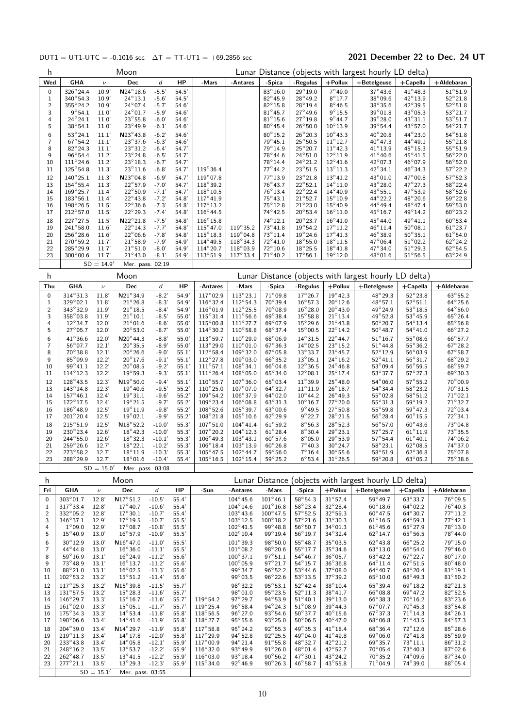DUT1 = UT1-UTC = -0.1016 sec   ΔT = TT-UT1 = +69.2856 sec

**2021 December 22 to Dec. 24 UT**

| h | Moon | | | | | Lunar Distance (objects with largest hourly LD delta) | | | | | | | |
|---|---|---|---|---|---|---|---|---|---|---|---|---|---|
| Wed | GHA | ν | Dec | d | HP | -Mars | -Antares | -Spica | -Regulus | +Pollux | +Betelgeuse | +Capella | +Aldebaran |
| 0 | 326°24.4 | 10.9' | N24°18.6 | -5.5' | 54.5' | | | 83°16.0 | 29°19.0 | 7°49.0 | 37°43.6 | 41°48.3 | 51°51.9 |
| 1 | 340°54.3 | 10.9' | 24°13.1 | -5.6' | 54.5' | | | 82°45.9 | 28°49.2 | 8°17.7 | 38°09.6 | 42°13.9 | 52°21.8 |
| 2 | 355°24.2 | 10.9' | 24°07.4 | -5.7' | 54.6' | | | 82°15.8 | 28°19.4 | 8°46.5 | 38°35.6 | 42°39.5 | 52°51.8 |
| 3 | 9°54.1 | 11.0' | 24°01.7 | -5.9' | 54.6' | | | 81°45.7 | 27°49.6 | 9°15.5 | 39°01.8 | 43°05.3 | 53°21.7 |
| 4 | 24°24.1 | 11.0' | 23°55.8 | -6.0' | 54.6' | | | 81°15.6 | 27°19.8 | 9°44.7 | 39°28.0 | 43°31.1 | 53°51.7 |
| 5 | 38°54.1 | 11.0' | 23°49.9 | -6.1' | 54.6' | | | 80°45.4 | 26°50.0 | 10°13.9 | 39°54.4 | 43°57.0 | 54°21.7 |
| 6 | 53°24.1 | 11.1' | N23°43.8 | -6.2' | 54.6' | | | 80°15.2 | 26°20.3 | 10°43.3 | 40°20.8 | 44°23.0 | 54°51.8 |
| 7 | 67°54.2 | 11.1' | 23°37.6 | -6.3' | 54.6' | | | 79°45.1 | 25°50.5 | 11°12.7 | 40°47.3 | 44°49.1 | 55°21.8 |
| 8 | 82°24.3 | 11.1' | 23°31.2 | -6.4' | 54.7' | | | 79°14.9 | 25°20.7 | 11°42.3 | 41°13.9 | 45°15.3 | 55°51.9 |
| 9 | 96°54.4 | 11.2' | 23°24.8 | -6.5' | 54.7' | | | 78°44.6 | 24°51.0 | 12°11.9 | 41°40.6 | 45°41.5 | 56°22.0 |
| 10 | 111°24.6 | 11.2' | 23°18.3 | -6.7' | 54.7' | | | 78°14.4 | 24°21.2 | 12°41.6 | 42°07.3 | 46°07.9 | 56°52.0 |
| 11 | 125°54.8 | 11.3' | 23°11.6 | -6.8' | 54.7' | 119°36.4 | | 77°44.2 | 23°51.5 | 13°11.3 | 42°34.1 | 46°34.3 | 57°22.2 |
| 12 | 140°25.1 | 11.3' | N23°04.8 | -6.9' | 54.7' | 119°07.8 | | 77°13.9 | 23°21.8 | 13°41.2 | 43°01.0 | 47°00.8 | 57°52.3 |
| 13 | 154°55.4 | 11.3' | 22°57.9 | -7.0' | 54.7' | 118°39.2 | | 76°43.7 | 22°52.1 | 14°11.0 | 43°28.0 | 47°27.3 | 58°22.4 |
| 14 | 169°25.7 | 11.4' | 22°50.9 | -7.1' | 54.7' | 118°10.5 | | 76°13.4 | 22°22.4 | 14°40.9 | 43°55.1 | 47°53.9 | 58°52.6 |
| 15 | 183°56.1 | 11.4' | 22°43.8 | -7.2' | 54.8' | 117°41.9 | | 75°43.1 | 21°52.7 | 15°10.9 | 44°22.2 | 48°20.6 | 59°22.8 |
| 16 | 198°26.5 | 11.5' | 22°36.6 | -7.3' | 54.8' | 117°13.2 | | 75°12.8 | 21°23.0 | 15°40.9 | 44°49.4 | 48°47.4 | 59°53.0 |
| 17 | 212°57.0 | 11.5' | 22°29.3 | -7.4' | 54.8' | 116°44.5 | | 74°42.5 | 20°53.4 | 16°11.0 | 45°16.7 | 49°14.2 | 60°23.2 |
| 18 | 227°27.5 | 11.5' | N22°21.8 | -7.5' | 54.8' | 116°15.8 | | 74°12.1 | 20°23.7 | 16°41.0 | 45°44.0 | 49°41.1 | 60°53.4 |
| 19 | 241°58.0 | 11.6' | 22°14.3 | -7.7' | 54.8' | 115°47.0 | 119°35.2 | 73°41.8 | 19°54.2 | 17°11.2 | 46°11.4 | 50°08.1 | 61°23.7 |
| 20 | 256°28.6 | 11.6' | 22°06.6 | -7.8' | 54.8' | 115°18.3 | 119°04.8 | 73°11.4 | 19°24.6 | 17°41.3 | 46°38.9 | 50°35.1 | 61°54.0 |
| 21 | 270°59.2 | 11.7' | 21°58.9 | -7.9' | 54.9' | 114°49.5 | 118°34.3 | 72°41.0 | 18°55.0 | 18°11.5 | 47°06.4 | 51°02.2 | 62°24.2 |
| 22 | 285°29.9 | 11.7' | 21°51.0 | -8.0' | 54.9' | 114°20.7 | 118°03.9 | 72°10.6 | 18°25.5 | 18°41.8 | 47°34.0 | 51°29.3 | 62°54.5 |
| 23 | 300°00.6 | 11.7' | 21°43.0 | -8.1' | 54.9' | 113°51.9 | 117°33.4 | 71°40.2 | 17°56.1 | 19°12.0 | 48°01.6 | 51°56.5 | 63°24.9 |
| | | SD = 14.9' | Mer. pass. 02:19 | | | | | | | | | | |

| h | Moon | | | | | Lunar Distance (objects with largest hourly LD delta) | | | | | | | |
|---|---|---|---|---|---|---|---|---|---|---|---|---|---|
| Thu | GHA | ν | Dec | d | HP | -Antares | -Mars | -Spica | -Regulus | +Pollux | +Betelgeuse | +Capella | +Aldebaran |
| 0 | 314°31.3 | 11.8' | N21°34.9 | -8.2' | 54.9' | 117°02.9 | 113°23.1 | 71°09.8 | 17°26.7 | 19°42.3 | 48°29.3 | 52°23.8 | 63°55.2 |
| 1 | 329°02.1 | 11.8' | 21°26.8 | -8.3' | 54.9' | 116°32.4 | 112°54.3 | 70°39.4 | 16°57.3 | 20°12.6 | 48°57.1 | 52°51.1 | 64°25.6 |
| 2 | 343°32.9 | 11.9' | 21°18.5 | -8.4' | 54.9' | 116°01.9 | 112°25.5 | 70°08.9 | 16°28.0 | 20°43.0 | 49°24.9 | 53°18.5 | 64°56.0 |
| 3 | 358°03.8 | 11.9' | 21°10.1 | -8.5' | 55.0' | 115°31.4 | 111°56.6 | 69°38.4 | 15°58.8 | 21°13.4 | 49°52.8 | 53°45.9 | 65°26.4 |
| 4 | 12°34.7 | 12.0' | 21°01.6 | -8.6' | 55.0' | 115°00.8 | 111°27.7 | 69°07.9 | 15°29.6 | 21°43.8 | 50°20.7 | 54°13.4 | 65°56.8 |
| 5 | 27°05.7 | 12.0' | 20°53.0 | -8.7' | 55.0' | 114°30.2 | 110°58.8 | 68°37.4 | 15°00.5 | 22°14.2 | 50°48.7 | 54°41.0 | 66°27.2 |
| 6 | 41°36.6 | 12.0' | N20°44.3 | -8.8' | 55.0' | 113°59.7 | 110°29.9 | 68°06.9 | 14°31.5 | 22°44.7 | 51°16.7 | 55°08.6 | 66°57.7 |
| 7 | 56°07.7 | 12.1' | 20°35.5 | -8.9' | 55.0' | 113°29.0 | 110°01.0 | 67°36.3 | 14°02.5 | 23°15.2 | 51°44.8 | 55°36.2 | 67°28.2 |
| 8 | 70°38.8 | 12.1' | 20°26.6 | -9.0' | 55.1' | 112°58.4 | 109°32.0 | 67°05.8 | 13°33.7 | 23°45.7 | 52°12.9 | 56°03.9 | 67°58.7 |
| 9 | 85°09.9 | 12.2' | 20°17.6 | -9.1' | 55.1' | 112°27.8 | 109°03.0 | 66°35.2 | 13°05.1 | 24°16.2 | 52°41.1 | 56°31.7 | 68°29.2 |
| 10 | 99°41.1 | 12.2' | 20°08.5 | -9.2' | 55.1' | 111°57.1 | 108°34.1 | 66°04.6 | 12°36.5 | 24°46.8 | 53°09.4 | 56°59.5 | 68°59.7 |
| 11 | 114°12.3 | 12.2' | 19°59.3 | -9.3' | 55.1' | 111°26.4 | 108°05.0 | 65°34.0 | 12°08.1 | 25°17.4 | 53°37.7 | 57°27.3 | 69°30.3 |
| 12 | 128°43.5 | 12.3' | N19°50.0 | -9.4' | 55.1' | 110°55.7 | 107°36.0 | 65°03.4 | 11°39.9 | 25°48.0 | 54°06.0 | 57°55.2 | 70°00.9 |
| 13 | 143°14.8 | 12.3' | 19°40.6 | -9.5' | 55.2' | 110°25.0 | 107°07.0 | 64°32.7 | 11°11.9 | 26°18.7 | 54°34.4 | 58°23.2 | 70°31.5 |
| 14 | 157°46.1 | 12.4' | 19°31.1 | -9.6' | 55.2' | 109°54.2 | 106°37.9 | 64°02.0 | 10°44.2 | 26°49.3 | 55°02.8 | 58°51.2 | 71°02.1 |
| 15 | 172°17.5 | 12.4' | 19°21.5 | -9.7' | 55.2' | 109°23.4 | 106°08.8 | 63°31.3 | 10°16.7 | 27°20.0 | 55°31.3 | 59°19.2 | 71°32.7 |
| 16 | 186°48.9 | 12.5' | 19°11.9 | -9.8' | 55.2' | 108°52.6 | 105°39.7 | 63°00.6 | 9°49.5 | 27°50.8 | 55°59.8 | 59°47.3 | 72°03.4 |
| 17 | 201°20.4 | 12.5' | 19°02.1 | -9.9' | 55.2' | 108°21.8 | 105°10.6 | 62°29.9 | 9°22.7 | 28°21.5 | 56°28.4 | 60°15.5 | 72°34.1 |
| 18 | 215°51.9 | 12.5' | N18°52.2 | -10.0' | 55.3' | 107°51.0 | 104°41.4 | 61°59.2 | 8°56.3 | 28°52.3 | 56°57.0 | 60°43.6 | 73°04.8 |
| 19 | 230°23.4 | 12.6' | 18°42.3 | -10.0' | 55.3' | 107°20.2 | 104°12.3 | 61°28.4 | 8°30.4 | 29°23.1 | 57°25.7 | 61°11.9 | 73°35.5 |
| 20 | 244°55.0 | 12.6' | 18°32.3 | -10.1' | 55.3' | 106°49.3 | 103°43.1 | 60°57.6 | 8°05.0 | 29°53.9 | 57°54.4 | 61°40.1 | 74°06.2 |
| 21 | 259°26.6 | 12.7' | 18°22.1 | -10.2' | 55.3' | 106°18.4 | 103°13.9 | 60°26.8 | 7°40.3 | 30°24.7 | 58°23.1 | 62°08.5 | 74°37.0 |
| 22 | 273°58.2 | 12.7' | 18°11.9 | -10.3' | 55.3' | 105°47.5 | 102°44.7 | 59°56.0 | 7°16.4 | 30°55.6 | 58°51.9 | 62°36.8 | 75°07.8 |
| 23 | 288°29.9 | 12.7' | 18°01.6 | -10.4' | 55.4' | 105°16.5 | 102°15.4 | 59°25.2 | 6°53.4 | 31°26.5 | 59°20.8 | 63°05.2 | 75°38.6 |
| | | SD = 15.0' | Mer. pass. 03:08 | | | | | | | | | | |

| h | Moon | | | | | Lunar Distance (objects with largest hourly LD delta) | | | | | | | |
|---|---|---|---|---|---|---|---|---|---|---|---|---|---|
| Fri | GHA | ν | Dec | d | HP | -Sun | -Antares | -Mars | -Spica | +Pollux | +Betelgeuse | +Capella | +Aldebaran |
| 0 | 303°01.7 | 12.8' | N17°51.2 | -10.5' | 55.4' | | 104°45.6 | 101°46.1 | 58°54.3 | 31°57.4 | 59°49.7 | 63°33.7 | 76°09.5 |
| 1 | 317°33.4 | 12.8' | 17°40.7 | -10.6' | 55.4' | | 104°14.6 | 101°16.8 | 58°23.4 | 32°28.4 | 60°18.6 | 64°02.2 | 76°40.3 |
| 2 | 332°05.2 | 12.8' | 17°30.1 | -10.7' | 55.4' | | 103°43.6 | 100°47.5 | 57°52.5 | 32°59.3 | 60°47.5 | 64°30.7 | 77°11.2 |
| 3 | 346°37.1 | 12.9' | 17°19.5 | -10.7' | 55.5' | | 103°12.5 | 100°18.2 | 57°21.6 | 33°30.3 | 61°16.5 | 64°59.3 | 77°42.1 |
| 4 | 1°09.0 | 12.9' | 17°08.7 | -10.8' | 55.5' | | 102°41.5 | 99°48.8 | 56°50.7 | 34°01.3 | 61°45.6 | 65°27.9 | 78°13.0 |
| 5 | 15°40.9 | 13.0' | 16°57.9 | -10.9' | 55.5' | | 102°10.4 | 99°19.4 | 56°19.7 | 34°32.4 | 62°14.7 | 65°56.5 | 78°44.0 |
| 6 | 30°12.9 | 13.0' | N16°47.0 | -11.0' | 55.5' | | 101°39.3 | 98°50.0 | 55°48.7 | 35°03.5 | 62°43.8 | 66°25.2 | 79°15.0 |
| 7 | 44°44.8 | 13.0' | 16°36.0 | -11.1' | 55.5' | | 101°08.2 | 98°20.6 | 55°17.7 | 35°34.6 | 63°13.0 | 66°54.0 | 79°46.0 |
| 8 | 59°16.9 | 13.1' | 16°24.9 | -11.2' | 55.6' | | 100°37.1 | 97°51.1 | 54°46.7 | 36°05.7 | 63°42.2 | 67°22.7 | 80°17.0 |
| 9 | 73°48.9 | 13.1' | 16°13.7 | -11.2' | 55.6' | | 100°05.9 | 97°21.7 | 54°15.7 | 36°36.8 | 64°11.4 | 67°51.5 | 80°48.0 |
| 10 | 88°21.0 | 13.1' | 16°02.5 | -11.3' | 55.6' | | 99°34.7 | 96°52.2 | 53°44.6 | 37°08.0 | 64°40.7 | 68°20.4 | 81°19.1 |
| 11 | 102°53.2 | 13.2' | 15°51.2 | -11.4' | 55.6' | | 99°03.5 | 96°22.6 | 53°13.5 | 37°39.2 | 65°10.0 | 68°49.3 | 81°50.2 |
| 12 | 117°25.3 | 13.2' | N15°39.8 | -11.5' | 55.7' | | 98°32.2 | 95°53.1 | 52°42.4 | 38°10.4 | 65°39.4 | 69°18.2 | 82°21.3 |
| 13 | 131°57.5 | 13.2' | 15°28.3 | -11.6' | 55.7' | 119°54.2 | 98°01.0 | 95°23.5 | 52°11.3 | 38°41.7 | 66°08.8 | 69°47.2 | 82°52.5 |
| 14 | 146°29.7 | 13.3' | 15°16.7 | -11.6' | 55.7' | 119°25.4 | 97°29.7 | 94°53.9 | 51°40.1 | 39°13.0 | 66°38.3 | 70°16.2 | 83°23.6 |
| 15 | 161°02.0 | 13.3' | 15°05.1 | -11.7' | 55.7' | 119°25.4 | 96°58.4 | 94°24.3 | 51°08.9 | 39°44.3 | 67°07.7 | 70°45.3 | 83°54.8 |
| 16 | 175°34.3 | 13.3' | 14°53.4 | -11.8' | 55.8' | 118°56.5 | 96°27.0 | 93°54.6 | 50°37.7 | 40°15.6 | 67°37.3 | 71°14.3 | 84°26.1 |
| 17 | 190°06.6 | 13.4' | 14°41.6 | -11.9' | 55.8' | 118°27.7 | 95°55.6 | 93°25.0 | 50°06.5 | 40°47.0 | 68°06.8 | 71°43.5 | 84°57.3 |
| 18 | 204°39.0 | 13.4' | N14°29.7 | -11.9' | 55.8' | 117°58.8 | 95°24.2 | 92°55.3 | 49°35.3 | 41°18.4 | 68°36.4 | 72°12.6 | 85°28.6 |
| 19 | 219°11.3 | 13.4' | 14°17.8 | -12.0' | 55.8' | 117°29.9 | 94°52.8 | 92°25.5 | 49°04.0 | 41°49.8 | 69°06.0 | 72°41.8 | 85°59.9 |
| 20 | 233°43.8 | 13.4' | 14°05.8 | -12.1' | 55.9' | 117°00.9 | 94°21.4 | 91°55.8 | 48°32.7 | 42°21.2 | 69°35.7 | 73°11.1 | 86°31.2 |
| 21 | 248°16.2 | 13.5' | 13°53.7 | -12.2' | 55.9' | 116°32.0 | 93°49.9 | 91°26.0 | 48°01.4 | 42°52.7 | 70°05.4 | 73°40.3 | 87°02.6 |
| 22 | 262°48.7 | 13.5' | 13°41.5 | -12.2' | 55.9' | 116°03.0 | 93°18.4 | 90°56.2 | 47°30.1 | 43°24.2 | 70°35.2 | 74°09.6 | 87°34.0 |
| 23 | 277°21.1 | 13.5' | 13°29.3 | -12.3' | 55.9' | 115°34.0 | 92°46.9 | 90°26.3 | 46°58.7 | 43°55.8 | 71°04.9 | 74°39.0 | 88°05.4 |
| | | SD = 15.1' | Mer. pass. 03:55 | | | | | | | | | | |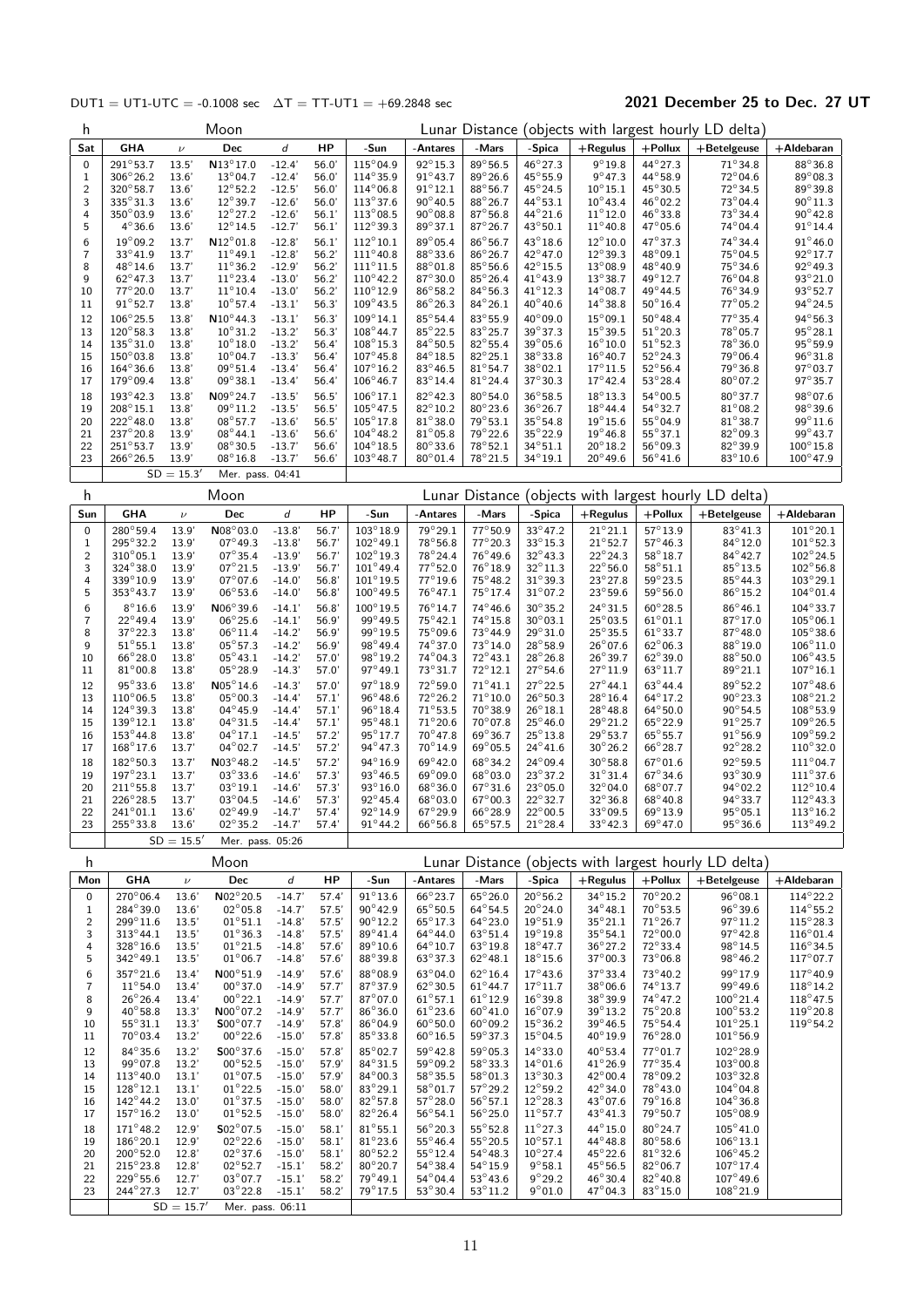DUT1 = UT1-UTC = -0.1008 sec   ΔT = TT-UT1 = +69.2848 sec

## 2021 December 25 to Dec. 27 UT

| h | Moon | | | | | Lunar Distance (objects with largest hourly LD delta) | | | | | | | |
|---|---|---|---|---|---|---|---|---|---|---|---|---|---|
| Sat | GHA | ν | Dec | d | HP | -Sun | -Antares | -Mars | -Spica | +Regulus | +Pollux | +Betelgeuse | +Aldebaran |
| 0 | 291°53.7 | 13.5' | N13°17.0 | -12.4' | 56.0' | 115°04.9 | 92°15.3 | 89°56.5 | 46°27.3 | 9°19.8 | 44°27.3 | 71°34.8 | 88°36.8 |
| 1 | 306°26.2 | 13.6' | 13°04.7 | -12.4' | 56.0' | 114°35.9 | 91°43.7 | 89°26.6 | 45°55.9 | 9°47.3 | 44°58.9 | 72°04.6 | 89°08.3 |
| 2 | 320°58.7 | 13.6' | 12°52.2 | -12.5' | 56.0' | 114°06.8 | 91°12.1 | 88°56.7 | 45°24.5 | 10°15.1 | 45°30.5 | 72°34.5 | 89°39.8 |
| 3 | 335°31.3 | 13.6' | 12°39.7 | -12.6' | 56.0' | 113°37.6 | 90°40.5 | 88°26.7 | 44°53.1 | 10°43.4 | 46°02.2 | 73°04.4 | 90°11.3 |
| 4 | 350°03.9 | 13.6' | 12°27.2 | -12.6' | 56.1' | 113°08.5 | 90°08.8 | 87°56.8 | 44°21.6 | 11°12.0 | 46°33.8 | 73°34.4 | 90°42.8 |
| 5 | 4°36.6 | 13.6' | 12°14.5 | -12.7' | 56.1' | 112°39.3 | 89°37.1 | 87°26.7 | 43°50.1 | 11°40.8 | 47°05.6 | 74°04.4 | 91°14.4 |
| 6 | 19°09.2 | 13.7' | N12°01.8 | -12.8' | 56.1' | 112°10.1 | 89°05.4 | 86°56.7 | 43°18.6 | 12°10.0 | 47°37.3 | 74°34.4 | 91°46.0 |
| 7 | 33°41.9 | 13.7' | 11°49.1 | -12.8' | 56.2' | 111°40.8 | 88°33.6 | 86°26.7 | 42°47.0 | 12°39.3 | 48°09.1 | 75°04.5 | 92°17.7 |
| 8 | 48°14.6 | 13.7' | 11°36.2 | -12.9' | 56.2' | 111°11.5 | 88°01.8 | 85°56.6 | 42°15.5 | 13°08.9 | 48°40.9 | 75°34.6 | 92°49.3 |
| 9 | 62°47.3 | 13.7' | 11°23.4 | -13.0' | 56.2' | 110°42.2 | 87°30.0 | 85°26.4 | 41°43.9 | 13°38.7 | 49°12.7 | 76°04.8 | 93°21.0 |
| 10 | 77°20.0 | 13.7' | 11°10.4 | -13.0' | 56.2' | 110°12.9 | 86°58.2 | 84°56.3 | 41°12.3 | 14°08.7 | 49°44.5 | 76°34.9 | 93°52.7 |
| 11 | 91°52.7 | 13.8' | 10°57.4 | -13.1' | 56.3' | 109°43.5 | 86°26.3 | 84°26.1 | 40°40.6 | 14°38.8 | 50°16.4 | 77°05.2 | 94°24.5 |
| 12 | 106°25.5 | 13.8' | N10°44.3 | -13.1' | 56.3' | 109°14.1 | 85°54.4 | 83°55.9 | 40°09.0 | 15°09.1 | 50°48.4 | 77°35.4 | 94°56.3 |
| 13 | 120°58.3 | 13.8' | 10°31.2 | -13.2' | 56.3' | 108°44.7 | 85°22.5 | 83°25.7 | 39°37.3 | 15°39.5 | 51°20.3 | 78°05.7 | 95°28.1 |
| 14 | 135°31.0 | 13.8' | 10°18.0 | -13.2' | 56.4' | 108°15.3 | 84°50.5 | 82°55.4 | 39°05.6 | 16°10.0 | 51°52.3 | 78°36.0 | 95°59.9 |
| 15 | 150°03.8 | 13.8' | 10°04.7 | -13.3' | 56.4' | 107°45.8 | 84°18.5 | 82°25.1 | 38°33.8 | 16°40.7 | 52°24.3 | 79°06.4 | 96°31.8 |
| 16 | 164°36.6 | 13.8' | 09°51.4 | -13.4' | 56.4' | 107°16.2 | 83°46.5 | 81°54.7 | 38°02.1 | 17°11.5 | 52°56.4 | 79°36.8 | 97°03.7 |
| 17 | 179°09.4 | 13.8' | 09°38.1 | -13.4' | 56.4' | 106°46.7 | 83°14.4 | 81°24.4 | 37°30.3 | 17°42.4 | 53°28.4 | 80°07.2 | 97°35.7 |
| 18 | 193°42.3 | 13.8' | N09°24.7 | -13.5' | 56.5' | 106°17.1 | 82°42.3 | 80°54.0 | 36°58.5 | 18°13.3 | 54°00.5 | 80°37.7 | 98°07.6 |
| 19 | 208°15.1 | 13.8' | 09°11.2 | -13.5' | 56.5' | 105°47.5 | 82°10.2 | 80°23.6 | 36°26.7 | 18°44.4 | 54°32.7 | 81°08.2 | 98°39.6 |
| 20 | 222°48.0 | 13.8' | 08°57.7 | -13.6' | 56.5' | 105°17.8 | 81°38.0 | 79°53.1 | 35°54.8 | 19°15.6 | 55°04.9 | 81°38.7 | 99°11.6 |
| 21 | 237°20.8 | 13.9' | 08°44.1 | -13.6' | 56.6' | 104°48.2 | 81°05.8 | 79°22.6 | 35°22.9 | 19°46.8 | 55°37.1 | 82°09.3 | 99°43.7 |
| 22 | 251°53.7 | 13.9' | 08°30.5 | -13.7' | 56.6' | 104°18.5 | 80°33.6 | 78°52.1 | 34°51.1 | 20°18.2 | 56°09.3 | 82°39.9 | 100°15.8 |
| 23 | 266°26.5 | 13.9' | 08°16.8 | -13.7' | 56.6' | 103°48.7 | 80°01.4 | 78°21.5 | 34°19.1 | 20°49.6 | 56°41.6 | 83°10.6 | 100°47.9 |
| | SD = 15.3' | | Mer. pass. 04:41 | | | | | | | | | | |

| h | Moon | | | | | Lunar Distance (objects with largest hourly LD delta) | | | | | | | |
|---|---|---|---|---|---|---|---|---|---|---|---|---|---|
| Sun | GHA | ν | Dec | d | HP | -Sun | -Antares | -Mars | -Spica | +Regulus | +Pollux | +Betelgeuse | +Aldebaran |
| 0 | 280°59.4 | 13.9' | N08°03.0 | -13.8' | 56.7' | 103°18.9 | 79°29.1 | 77°50.9 | 33°47.2 | 21°21.1 | 57°13.9 | 83°41.3 | 101°20.1 |
| 1 | 295°32.2 | 13.9' | 07°49.3 | -13.8' | 56.7' | 102°49.1 | 78°56.8 | 77°20.3 | 33°15.3 | 21°52.7 | 57°46.3 | 84°12.0 | 101°52.3 |
| 2 | 310°05.1 | 13.9' | 07°35.4 | -13.9' | 56.7' | 102°19.3 | 78°24.4 | 76°49.6 | 32°43.3 | 22°24.3 | 58°18.7 | 84°42.7 | 102°24.5 |
| 3 | 324°38.0 | 13.9' | 07°21.5 | -13.9' | 56.7' | 101°49.4 | 77°52.0 | 76°18.9 | 32°11.3 | 22°56.0 | 58°51.1 | 85°13.5 | 102°56.8 |
| 4 | 339°10.9 | 13.9' | 07°07.6 | -14.0' | 56.8' | 101°19.5 | 77°19.6 | 75°48.2 | 31°39.3 | 23°27.8 | 59°23.5 | 85°44.3 | 103°29.1 |
| 5 | 353°43.7 | 13.9' | 06°53.6 | -14.0' | 56.8' | 100°49.5 | 76°47.1 | 75°17.4 | 31°07.2 | 23°59.6 | 59°56.0 | 86°15.2 | 104°01.4 |
| 6 | 8°16.6 | 13.9' | N06°39.6 | -14.1' | 56.8' | 100°19.5 | 76°14.7 | 74°46.6 | 30°35.2 | 24°31.5 | 60°28.5 | 86°46.1 | 104°33.7 |
| 7 | 22°49.4 | 13.9' | 06°25.6 | -14.1' | 56.9' | 99°49.5 | 75°42.1 | 74°15.8 | 30°03.1 | 25°03.5 | 61°01.1 | 87°17.0 | 105°06.1 |
| 8 | 37°22.3 | 13.8' | 06°11.4 | -14.2' | 56.9' | 99°19.5 | 75°09.6 | 73°44.9 | 29°31.0 | 25°35.5 | 61°33.7 | 87°48.0 | 105°38.6 |
| 9 | 51°55.1 | 13.8' | 05°57.3 | -14.2' | 56.9' | 98°49.4 | 74°37.0 | 73°14.0 | 28°58.9 | 26°07.6 | 62°06.3 | 88°19.0 | 106°11.0 |
| 10 | 66°28.0 | 13.8' | 05°43.1 | -14.2' | 57.0' | 98°19.2 | 74°04.3 | 72°43.1 | 28°26.8 | 26°39.7 | 62°39.0 | 88°50.0 | 106°43.5 |
| 11 | 81°00.8 | 13.8' | 05°28.9 | -14.3' | 57.0' | 97°49.1 | 73°31.7 | 72°12.1 | 27°54.6 | 27°11.9 | 63°11.7 | 89°21.1 | 107°16.1 |
| 12 | 95°33.6 | 13.8' | N05°14.6 | -14.3' | 57.0' | 97°18.9 | 72°59.0 | 71°41.1 | 27°22.5 | 27°44.1 | 63°44.4 | 89°52.2 | 107°48.6 |
| 13 | 110°06.5 | 13.8' | 05°00.3 | -14.4' | 57.1' | 96°48.6 | 72°26.2 | 71°10.0 | 26°50.3 | 28°16.4 | 64°17.2 | 90°23.3 | 108°21.2 |
| 14 | 124°39.3 | 13.8' | 04°45.9 | -14.4' | 57.1' | 96°18.4 | 71°53.5 | 70°38.9 | 26°18.1 | 28°48.8 | 64°50.0 | 90°54.5 | 108°53.9 |
| 15 | 139°12.1 | 13.8' | 04°31.5 | -14.4' | 57.1' | 95°48.1 | 71°20.6 | 70°07.8 | 25°46.0 | 29°21.2 | 65°22.9 | 91°25.7 | 109°26.5 |
| 16 | 153°44.8 | 13.8' | 04°17.1 | -14.5' | 57.2' | 95°17.7 | 70°47.8 | 69°36.7 | 25°13.8 | 29°53.7 | 65°55.7 | 91°56.9 | 109°59.2 |
| 17 | 168°17.6 | 13.7' | 04°02.7 | -14.5' | 57.2' | 94°47.3 | 70°14.9 | 69°05.5 | 24°41.6 | 30°26.2 | 66°28.7 | 92°28.2 | 110°32.0 |
| 18 | 182°50.3 | 13.7' | N03°48.2 | -14.5' | 57.2' | 94°16.9 | 69°42.0 | 68°34.2 | 24°09.4 | 30°58.8 | 67°01.6 | 92°59.5 | 111°04.7 |
| 19 | 197°23.1 | 13.7' | 03°33.6 | -14.6' | 57.3' | 93°46.5 | 69°09.0 | 68°03.0 | 23°37.2 | 31°31.4 | 67°34.6 | 93°30.9 | 111°37.6 |
| 20 | 211°55.8 | 13.7' | 03°19.1 | -14.6' | 57.3' | 93°16.0 | 68°36.0 | 67°31.6 | 23°05.0 | 32°04.0 | 68°07.7 | 94°02.2 | 112°10.4 |
| 21 | 226°28.5 | 13.7' | 03°04.5 | -14.6' | 57.3' | 92°45.4 | 68°03.0 | 67°00.3 | 22°32.7 | 32°36.8 | 68°40.8 | 94°33.7 | 112°43.3 |
| 22 | 241°01.1 | 13.6' | 02°49.9 | -14.7' | 57.4' | 92°14.9 | 67°29.9 | 66°28.9 | 22°00.5 | 33°09.5 | 69°13.9 | 95°05.1 | 113°16.2 |
| 23 | 255°33.8 | 13.6' | 02°35.2 | -14.7' | 57.4' | 91°44.2 | 66°56.8 | 65°57.5 | 21°28.4 | 33°42.3 | 69°47.0 | 95°36.6 | 113°49.2 |
| | SD = 15.5' | | Mer. pass. 05:26 | | | | | | | | | | |

| h | Moon | | | | | Lunar Distance (objects with largest hourly LD delta) | | | | | | | |
|---|---|---|---|---|---|---|---|---|---|---|---|---|---|
| Mon | GHA | ν | Dec | d | HP | -Sun | -Antares | -Mars | -Spica | +Regulus | +Pollux | +Betelgeuse | +Aldebaran |
| 0 | 270°06.4 | 13.6' | N02°20.5 | -14.7' | 57.4' | 91°13.6 | 66°23.7 | 65°26.0 | 20°56.2 | 34°15.2 | 70°20.2 | 96°08.1 | 114°22.2 |
| 1 | 284°39.0 | 13.6' | 02°05.8 | -14.7' | 57.5' | 90°42.9 | 65°50.5 | 64°54.5 | 20°24.0 | 34°48.1 | 70°53.5 | 96°39.6 | 114°55.2 |
| 2 | 299°11.6 | 13.5' | 01°51.1 | -14.8' | 57.5' | 90°12.2 | 65°17.3 | 64°23.0 | 19°51.9 | 35°21.1 | 71°26.7 | 97°11.2 | 115°28.3 |
| 3 | 313°44.1 | 13.5' | 01°36.3 | -14.8' | 57.5' | 89°41.4 | 64°44.0 | 63°51.4 | 19°19.8 | 35°54.1 | 72°00.0 | 97°42.8 | 116°01.4 |
| 4 | 328°16.6 | 13.5' | 01°21.5 | -14.8' | 57.6' | 89°10.6 | 64°10.7 | 63°19.8 | 18°47.7 | 36°27.2 | 72°33.4 | 98°14.5 | 116°34.5 |
| 5 | 342°49.1 | 13.5' | 01°06.7 | -14.8' | 57.6' | 88°39.8 | 63°37.3 | 62°48.1 | 18°15.6 | 37°00.3 | 73°06.8 | 98°46.2 | 117°07.7 |
| 6 | 357°21.6 | 13.4' | N00°51.9 | -14.9' | 57.6' | 88°08.9 | 63°04.0 | 62°16.4 | 17°43.6 | 37°33.4 | 73°40.2 | 99°17.9 | 117°40.9 |
| 7 | 11°54.0 | 13.4' | 00°37.0 | -14.9' | 57.7' | 87°37.9 | 62°30.5 | 61°44.7 | 17°11.7 | 38°06.6 | 74°13.7 | 99°49.6 | 118°14.2 |
| 8 | 26°26.4 | 13.4' | 00°22.1 | -14.9' | 57.7' | 87°07.0 | 61°57.1 | 61°12.9 | 16°39.8 | 38°39.9 | 74°47.2 | 100°21.4 | 118°47.5 |
| 9 | 40°58.8 | 13.3' | N00°07.2 | -14.9' | 57.7' | 86°36.0 | 61°23.6 | 60°41.0 | 16°07.9 | 39°13.2 | 75°20.8 | 100°53.2 | 119°20.8 |
| 10 | 55°31.1 | 13.3' | S00°07.7 | -14.9' | 57.8' | 86°04.9 | 60°50.0 | 60°09.2 | 15°36.2 | 39°46.5 | 75°54.4 | 101°25.1 | 119°54.2 |
| 11 | 70°03.4 | 13.2' | 00°22.6 | -15.0' | 57.8' | 85°33.8 | 60°16.5 | 59°37.3 | 15°04.5 | 40°19.9 | 76°28.0 | 101°56.9 | |
| 12 | 84°35.6 | 13.2' | S00°37.6 | -15.0' | 57.8' | 85°02.7 | 59°42.8 | 59°05.3 | 14°33.0 | 40°53.4 | 77°01.7 | 102°28.9 | |
| 13 | 99°07.8 | 13.2' | 00°52.5 | -15.0' | 57.9' | 84°31.5 | 59°09.2 | 58°33.3 | 14°01.6 | 41°26.9 | 77°35.4 | 103°00.8 | |
| 14 | 113°40.0 | 13.1' | 01°07.5 | -15.0' | 57.9' | 84°00.3 | 58°35.5 | 58°01.3 | 13°30.3 | 42°00.4 | 78°09.2 | 103°32.8 | |
| 15 | 128°12.1 | 13.1' | 01°22.5 | -15.0' | 58.0' | 83°29.1 | 58°01.7 | 57°29.2 | 12°59.2 | 42°34.0 | 78°43.0 | 104°04.8 | |
| 16 | 142°44.2 | 13.0' | 01°37.5 | -15.0' | 58.0' | 82°57.8 | 57°28.0 | 56°57.1 | 12°28.3 | 43°07.6 | 79°16.8 | 104°36.8 | |
| 17 | 157°16.2 | 13.0' | 01°52.5 | -15.0' | 58.0' | 82°26.4 | 56°54.1 | 56°25.0 | 11°57.7 | 43°41.3 | 79°50.7 | 105°08.9 | |
| 18 | 171°48.2 | 12.9' | S02°07.5 | -15.0' | 58.1' | 81°55.1 | 56°20.3 | 55°52.8 | 11°27.3 | 44°15.0 | 80°24.7 | 105°41.0 | |
| 19 | 186°20.1 | 12.9' | 02°22.6 | -15.0' | 58.1' | 81°23.6 | 55°46.4 | 55°20.5 | 10°57.1 | 44°48.8 | 80°58.6 | 106°13.1 | |
| 20 | 200°52.0 | 12.8' | 02°37.6 | -15.0' | 58.1' | 80°52.2 | 55°12.4 | 54°48.3 | 10°27.4 | 45°22.6 | 81°32.6 | 106°45.2 | |
| 21 | 215°23.8 | 12.8' | 02°52.7 | -15.1' | 58.2' | 80°20.7 | 54°38.4 | 54°15.9 | 9°58.1 | 45°56.5 | 82°06.7 | 107°17.4 | |
| 22 | 229°55.6 | 12.7' | 03°07.7 | -15.1' | 58.2' | 79°49.1 | 54°04.4 | 53°43.6 | 9°29.2 | 46°30.4 | 82°40.8 | 107°49.6 | |
| 23 | 244°27.3 | 12.7' | 03°22.8 | -15.1' | 58.2' | 79°17.5 | 53°30.4 | 53°11.2 | 9°01.0 | 47°04.3 | 83°15.0 | 108°21.9 | |
| | SD = 15.7' | | Mer. pass. 06:11 | | | | | | | | | | |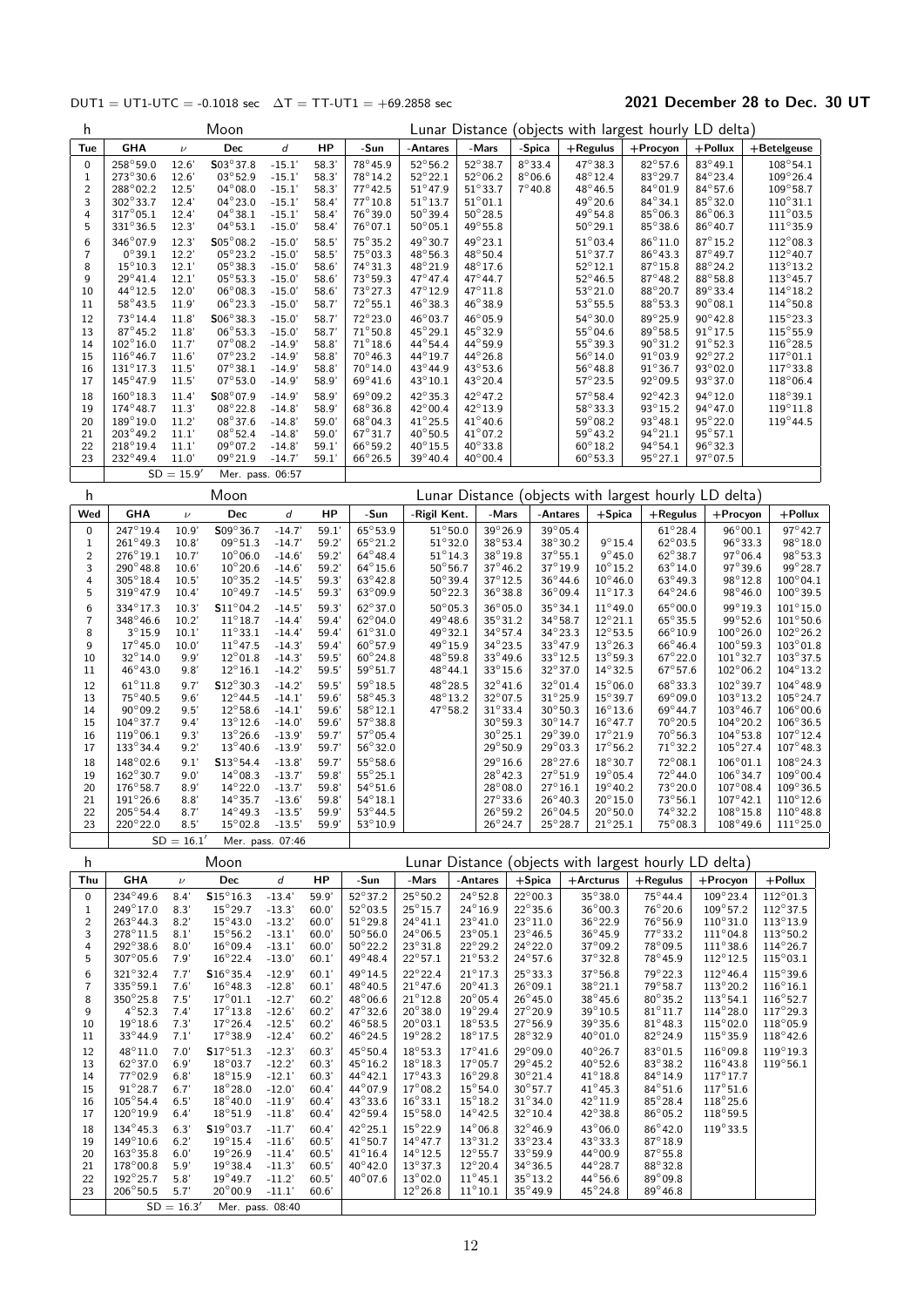DUT1 = UT1-UTC = -0.1018 sec   ΔT = TT-UT1 = +69.2858 sec

**2021 December 28 to Dec. 30 UT**

| h | Moon | | | | | Lunar Distance (objects with largest hourly LD delta) | | | | | | | |
|---|---|---|---|---|---|---|---|---|---|---|---|---|---|
| Tue | GHA | ν | Dec | d | HP | -Sun | -Antares | -Mars | -Spica | +Regulus | +Procyon | +Pollux | +Betelgeuse |
| 0 | 258°59.0 | 12.6' | S03°37.8 | -15.1' | 58.3' | 78°45.9 | 52°56.2 | 52°38.7 | 8°33.4 | 47°38.3 | 82°57.6 | 83°49.1 | 108°54.1 |
| 1 | 273°30.6 | 12.6' | 03°52.9 | -15.1' | 58.3' | 78°14.2 | 52°22.1 | 52°06.2 | 8°06.6 | 48°12.4 | 83°29.7 | 84°23.4 | 109°26.4 |
| 2 | 288°02.2 | 12.5' | 04°08.0 | -15.1' | 58.3' | 77°42.5 | 51°47.9 | 51°33.7 | 7°40.8 | 48°46.5 | 84°01.9 | 84°57.6 | 109°58.7 |
| 3 | 302°33.7 | 12.4' | 04°23.0 | -15.1' | 58.4' | 77°10.8 | 51°13.7 | 51°01.1 | | 49°20.6 | 84°34.1 | 85°32.0 | 110°31.1 |
| 4 | 317°05.1 | 12.4' | 04°38.1 | -15.1' | 58.4' | 76°39.0 | 50°39.4 | 50°28.5 | | 49°54.8 | 85°06.3 | 86°06.3 | 111°03.5 |
| 5 | 331°36.5 | 12.3' | 04°53.1 | -15.0' | 58.4' | 76°07.1 | 50°05.1 | 49°55.8 | | 50°29.1 | 85°38.6 | 86°40.7 | 111°35.9 |
| 6 | 346°07.9 | 12.3' | S05°08.2 | -15.0' | 58.5' | 75°35.2 | 49°30.7 | 49°23.1 | | 51°03.4 | 86°11.0 | 87°15.2 | 112°08.3 |
| 7 | 0°39.1 | 12.2' | 05°23.2 | -15.0' | 58.5' | 75°03.3 | 48°56.3 | 48°50.4 | | 51°37.7 | 86°43.3 | 87°49.7 | 112°40.7 |
| 8 | 15°10.3 | 12.1' | 05°38.3 | -15.0' | 58.6' | 74°31.3 | 48°21.9 | 48°17.6 | | 52°12.1 | 87°15.8 | 88°24.2 | 113°13.2 |
| 9 | 29°41.4 | 12.1' | 05°53.3 | -15.0' | 58.6' | 73°59.3 | 47°47.4 | 47°44.7 | | 52°46.5 | 87°48.2 | 88°58.8 | 113°45.7 |
| 10 | 44°12.5 | 12.0' | 06°08.3 | -15.0' | 58.6' | 73°27.3 | 47°12.9 | 47°11.8 | | 53°21.0 | 88°20.7 | 89°33.4 | 114°18.2 |
| 11 | 58°43.5 | 11.9' | 06°23.3 | -15.0' | 58.7' | 72°55.1 | 46°38.3 | 46°38.9 | | 53°55.5 | 88°53.3 | 90°08.1 | 114°50.8 |
| 12 | 73°14.4 | 11.8' | S06°38.3 | -15.0' | 58.7' | 72°23.0 | 46°03.7 | 46°05.9 | | 54°30.0 | 89°25.9 | 90°42.8 | 115°23.3 |
| 13 | 87°45.2 | 11.8' | 06°53.3 | -15.0' | 58.7' | 71°50.8 | 45°29.1 | 45°32.9 | | 55°04.6 | 89°58.5 | 91°17.5 | 115°55.9 |
| 14 | 102°16.0 | 11.7' | 07°08.2 | -14.9' | 58.8' | 71°18.6 | 44°54.4 | 44°59.9 | | 55°39.3 | 90°31.2 | 91°52.3 | 116°28.5 |
| 15 | 116°46.7 | 11.6' | 07°23.2 | -14.9' | 58.8' | 70°46.3 | 44°19.7 | 44°26.8 | | 56°14.0 | 91°03.9 | 92°27.2 | 117°01.1 |
| 16 | 131°17.3 | 11.5' | 07°38.1 | -14.9' | 58.8' | 70°14.0 | 43°44.9 | 43°53.6 | | 56°48.8 | 91°36.7 | 93°02.0 | 117°33.8 |
| 17 | 145°47.9 | 11.5' | 07°53.0 | -14.9' | 58.9' | 69°41.6 | 43°10.1 | 43°20.4 | | 57°23.5 | 92°09.5 | 93°37.0 | 118°06.4 |
| 18 | 160°18.3 | 11.4' | S08°07.9 | -14.9' | 58.9' | 69°09.2 | 42°35.3 | 42°47.2 | | 57°58.4 | 92°42.3 | 94°12.0 | 118°39.1 |
| 19 | 174°48.7 | 11.3' | 08°22.8 | -14.8' | 58.9' | 68°36.8 | 42°00.4 | 42°13.9 | | 58°33.3 | 93°15.2 | 94°47.0 | 119°11.8 |
| 20 | 189°19.0 | 11.2' | 08°37.6 | -14.8' | 59.0' | 68°04.3 | 41°25.5 | 41°40.6 | | 59°08.2 | 93°48.1 | 95°22.0 | 119°44.5 |
| 21 | 203°49.2 | 11.1' | 08°52.4 | -14.8' | 59.0' | 67°31.7 | 40°50.5 | 41°07.2 | | 59°43.2 | 94°21.1 | 95°57.1 | |
| 22 | 218°19.4 | 11.1' | 09°07.2 | -14.8' | 59.1' | 66°59.2 | 40°15.5 | 40°33.8 | | 60°18.2 | 94°54.1 | 96°32.3 | |
| 23 | 232°49.4 | 11.0' | 09°21.9 | -14.7' | 59.1' | 66°26.5 | 39°40.4 | 40°00.4 | | 60°53.3 | 95°27.1 | 97°07.5 | |
| | SD = 15.9' | | Mer. pass. 06:57 | | | | | | | | | | |

| h | Moon | | | | | Lunar Distance (objects with largest hourly LD delta) | | | | | | | |
|---|---|---|---|---|---|---|---|---|---|---|---|---|---|
| Wed | GHA | ν | Dec | d | HP | -Sun | -Rigil Kent. | -Mars | -Antares | +Spica | +Regulus | +Procyon | +Pollux |
| 0 | 247°19.4 | 10.9' | S09°36.7 | -14.7' | 59.1' | 65°53.9 | 51°50.0 | 39°26.9 | 39°05.4 | | 61°28.4 | 96°00.1 | 97°42.7 |
| 1 | 261°49.3 | 10.8' | 09°51.3 | -14.7' | 59.2' | 65°21.2 | 51°32.0 | 38°53.4 | 38°30.2 | 9°15.4 | 62°03.5 | 96°33.3 | 98°18.0 |
| 2 | 276°19.1 | 10.7' | 10°06.0 | -14.6' | 59.2' | 64°48.4 | 51°14.3 | 38°19.8 | 37°55.1 | 9°45.0 | 62°38.7 | 97°06.4 | 98°53.3 |
| 3 | 290°48.8 | 10.6' | 10°20.6 | -14.6' | 59.2' | 64°15.6 | 50°56.7 | 37°46.2 | 37°19.9 | 10°15.2 | 63°14.0 | 97°39.6 | 99°28.7 |
| 4 | 305°18.4 | 10.5' | 10°35.2 | -14.5' | 59.3' | 63°42.8 | 50°39.4 | 37°12.5 | 36°44.6 | 10°46.0 | 63°49.3 | 98°12.8 | 100°04.1 |
| 5 | 319°47.9 | 10.4' | 10°49.7 | -14.5' | 59.3' | 63°09.9 | 50°22.3 | 36°38.8 | 36°09.4 | 11°17.3 | 64°24.6 | 98°46.0 | 100°39.5 |
| 6 | 334°17.3 | 10.3' | S11°04.2 | -14.5' | 59.3' | 62°37.0 | 50°05.3 | 36°05.0 | 35°34.1 | 11°49.0 | 65°00.0 | 99°19.3 | 101°15.0 |
| 7 | 348°46.6 | 10.2' | 11°18.7 | -14.4' | 59.4' | 62°04.0 | 49°48.6 | 35°31.2 | 34°58.7 | 12°21.1 | 65°35.5 | 99°52.6 | 101°50.6 |
| 8 | 3°15.9 | 10.1' | 11°33.1 | -14.4' | 59.4' | 61°31.0 | 49°32.1 | 34°57.4 | 34°23.3 | 12°53.5 | 66°10.9 | 100°26.0 | 102°26.2 |
| 9 | 17°45.0 | 10.0' | 11°47.5 | -14.3' | 59.4' | 60°57.9 | 49°15.9 | 34°23.5 | 33°47.9 | 13°26.3 | 66°46.4 | 100°59.3 | 103°01.8 |
| 10 | 32°14.0 | 9.9' | 12°01.8 | -14.3' | 59.5' | 60°24.8 | 48°59.8 | 33°49.6 | 33°12.5 | 13°59.3 | 67°22.0 | 101°32.7 | 103°37.5 |
| 11 | 46°43.0 | 9.8' | 12°16.1 | -14.2' | 59.5' | 59°51.7 | 48°44.1 | 33°15.6 | 32°37.0 | 14°32.5 | 67°57.6 | 102°06.2 | 104°13.2 |
| 12 | 61°11.8 | 9.7' | S12°30.3 | -14.2' | 59.5' | 59°18.5 | 48°28.5 | 32°41.6 | 32°01.4 | 15°06.0 | 68°33.3 | 102°39.7 | 104°48.9 |
| 13 | 75°40.5 | 9.6' | 12°44.5 | -14.1' | 59.6' | 58°45.3 | 48°13.2 | 32°07.5 | 31°25.9 | 15°39.7 | 69°09.0 | 103°13.2 | 105°24.7 |
| 14 | 90°09.2 | 9.5' | 12°58.6 | -14.1' | 59.6' | 58°12.1 | 47°58.2 | 31°33.4 | 30°50.3 | 16°13.6 | 69°44.7 | 103°46.7 | 106°00.6 |
| 15 | 104°37.7 | 9.4' | 13°12.6 | -14.0' | 59.6' | 57°38.8 | | 30°59.3 | 30°14.7 | 16°47.7 | 70°20.5 | 104°20.2 | 106°36.5 |
| 16 | 119°06.1 | 9.3' | 13°26.6 | -13.9' | 59.7' | 57°05.4 | | 30°25.1 | 29°39.0 | 17°21.9 | 70°56.3 | 104°53.8 | 107°12.4 |
| 17 | 133°34.4 | 9.2' | 13°40.6 | -13.9' | 59.7' | 56°32.0 | | 29°50.9 | 29°03.3 | 17°56.2 | 71°32.2 | 105°27.4 | 107°48.3 |
| 18 | 148°02.6 | 9.1' | S13°54.4 | -13.8' | 59.7' | 55°58.6 | | 29°16.6 | 28°27.6 | 18°30.7 | 72°08.1 | 106°01.1 | 108°24.3 |
| 19 | 162°30.7 | 9.0' | 14°08.3 | -13.7' | 59.8' | 55°25.1 | | 28°42.3 | 27°51.9 | 19°05.4 | 72°44.0 | 106°34.7 | 109°00.4 |
| 20 | 176°58.7 | 8.9' | 14°22.0 | -13.7' | 59.8' | 54°51.6 | | 28°08.0 | 27°16.1 | 19°40.2 | 73°20.0 | 107°08.4 | 109°36.5 |
| 21 | 191°26.6 | 8.8' | 14°35.7 | -13.6' | 59.8' | 54°18.1 | | 27°33.6 | 26°40.3 | 20°15.0 | 73°56.1 | 107°42.1 | 110°12.6 |
| 22 | 205°54.4 | 8.7' | 14°49.3 | -13.5' | 59.9' | 53°44.5 | | 26°59.2 | 26°04.5 | 20°50.0 | 74°32.2 | 108°15.8 | 110°48.8 |
| 23 | 220°22.0 | 8.5' | 15°02.8 | -13.5' | 59.9' | 53°10.9 | | 26°24.7 | 25°28.7 | 21°25.1 | 75°08.3 | 108°49.6 | 111°25.0 |
| | SD = 16.1' | | Mer. pass. 07:46 | | | | | | | | | | |

| h | Moon | | | | | Lunar Distance (objects with largest hourly LD delta) | | | | | | | |
|---|---|---|---|---|---|---|---|---|---|---|---|---|---|
| Thu | GHA | ν | Dec | d | HP | -Sun | -Mars | -Antares | +Spica | +Arcturus | +Regulus | +Procyon | +Pollux |
| 0 | 234°49.6 | 8.4' | S15°16.3 | -13.4' | 59.9' | 52°37.2 | 25°50.2 | 24°52.8 | 22°00.3 | 35°38.0 | 75°44.4 | 109°23.4 | 112°01.3 |
| 1 | 249°17.0 | 8.3' | 15°29.7 | -13.3' | 60.0' | 52°03.5 | 25°15.7 | 24°16.9 | 22°35.6 | 36°00.3 | 76°20.6 | 109°57.2 | 112°37.5 |
| 2 | 263°44.3 | 8.2' | 15°43.0 | -13.2' | 60.0' | 51°29.8 | 24°41.1 | 23°41.0 | 23°11.0 | 36°22.9 | 76°56.9 | 110°31.0 | 113°13.9 |
| 3 | 278°11.5 | 8.1' | 15°56.2 | -13.1' | 60.0' | 50°56.0 | 24°06.5 | 23°05.1 | 23°46.5 | 36°45.9 | 77°33.2 | 111°04.8 | 113°50.2 |
| 4 | 292°38.6 | 8.0' | 16°09.4 | -13.1' | 60.0' | 50°22.2 | 23°31.8 | 22°29.2 | 24°22.0 | 37°09.2 | 78°09.5 | 111°38.6 | 114°26.7 |
| 5 | 307°05.6 | 7.9' | 16°22.4 | -13.0' | 60.1' | 49°48.4 | 22°57.1 | 21°53.2 | 24°57.6 | 37°32.8 | 78°45.9 | 112°12.5 | 115°03.1 |
| 6 | 321°32.4 | 7.7' | S16°35.4 | -12.9' | 60.1' | 49°14.5 | 22°22.4 | 21°17.3 | 25°33.3 | 37°56.8 | 79°22.3 | 112°46.4 | 115°39.6 |
| 7 | 335°59.1 | 7.6' | 16°48.3 | -12.8' | 60.1' | 48°40.5 | 21°47.6 | 20°41.3 | 26°09.1 | 38°21.1 | 79°58.7 | 113°20.2 | 116°16.1 |
| 8 | 350°25.8 | 7.5' | 17°01.1 | -12.7' | 60.2' | 48°06.6 | 21°12.8 | 20°05.4 | 26°45.0 | 38°45.6 | 80°35.2 | 113°54.1 | 116°52.7 |
| 9 | 4°52.3 | 7.4' | 17°13.8 | -12.6' | 60.2' | 47°32.6 | 20°38.0 | 19°29.4 | 27°20.9 | 39°10.5 | 81°11.7 | 114°28.0 | 117°29.3 |
| 10 | 19°18.6 | 7.3' | 17°26.4 | -12.5' | 60.2' | 46°58.5 | 20°03.1 | 18°53.5 | 27°56.9 | 39°35.6 | 81°48.3 | 115°02.0 | 118°05.9 |
| 11 | 33°44.9 | 7.1' | 17°38.9 | -12.4' | 60.2' | 46°24.5 | 19°28.2 | 18°17.5 | 28°32.9 | 40°01.0 | 82°24.9 | 115°35.9 | 118°42.6 |
| 12 | 48°11.0 | 7.0' | S17°51.3 | -12.3' | 60.3' | 45°50.4 | 18°53.3 | 17°41.6 | 29°09.0 | 40°26.7 | 83°01.5 | 116°09.8 | 119°19.3 |
| 13 | 62°37.0 | 6.9' | 18°03.7 | -12.2' | 60.3' | 45°16.2 | 18°18.3 | 17°05.7 | 29°45.2 | 40°52.6 | 83°38.2 | 116°43.8 | 119°56.1 |
| 14 | 77°02.9 | 6.8' | 18°15.9 | -12.1' | 60.3' | 44°42.1 | 17°43.3 | 16°29.8 | 30°21.4 | 41°18.8 | 84°14.9 | 117°17.7 | |
| 15 | 91°28.7 | 6.7' | 18°28.0 | -12.0' | 60.4' | 44°07.9 | 17°08.2 | 15°54.0 | 30°57.7 | 41°45.3 | 84°51.6 | 117°51.6 | |
| 16 | 105°54.4 | 6.5' | 18°40.0 | -11.9' | 60.4' | 43°33.6 | 16°33.1 | 15°18.2 | 31°34.0 | 42°11.9 | 85°28.4 | 118°25.6 | |
| 17 | 120°19.9 | 6.4' | 18°51.9 | -11.8' | 60.4' | 42°59.4 | 15°58.0 | 14°42.5 | 32°10.4 | 42°38.8 | 86°05.2 | 118°59.5 | |
| 18 | 134°45.3 | 6.3' | S19°03.7 | -11.7' | 60.4' | 42°25.1 | 15°22.9 | 14°06.8 | 32°46.9 | 43°06.0 | 86°42.0 | 119°33.5 | |
| 19 | 149°10.6 | 6.2' | 19°15.4 | -11.6' | 60.5' | 41°50.7 | 14°47.7 | 13°31.2 | 33°23.4 | 43°33.3 | 87°18.9 | | |
| 20 | 163°35.8 | 6.0' | 19°26.9 | -11.4' | 60.5' | 41°16.4 | 14°12.5 | 12°55.7 | 33°59.9 | 44°00.9 | 87°55.8 | | |
| 21 | 178°00.8 | 5.9' | 19°38.4 | -11.3' | 60.5' | 40°42.0 | 13°37.3 | 12°20.4 | 34°36.5 | 44°28.7 | 88°32.8 | | |
| 22 | 192°25.7 | 5.8' | 19°49.7 | -11.2' | 60.5' | 40°07.6 | 13°02.0 | 11°45.1 | 35°13.2 | 44°56.6 | 89°09.8 | | |
| 23 | 206°50.5 | 5.7' | 20°00.9 | -11.1' | 60.6' | | 12°26.8 | 11°10.1 | 35°49.9 | 45°24.8 | 89°46.8 | | |
| | SD = 16.3' | | Mer. pass. 08:40 | | | | | | | | | | |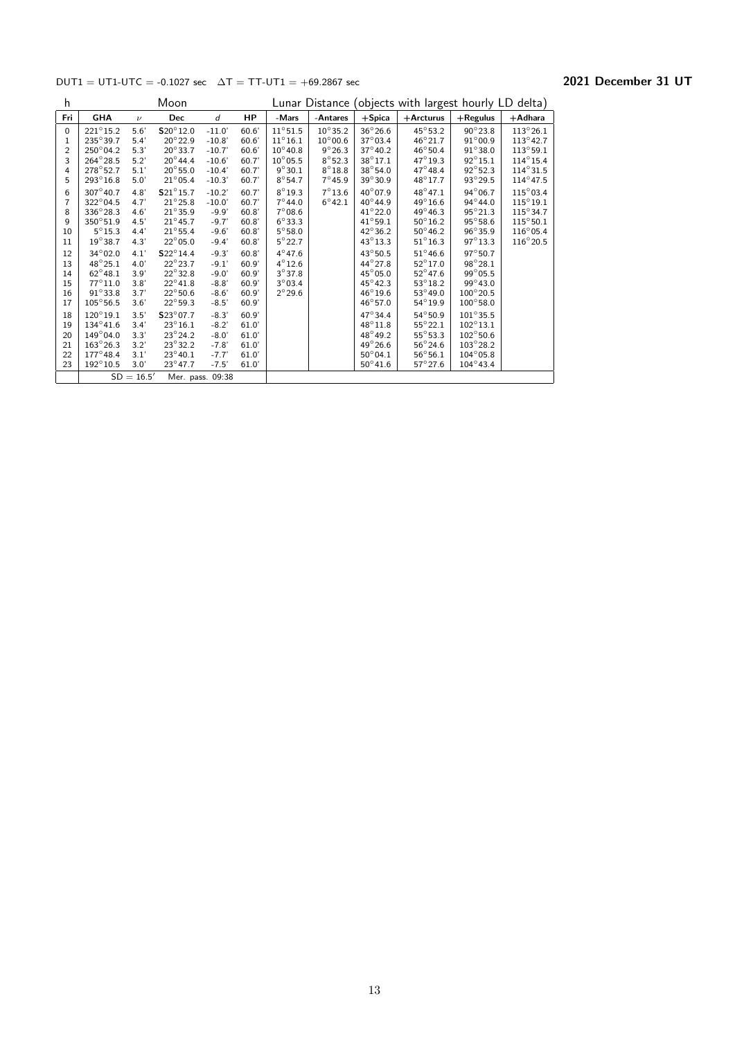DUT1 = UT1-UTC = -0.1027 sec   ΔT = TT-UT1 = +69.2867 sec

**2021 December 31 UT**

| h | Moon | | | | | Lunar Distance (objects with largest hourly LD delta) | | | | | |
|---|---|---|---|---|---|---|---|---|---|---|---|
| Fri | GHA | $\nu$ | Dec | $d$ | HP | -Mars | -Antares | +Spica | +Arcturus | +Regulus | +Adhara |
| 0 | 221°15.2 | 5.6' | S20°12.0 | -11.0' | 60.6' | 11°51.5 | 10°35.2 | 36°26.6 | 45°53.2 | 90°23.8 | 113°26.1 |
| 1 | 235°39.7 | 5.4' | 20°22.9 | -10.8' | 60.6' | 11°16.1 | 10°00.6 | 37°03.4 | 46°21.7 | 91°00.9 | 113°42.7 |
| 2 | 250°04.2 | 5.3' | 20°33.7 | -10.7' | 60.6' | 10°40.8 | 9°26.3 | 37°40.2 | 46°50.4 | 91°38.0 | 113°59.1 |
| 3 | 264°28.5 | 5.2' | 20°44.4 | -10.6' | 60.7' | 10°05.5 | 8°52.3 | 38°17.1 | 47°19.3 | 92°15.1 | 114°15.4 |
| 4 | 278°52.7 | 5.1' | 20°55.0 | -10.4' | 60.7' | 9°30.1 | 8°18.8 | 38°54.0 | 47°48.4 | 92°52.3 | 114°31.5 |
| 5 | 293°16.8 | 5.0' | 21°05.4 | -10.3' | 60.7' | 8°54.7 | 7°45.9 | 39°30.9 | 48°17.7 | 93°29.5 | 114°47.5 |
| 6 | 307°40.7 | 4.8' | S21°15.7 | -10.2' | 60.7' | 8°19.3 | 7°13.6 | 40°07.9 | 48°47.1 | 94°06.7 | 115°03.4 |
| 7 | 322°04.5 | 4.7' | 21°25.8 | -10.0' | 60.7' | 7°44.0 | 6°42.1 | 40°44.9 | 49°16.6 | 94°44.0 | 115°19.1 |
| 8 | 336°28.3 | 4.6' | 21°35.9 | -9.9' | 60.8' | 7°08.6 | | 41°22.0 | 49°46.3 | 95°21.3 | 115°34.7 |
| 9 | 350°51.9 | 4.5' | 21°45.7 | -9.7' | 60.8' | 6°33.3 | | 41°59.1 | 50°16.2 | 95°58.6 | 115°50.1 |
| 10 | 5°15.3 | 4.4' | 21°55.4 | -9.6' | 60.8' | 5°58.0 | | 42°36.2 | 50°46.2 | 96°35.9 | 116°05.4 |
| 11 | 19°38.7 | 4.3' | 22°05.0 | -9.4' | 60.8' | 5°22.7 | | 43°13.3 | 51°16.3 | 97°13.3 | 116°20.5 |
| 12 | 34°02.0 | 4.1' | S22°14.4 | -9.3' | 60.8' | 4°47.6 | | 43°50.5 | 51°46.6 | 97°50.7 | |
| 13 | 48°25.1 | 4.0' | 22°23.7 | -9.1' | 60.9' | 4°12.6 | | 44°27.8 | 52°17.0 | 98°28.1 | |
| 14 | 62°48.1 | 3.9' | 22°32.8 | -9.0' | 60.9' | 3°37.8 | | 45°05.0 | 52°47.6 | 99°05.5 | |
| 15 | 77°11.0 | 3.8' | 22°41.8 | -8.8' | 60.9' | 3°03.4 | | 45°42.3 | 53°18.2 | 99°43.0 | |
| 16 | 91°33.8 | 3.7' | 22°50.6 | -8.6' | 60.9' | 2°29.6 | | 46°19.6 | 53°49.0 | 100°20.5 | |
| 17 | 105°56.5 | 3.6' | 22°59.3 | -8.5' | 60.9' | | | 46°57.0 | 54°19.9 | 100°58.0 | |
| 18 | 120°19.1 | 3.5' | S23°07.7 | -8.3' | 60.9' | | | 47°34.4 | 54°50.9 | 101°35.5 | |
| 19 | 134°41.6 | 3.4' | 23°16.1 | -8.2' | 61.0' | | | 48°11.8 | 55°22.1 | 102°13.1 | |
| 20 | 149°04.0 | 3.3' | 23°24.2 | -8.0' | 61.0' | | | 48°49.2 | 55°53.3 | 102°50.6 | |
| 21 | 163°26.3 | 3.2' | 23°32.2 | -7.8' | 61.0' | | | 49°26.6 | 56°24.6 | 103°28.2 | |
| 22 | 177°48.4 | 3.1' | 23°40.1 | -7.7' | 61.0' | | | 50°04.1 | 56°56.1 | 104°05.8 | |
| 23 | 192°10.5 | 3.0' | 23°47.7 | -7.5' | 61.0' | | | 50°41.6 | 57°27.6 | 104°43.4 | |
| | | SD = 16.5' | Mer. pass. 09:38 | | | | | | | | |